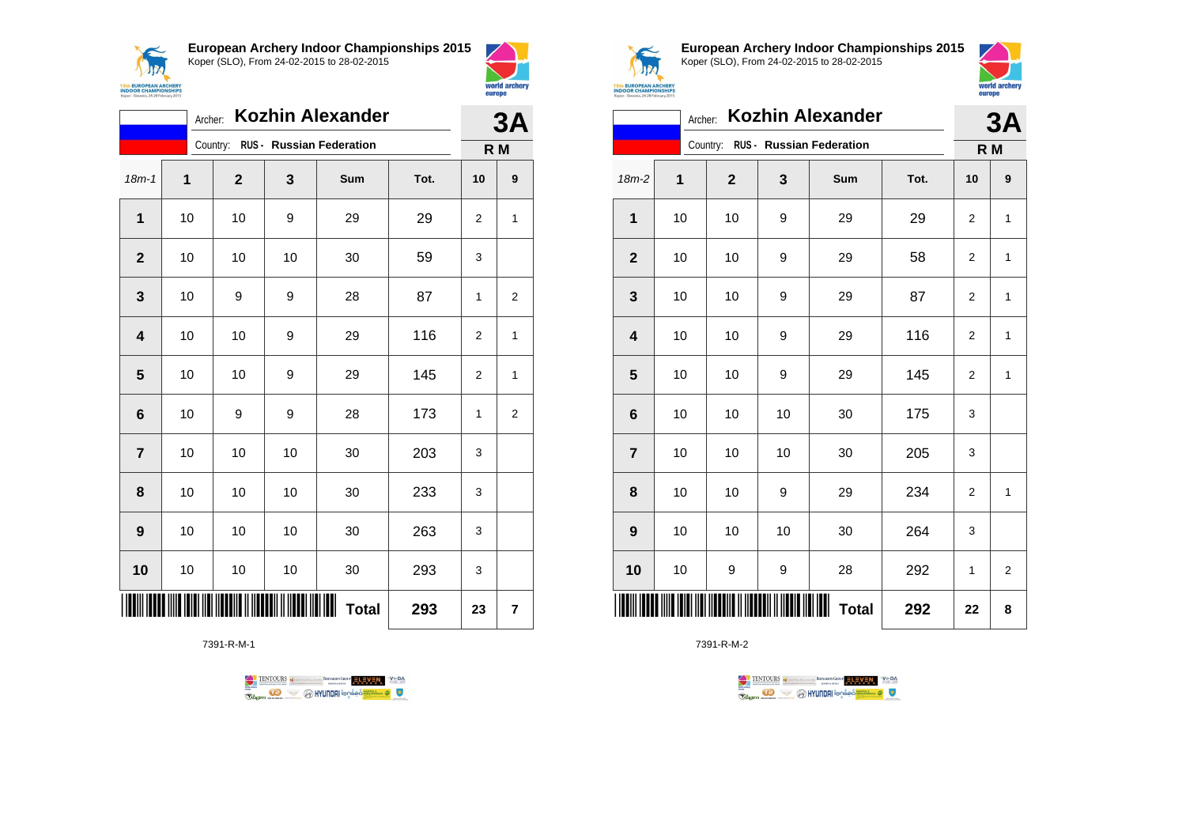**European Archery Indoor Championships 2015**
Koper (SLO), From 24-02-2015 to 28-02-2015

Archer: **Kozhin Alexander**
Country: RUS - Russian Federation

**3A**
R M

| 18m-1 | 1 | 2 | 3 | Sum | Tot. | 10 | 9 |
|---|---|---|---|---|---|---|---|
| 1 | 10 | 10 | 9 | 29 | 29 | 2 | 1 |
| 2 | 10 | 10 | 10 | 30 | 59 | 3 | |
| 3 | 10 | 9 | 9 | 28 | 87 | 1 | 2 |
| 4 | 10 | 10 | 9 | 29 | 116 | 2 | 1 |
| 5 | 10 | 10 | 9 | 29 | 145 | 2 | 1 |
| 6 | 10 | 9 | 9 | 28 | 173 | 1 | 2 |
| 7 | 10 | 10 | 10 | 30 | 203 | 3 | |
| 8 | 10 | 10 | 10 | 30 | 233 | 3 | |
| 9 | 10 | 10 | 10 | 30 | 263 | 3 | |
| 10 | 10 | 10 | 10 | 30 | 293 | 3 | |
| | | | | **Total** | **293** | **23** | **7** |

7391-R-M-1

**European Archery Indoor Championships 2015**
Koper (SLO), From 24-02-2015 to 28-02-2015

Archer: **Kozhin Alexander**
Country: RUS - Russian Federation

**3A**
R M

| 18m-2 | 1 | 2 | 3 | Sum | Tot. | 10 | 9 |
|---|---|---|---|---|---|---|---|
| 1 | 10 | 10 | 9 | 29 | 29 | 2 | 1 |
| 2 | 10 | 10 | 9 | 29 | 58 | 2 | 1 |
| 3 | 10 | 10 | 9 | 29 | 87 | 2 | 1 |
| 4 | 10 | 10 | 9 | 29 | 116 | 2 | 1 |
| 5 | 10 | 10 | 9 | 29 | 145 | 2 | 1 |
| 6 | 10 | 10 | 10 | 30 | 175 | 3 | |
| 7 | 10 | 10 | 10 | 30 | 205 | 3 | |
| 8 | 10 | 10 | 9 | 29 | 234 | 2 | 1 |
| 9 | 10 | 10 | 10 | 30 | 264 | 3 | |
| 10 | 10 | 9 | 9 | 28 | 292 | 1 | 2 |
| | | | | **Total** | **292** | **22** | **8** |

7391-R-M-2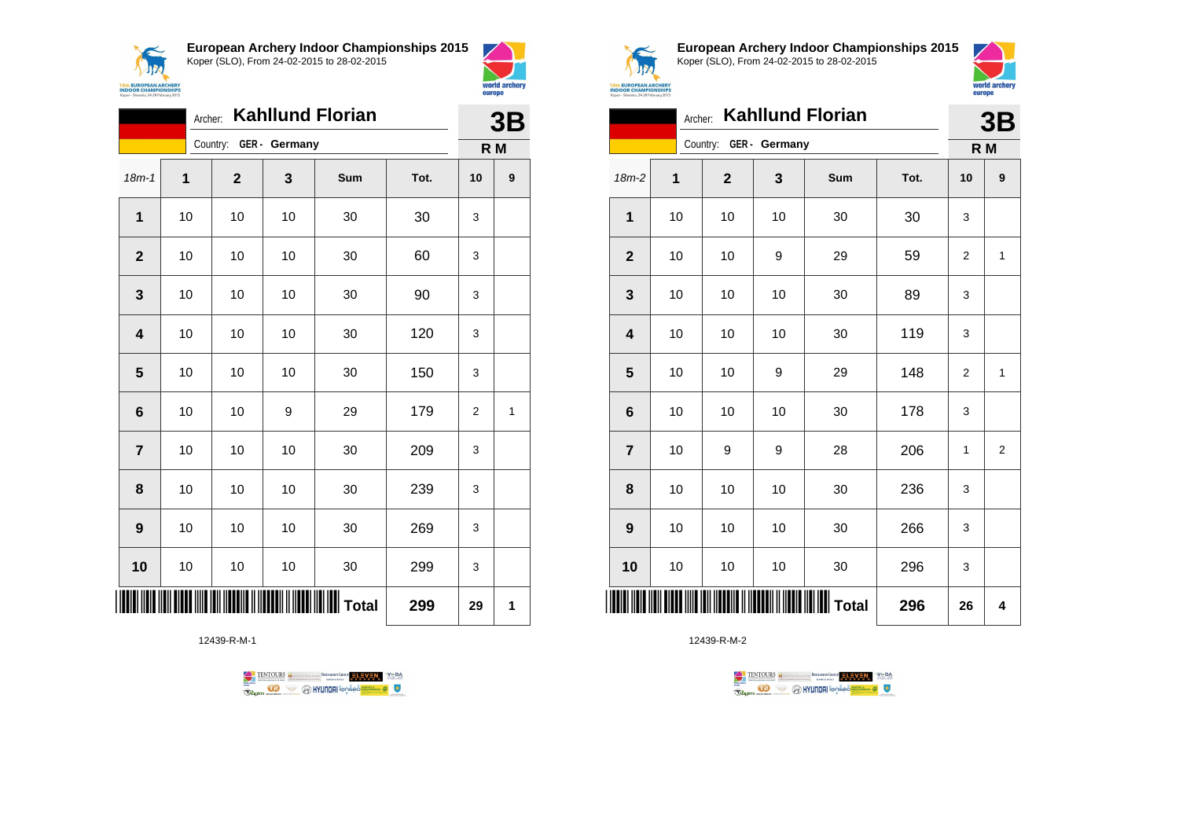## European Archery Indoor Championships 2015

Koper (SLO), From 24-02-2015 to 28-02-2015

Archer: **Kahllund Florian**

Country: **GER - Germany**

**3B**

**R M**

| 18m-1 | 1 | 2 | 3 | Sum | Tot. | 10 | 9 |
|---|---|---|---|---|---|---|---|
| 1 | 10 | 10 | 10 | 30 | 30 | 3 | |
| 2 | 10 | 10 | 10 | 30 | 60 | 3 | |
| 3 | 10 | 10 | 10 | 30 | 90 | 3 | |
| 4 | 10 | 10 | 10 | 30 | 120 | 3 | |
| 5 | 10 | 10 | 10 | 30 | 150 | 3 | |
| 6 | 10 | 10 | 9 | 29 | 179 | 2 | 1 |
| 7 | 10 | 10 | 10 | 30 | 209 | 3 | |
| 8 | 10 | 10 | 10 | 30 | 239 | 3 | |
| 9 | 10 | 10 | 10 | 30 | 269 | 3 | |
| 10 | 10 | 10 | 10 | 30 | 299 | 3 | |
| | | | | **Total** | **299** | **29** | **1** |

12439-R-M-1

## European Archery Indoor Championships 2015

Koper (SLO), From 24-02-2015 to 28-02-2015

Archer: **Kahllund Florian**

Country: **GER - Germany**

**3B**

**R M**

| 18m-2 | 1 | 2 | 3 | Sum | Tot. | 10 | 9 |
|---|---|---|---|---|---|---|---|
| 1 | 10 | 10 | 10 | 30 | 30 | 3 | |
| 2 | 10 | 10 | 9 | 29 | 59 | 2 | 1 |
| 3 | 10 | 10 | 10 | 30 | 89 | 3 | |
| 4 | 10 | 10 | 10 | 30 | 119 | 3 | |
| 5 | 10 | 10 | 9 | 29 | 148 | 2 | 1 |
| 6 | 10 | 10 | 10 | 30 | 178 | 3 | |
| 7 | 10 | 9 | 9 | 28 | 206 | 1 | 2 |
| 8 | 10 | 10 | 10 | 30 | 236 | 3 | |
| 9 | 10 | 10 | 10 | 30 | 266 | 3 | |
| 10 | 10 | 10 | 10 | 30 | 296 | 3 | |
| | | | | **Total** | **296** | **26** | **4** |

12439-R-M-2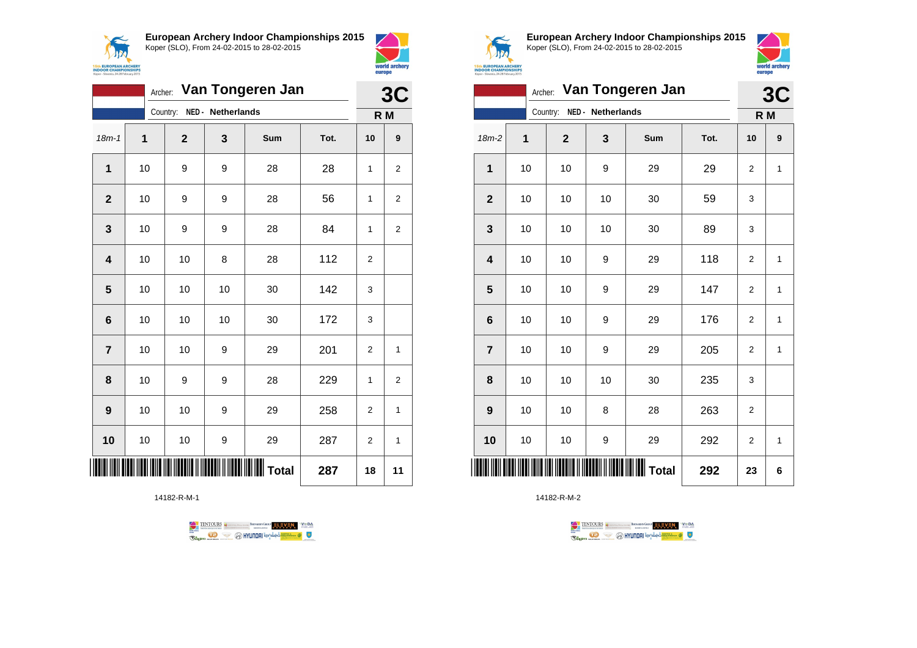**European Archery Indoor Championships 2015**
Koper (SLO), From 24-02-2015 to 28-02-2015

Archer: **Van Tongeren Jan**
Country: **NED - Netherlands**

**3C**
**R M**

| 18m-1 | 1 | 2 | 3 | Sum | Tot. | 10 | 9 |
|---|---|---|---|---|---|---|---|
| **1** | 10 | 9 | 9 | 28 | 28 | 1 | 2 |
| **2** | 10 | 9 | 9 | 28 | 56 | 1 | 2 |
| **3** | 10 | 9 | 9 | 28 | 84 | 1 | 2 |
| **4** | 10 | 10 | 8 | 28 | 112 | 2 | |
| **5** | 10 | 10 | 10 | 30 | 142 | 3 | |
| **6** | 10 | 10 | 10 | 30 | 172 | 3 | |
| **7** | 10 | 10 | 9 | 29 | 201 | 2 | 1 |
| **8** | 10 | 9 | 9 | 28 | 229 | 1 | 2 |
| **9** | 10 | 10 | 9 | 29 | 258 | 2 | 1 |
| **10** | 10 | 10 | 9 | 29 | 287 | 2 | 1 |
| | | | | **Total** | **287** | **18** | **11** |

14182-R-M-1

**European Archery Indoor Championships 2015**
Koper (SLO), From 24-02-2015 to 28-02-2015

Archer: **Van Tongeren Jan**
Country: **NED - Netherlands**

**3C**
**R M**

| 18m-2 | 1 | 2 | 3 | Sum | Tot. | 10 | 9 |
|---|---|---|---|---|---|---|---|
| **1** | 10 | 10 | 9 | 29 | 29 | 2 | 1 |
| **2** | 10 | 10 | 10 | 30 | 59 | 3 | |
| **3** | 10 | 10 | 10 | 30 | 89 | 3 | |
| **4** | 10 | 10 | 9 | 29 | 118 | 2 | 1 |
| **5** | 10 | 10 | 9 | 29 | 147 | 2 | 1 |
| **6** | 10 | 10 | 9 | 29 | 176 | 2 | 1 |
| **7** | 10 | 10 | 9 | 29 | 205 | 2 | 1 |
| **8** | 10 | 10 | 10 | 30 | 235 | 3 | |
| **9** | 10 | 10 | 8 | 28 | 263 | 2 | |
| **10** | 10 | 10 | 9 | 29 | 292 | 2 | 1 |
| | | | | **Total** | **292** | **23** | **6** |

14182-R-M-2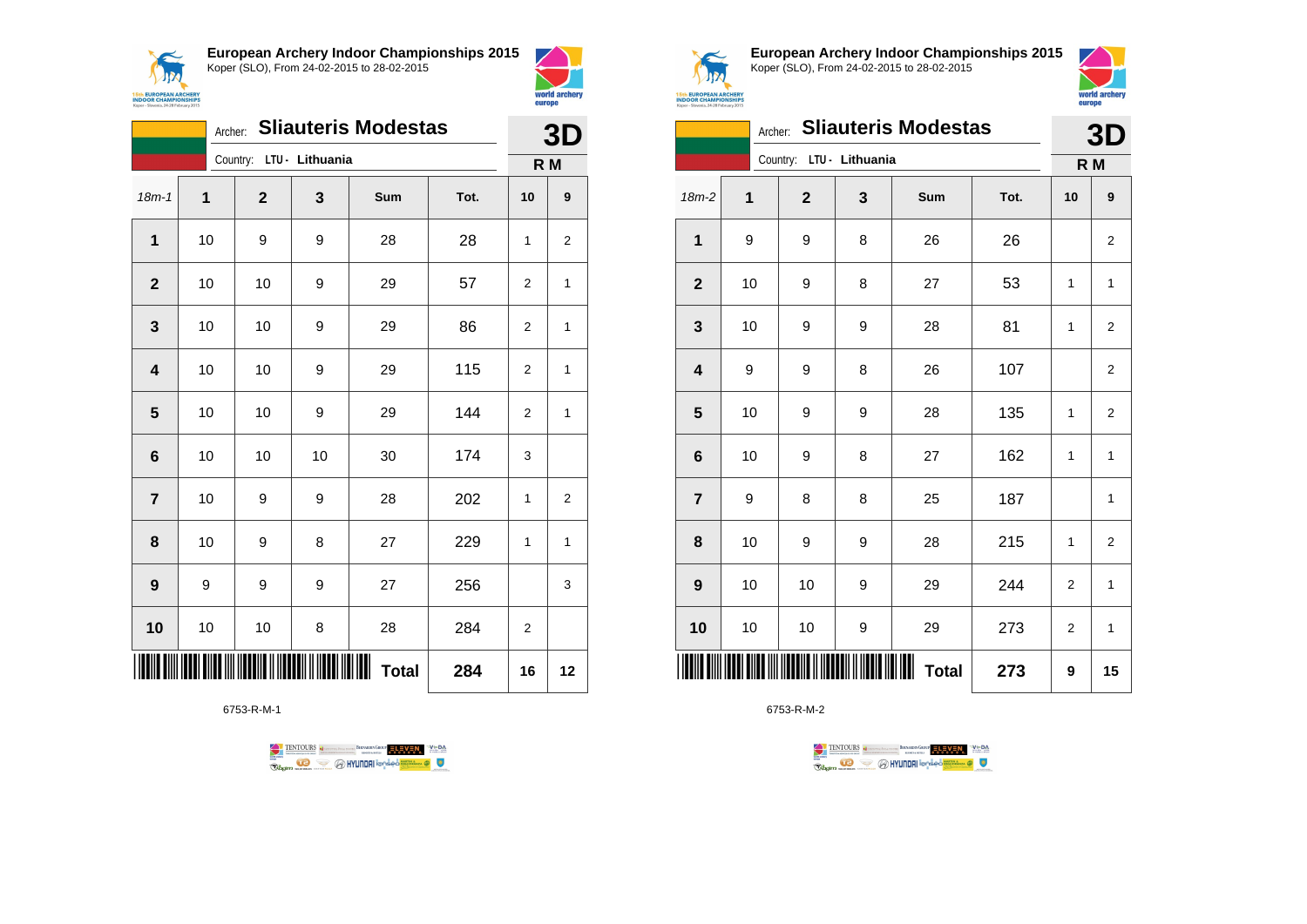**European Archery Indoor Championships 2015**
Koper (SLO), From 24-02-2015 to 28-02-2015

Archer: **Slauteris Modestas**
Country: **LTU - Lithuania**

**3D**
**R M**

| 18m-1 | 1 | 2 | 3 | Sum | Tot. | 10 | 9 |
|---|---|---|---|---|---|---|---|
| **1** | 10 | 9 | 9 | 28 | 28 | 1 | 2 |
| **2** | 10 | 10 | 9 | 29 | 57 | 2 | 1 |
| **3** | 10 | 10 | 9 | 29 | 86 | 2 | 1 |
| **4** | 10 | 10 | 9 | 29 | 115 | 2 | 1 |
| **5** | 10 | 10 | 9 | 29 | 144 | 2 | 1 |
| **6** | 10 | 10 | 10 | 30 | 174 | 3 | |
| **7** | 10 | 9 | 9 | 28 | 202 | 1 | 2 |
| **8** | 10 | 9 | 8 | 27 | 229 | 1 | 1 |
| **9** | 9 | 9 | 9 | 27 | 256 | | 3 |
| **10** | 10 | 10 | 8 | 28 | 284 | 2 | |
| | | | | **Total** | **284** | **16** | **12** |

6753-R-M-1

**European Archery Indoor Championships 2015**
Koper (SLO), From 24-02-2015 to 28-02-2015

Archer: **Slauteris Modestas**
Country: **LTU - Lithuania**

**3D**
**R M**

| 18m-2 | 1 | 2 | 3 | Sum | Tot. | 10 | 9 |
|---|---|---|---|---|---|---|---|
| **1** | 9 | 9 | 8 | 26 | 26 | | 2 |
| **2** | 10 | 9 | 8 | 27 | 53 | 1 | 1 |
| **3** | 10 | 9 | 9 | 28 | 81 | 1 | 2 |
| **4** | 9 | 9 | 8 | 26 | 107 | | 2 |
| **5** | 10 | 9 | 9 | 28 | 135 | 1 | 2 |
| **6** | 10 | 9 | 8 | 27 | 162 | 1 | 1 |
| **7** | 9 | 8 | 8 | 25 | 187 | | 1 |
| **8** | 10 | 9 | 9 | 28 | 215 | 1 | 2 |
| **9** | 10 | 10 | 9 | 29 | 244 | 2 | 1 |
| **10** | 10 | 10 | 9 | 29 | 273 | 2 | 1 |
| | | | | **Total** | **273** | **9** | **15** |

6753-R-M-2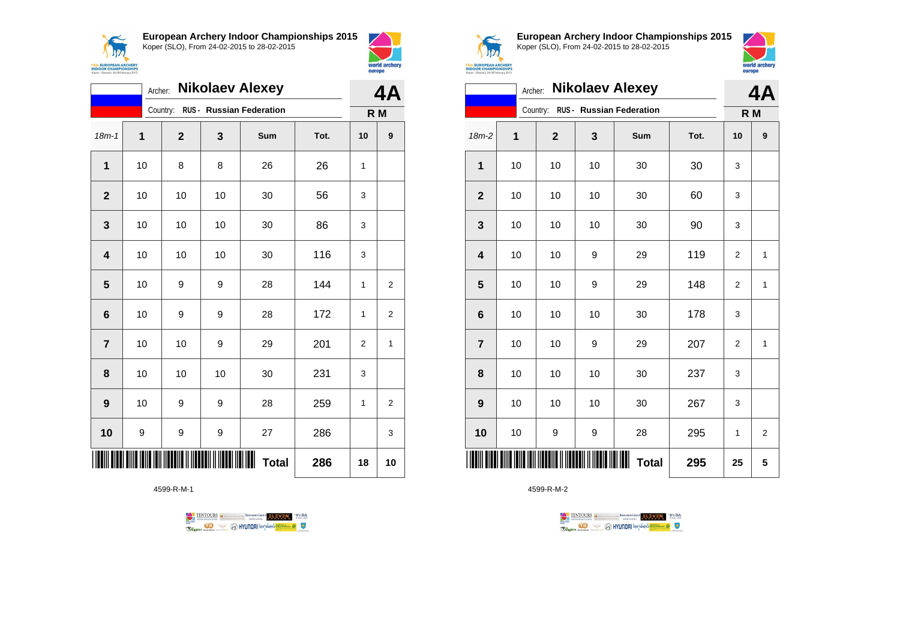## European Archery Indoor Championships 2015
Koper (SLO), From 24-02-2015 to 28-02-2015

Archer: **Nikolaev Alexey**
Country: **RUS - Russian Federation**

**4A**
**R M**

| 18m-1 | 1 | 2 | 3 | Sum | Tot. | 10 | 9 |
|---|---|---|---|---|---|---|---|
| 1 | 10 | 8 | 8 | 26 | 26 | 1 | |
| 2 | 10 | 10 | 10 | 30 | 56 | 3 | |
| 3 | 10 | 10 | 10 | 30 | 86 | 3 | |
| 4 | 10 | 10 | 10 | 30 | 116 | 3 | |
| 5 | 10 | 9 | 9 | 28 | 144 | 1 | 2 |
| 6 | 10 | 9 | 9 | 28 | 172 | 1 | 2 |
| 7 | 10 | 10 | 9 | 29 | 201 | 2 | 1 |
| 8 | 10 | 10 | 10 | 30 | 231 | 3 | |
| 9 | 10 | 9 | 9 | 28 | 259 | 1 | 2 |
| 10 | 9 | 9 | 9 | 27 | 286 | | 3 |
| | | | | **Total** | **286** | **18** | **10** |

4599-R-M-1

## European Archery Indoor Championships 2015
Koper (SLO), From 24-02-2015 to 28-02-2015

Archer: **Nikolaev Alexey**
Country: **RUS - Russian Federation**

**4A**
**R M**

| 18m-2 | 1 | 2 | 3 | Sum | Tot. | 10 | 9 |
|---|---|---|---|---|---|---|---|
| 1 | 10 | 10 | 10 | 30 | 30 | 3 | |
| 2 | 10 | 10 | 10 | 30 | 60 | 3 | |
| 3 | 10 | 10 | 10 | 30 | 90 | 3 | |
| 4 | 10 | 10 | 9 | 29 | 119 | 2 | 1 |
| 5 | 10 | 10 | 9 | 29 | 148 | 2 | 1 |
| 6 | 10 | 10 | 10 | 30 | 178 | 3 | |
| 7 | 10 | 10 | 9 | 29 | 207 | 2 | 1 |
| 8 | 10 | 10 | 10 | 30 | 237 | 3 | |
| 9 | 10 | 10 | 10 | 30 | 267 | 3 | |
| 10 | 10 | 9 | 9 | 28 | 295 | 1 | 2 |
| | | | | **Total** | **295** | **25** | **5** |

4599-R-M-2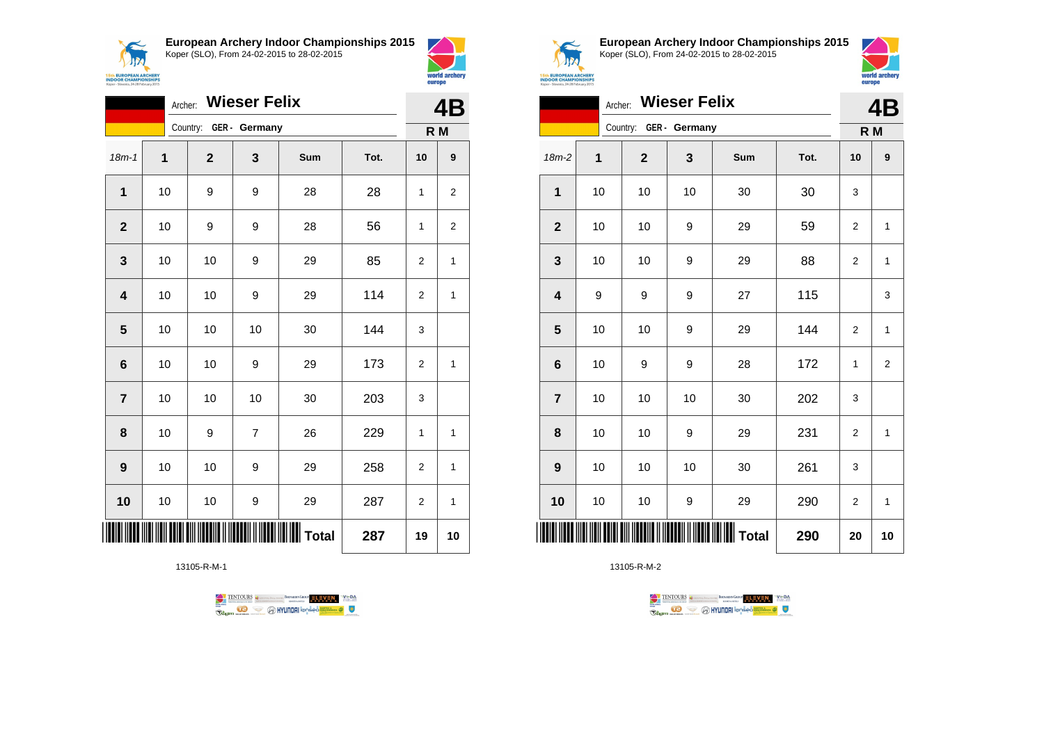## European Archery Indoor Championships 2015

Koper (SLO), From 24-02-2015 to 28-02-2015

Archer: **Wieser Felix**

Country: **GER - Germany**

**4B**

**R M**

| 18m-1 | 1 | 2 | 3 | Sum | Tot. | 10 | 9 |
|---|---|---|---|---|---|---|---|
| **1** | 10 | 9 | 9 | 28 | 28 | 1 | 2 |
| **2** | 10 | 9 | 9 | 28 | 56 | 1 | 2 |
| **3** | 10 | 10 | 9 | 29 | 85 | 2 | 1 |
| **4** | 10 | 10 | 9 | 29 | 114 | 2 | 1 |
| **5** | 10 | 10 | 10 | 30 | 144 | 3 | |
| **6** | 10 | 10 | 9 | 29 | 173 | 2 | 1 |
| **7** | 10 | 10 | 10 | 30 | 203 | 3 | |
| **8** | 10 | 9 | 7 | 26 | 229 | 1 | 1 |
| **9** | 10 | 10 | 9 | 29 | 258 | 2 | 1 |
| **10** | 10 | 10 | 9 | 29 | 287 | 2 | 1 |
| | | | | **Total** | **287** | **19** | **10** |

13105-R-M-1

## European Archery Indoor Championships 2015

Koper (SLO), From 24-02-2015 to 28-02-2015

Archer: **Wieser Felix**

Country: **GER - Germany**

**4B**

**R M**

| 18m-2 | 1 | 2 | 3 | Sum | Tot. | 10 | 9 |
|---|---|---|---|---|---|---|---|
| **1** | 10 | 10 | 10 | 30 | 30 | 3 | |
| **2** | 10 | 10 | 9 | 29 | 59 | 2 | 1 |
| **3** | 10 | 10 | 9 | 29 | 88 | 2 | 1 |
| **4** | 9 | 9 | 9 | 27 | 115 | | 3 |
| **5** | 10 | 10 | 9 | 29 | 144 | 2 | 1 |
| **6** | 10 | 9 | 9 | 28 | 172 | 1 | 2 |
| **7** | 10 | 10 | 10 | 30 | 202 | 3 | |
| **8** | 10 | 10 | 9 | 29 | 231 | 2 | 1 |
| **9** | 10 | 10 | 10 | 30 | 261 | 3 | |
| **10** | 10 | 10 | 9 | 29 | 290 | 2 | 1 |
| | | | | **Total** | **290** | **20** | **10** |

13105-R-M-2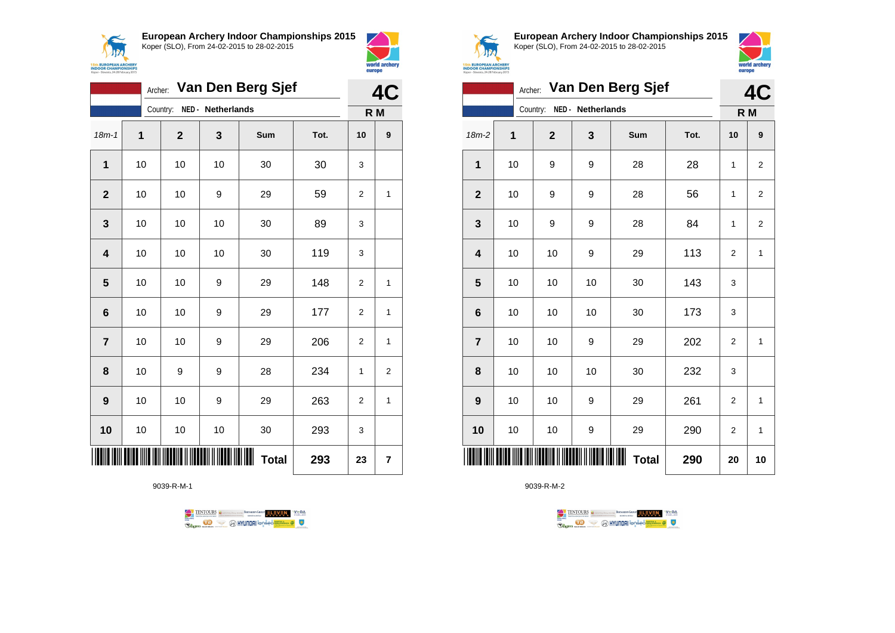**European Archery Indoor Championships 2015**
Koper (SLO), From 24-02-2015 to 28-02-2015

Archer: **Van Den Berg Sjef**
Country: NED - Netherlands

**4C**
**R M**

| 18m-1 | 1 | 2 | 3 | Sum | Tot. | 10 | 9 |
|---|---|---|---|---|---|---|---|
| 1 | 10 | 10 | 10 | 30 | 30 | 3 | |
| 2 | 10 | 10 | 9 | 29 | 59 | 2 | 1 |
| 3 | 10 | 10 | 10 | 30 | 89 | 3 | |
| 4 | 10 | 10 | 10 | 30 | 119 | 3 | |
| 5 | 10 | 10 | 9 | 29 | 148 | 2 | 1 |
| 6 | 10 | 10 | 9 | 29 | 177 | 2 | 1 |
| 7 | 10 | 10 | 9 | 29 | 206 | 2 | 1 |
| 8 | 10 | 9 | 9 | 28 | 234 | 1 | 2 |
| 9 | 10 | 10 | 9 | 29 | 263 | 2 | 1 |
| 10 | 10 | 10 | 10 | 30 | 293 | 3 | |
| | | | | **Total** | **293** | **23** | **7** |

9039-R-M-1

**European Archery Indoor Championships 2015**
Koper (SLO), From 24-02-2015 to 28-02-2015

Archer: **Van Den Berg Sjef**
Country: NED - Netherlands

**4C**
**R M**

| 18m-2 | 1 | 2 | 3 | Sum | Tot. | 10 | 9 |
|---|---|---|---|---|---|---|---|
| 1 | 10 | 9 | 9 | 28 | 28 | 1 | 2 |
| 2 | 10 | 9 | 9 | 28 | 56 | 1 | 2 |
| 3 | 10 | 9 | 9 | 28 | 84 | 1 | 2 |
| 4 | 10 | 10 | 9 | 29 | 113 | 2 | 1 |
| 5 | 10 | 10 | 10 | 30 | 143 | 3 | |
| 6 | 10 | 10 | 10 | 30 | 173 | 3 | |
| 7 | 10 | 10 | 9 | 29 | 202 | 2 | 1 |
| 8 | 10 | 10 | 10 | 30 | 232 | 3 | |
| 9 | 10 | 10 | 9 | 29 | 261 | 2 | 1 |
| 10 | 10 | 10 | 9 | 29 | 290 | 2 | 1 |
| | | | | **Total** | **290** | **20** | **10** |

9039-R-M-2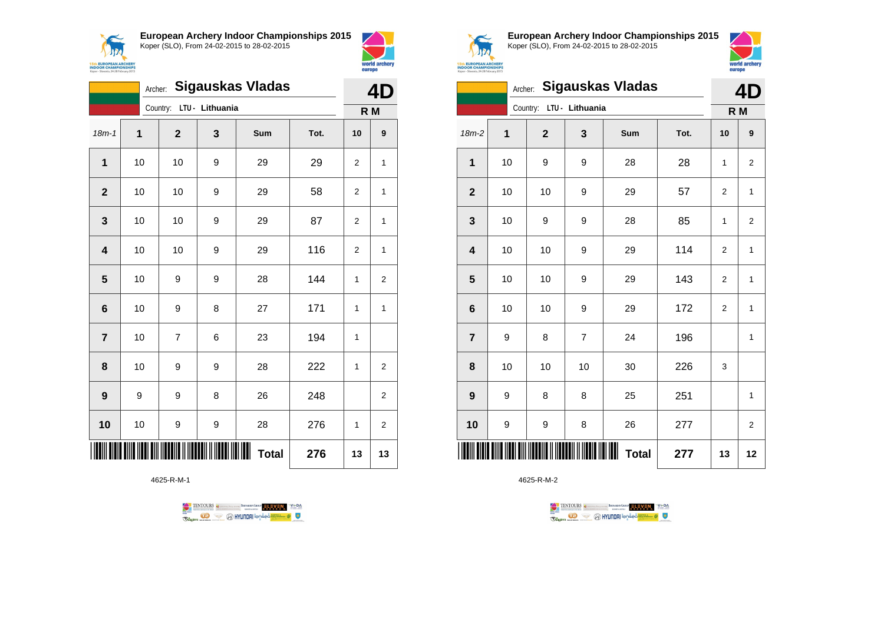## European Archery Indoor Championships 2015

Koper (SLO), From 24-02-2015 to 28-02-2015

Archer: **Sigauskas Vladas**

Country: LTU - Lithuania

**4D**

**R M**

| 18m-1 | 1 | 2 | 3 | Sum | Tot. | 10 | 9 |
|---|---|---|---|---|---|---|---|
| **1** | 10 | 10 | 9 | 29 | 29 | 2 | 1 |
| **2** | 10 | 10 | 9 | 29 | 58 | 2 | 1 |
| **3** | 10 | 10 | 9 | 29 | 87 | 2 | 1 |
| **4** | 10 | 10 | 9 | 29 | 116 | 2 | 1 |
| **5** | 10 | 9 | 9 | 28 | 144 | 1 | 2 |
| **6** | 10 | 9 | 8 | 27 | 171 | 1 | 1 |
| **7** | 10 | 7 | 6 | 23 | 194 | 1 | |
| **8** | 10 | 9 | 9 | 28 | 222 | 1 | 2 |
| **9** | 9 | 9 | 8 | 26 | 248 | | 2 |
| **10** | 10 | 9 | 9 | 28 | 276 | 1 | 2 |
| | | | | **Total** | **276** | **13** | **13** |

4625-R-M-1

## European Archery Indoor Championships 2015

Koper (SLO), From 24-02-2015 to 28-02-2015

Archer: **Sigauskas Vladas**

Country: LTU - Lithuania

**4D**

**R M**

| 18m-2 | 1 | 2 | 3 | Sum | Tot. | 10 | 9 |
|---|---|---|---|---|---|---|---|
| **1** | 10 | 9 | 9 | 28 | 28 | 1 | 2 |
| **2** | 10 | 10 | 9 | 29 | 57 | 2 | 1 |
| **3** | 10 | 9 | 9 | 28 | 85 | 1 | 2 |
| **4** | 10 | 10 | 9 | 29 | 114 | 2 | 1 |
| **5** | 10 | 10 | 9 | 29 | 143 | 2 | 1 |
| **6** | 10 | 10 | 9 | 29 | 172 | 2 | 1 |
| **7** | 9 | 8 | 7 | 24 | 196 | | 1 |
| **8** | 10 | 10 | 10 | 30 | 226 | 3 | |
| **9** | 9 | 8 | 8 | 25 | 251 | | 1 |
| **10** | 9 | 9 | 8 | 26 | 277 | | 2 |
| | | | | **Total** | **277** | **13** | **12** |

4625-R-M-2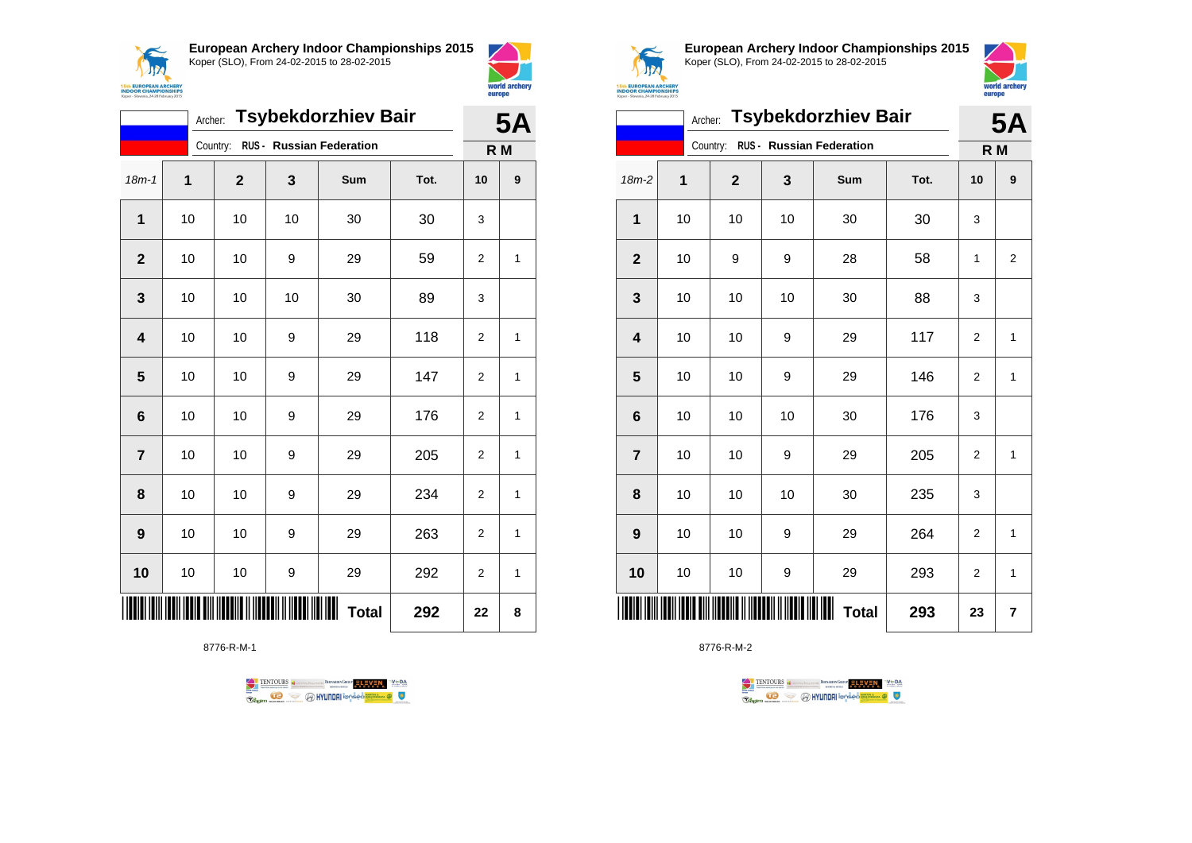**European Archery Indoor Championships 2015**
Koper (SLO), From 24-02-2015 to 28-02-2015

Archer: **Tsybekdorzhiev Bair**
Country: **RUS - Russian Federation**

**5A**
**R M**

| 18m-1 | 1 | 2 | 3 | Sum | Tot. | 10 | 9 |
|---|---|---|---|---|---|---|---|
| **1** | 10 | 10 | 10 | 30 | 30 | 3 | |
| **2** | 10 | 10 | 9 | 29 | 59 | 2 | 1 |
| **3** | 10 | 10 | 10 | 30 | 89 | 3 | |
| **4** | 10 | 10 | 9 | 29 | 118 | 2 | 1 |
| **5** | 10 | 10 | 9 | 29 | 147 | 2 | 1 |
| **6** | 10 | 10 | 9 | 29 | 176 | 2 | 1 |
| **7** | 10 | 10 | 9 | 29 | 205 | 2 | 1 |
| **8** | 10 | 10 | 9 | 29 | 234 | 2 | 1 |
| **9** | 10 | 10 | 9 | 29 | 263 | 2 | 1 |
| **10** | 10 | 10 | 9 | 29 | 292 | 2 | 1 |
| | | | | **Total** | **292** | **22** | **8** |

8776-R-M-1

**European Archery Indoor Championships 2015**
Koper (SLO), From 24-02-2015 to 28-02-2015

Archer: **Tsybekdorzhiev Bair**
Country: **RUS - Russian Federation**

**5A**
**R M**

| 18m-2 | 1 | 2 | 3 | Sum | Tot. | 10 | 9 |
|---|---|---|---|---|---|---|---|
| **1** | 10 | 10 | 10 | 30 | 30 | 3 | |
| **2** | 10 | 9 | 9 | 28 | 58 | 1 | 2 |
| **3** | 10 | 10 | 10 | 30 | 88 | 3 | |
| **4** | 10 | 10 | 9 | 29 | 117 | 2 | 1 |
| **5** | 10 | 10 | 9 | 29 | 146 | 2 | 1 |
| **6** | 10 | 10 | 10 | 30 | 176 | 3 | |
| **7** | 10 | 10 | 9 | 29 | 205 | 2 | 1 |
| **8** | 10 | 10 | 10 | 30 | 235 | 3 | |
| **9** | 10 | 10 | 9 | 29 | 264 | 2 | 1 |
| **10** | 10 | 10 | 9 | 29 | 293 | 2 | 1 |
| | | | | **Total** | **293** | **23** | **7** |

8776-R-M-2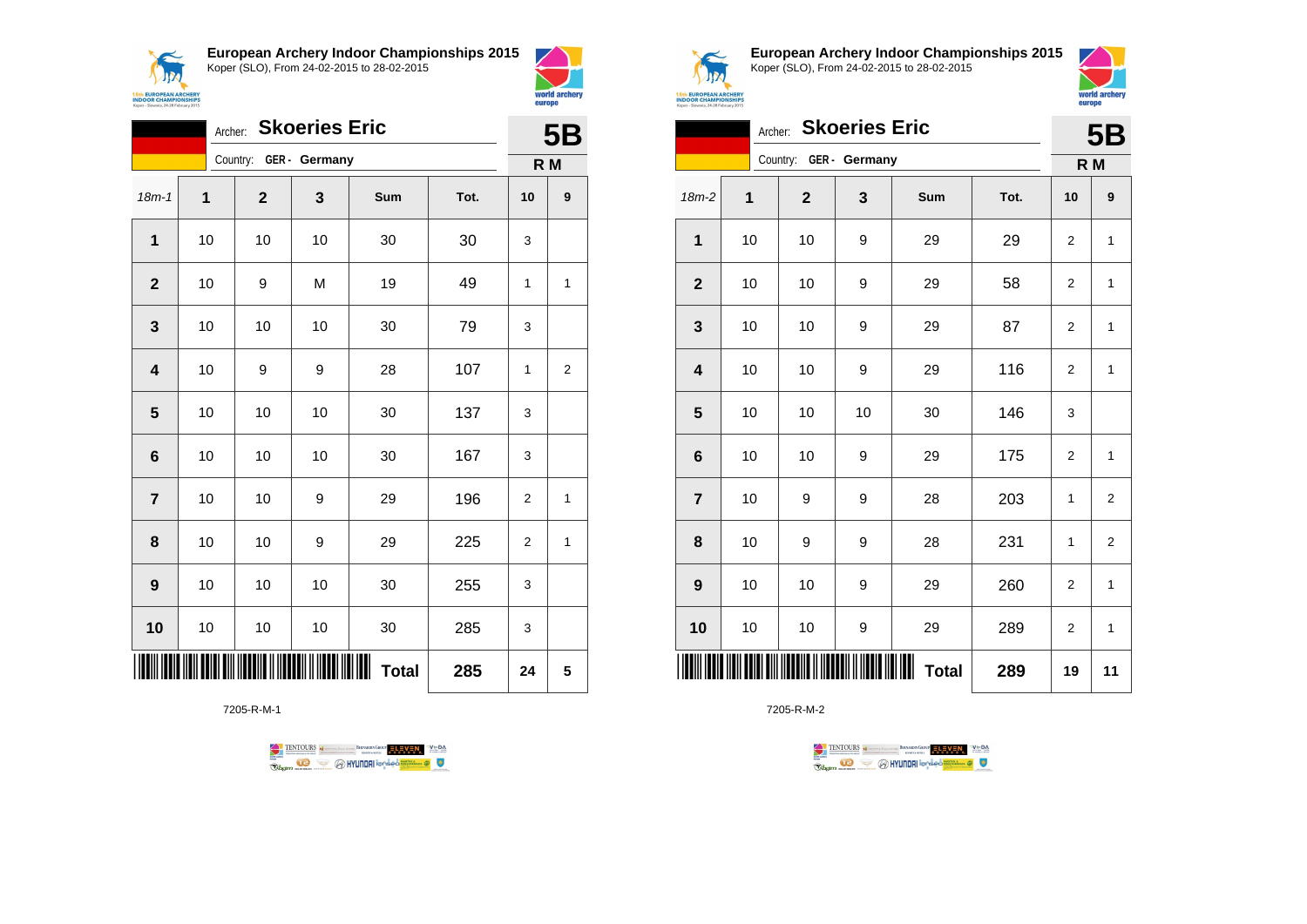**European Archery Indoor Championships 2015**
Koper (SLO), From 24-02-2015 to 28-02-2015

Archer: **Skoeries Eric** — **5B**
Country: **GER - Germany** — **R M**

| 18m-1 | 1 | 2 | 3 | Sum | Tot. | 10 | 9 |
|---|---|---|---|---|---|---|---|
| **1** | 10 | 10 | 10 | 30 | 30 | 3 | |
| **2** | 10 | 9 | M | 19 | 49 | 1 | 1 |
| **3** | 10 | 10 | 10 | 30 | 79 | 3 | |
| **4** | 10 | 9 | 9 | 28 | 107 | 1 | 2 |
| **5** | 10 | 10 | 10 | 30 | 137 | 3 | |
| **6** | 10 | 10 | 10 | 30 | 167 | 3 | |
| **7** | 10 | 10 | 9 | 29 | 196 | 2 | 1 |
| **8** | 10 | 10 | 9 | 29 | 225 | 2 | 1 |
| **9** | 10 | 10 | 10 | 30 | 255 | 3 | |
| **10** | 10 | 10 | 10 | 30 | 285 | 3 | |
| | | | | **Total** | **285** | **24** | **5** |

7205-R-M-1

**European Archery Indoor Championships 2015**
Koper (SLO), From 24-02-2015 to 28-02-2015

Archer: **Skoeries Eric** — **5B**
Country: **GER - Germany** — **R M**

| 18m-2 | 1 | 2 | 3 | Sum | Tot. | 10 | 9 |
|---|---|---|---|---|---|---|---|
| **1** | 10 | 10 | 9 | 29 | 29 | 2 | 1 |
| **2** | 10 | 10 | 9 | 29 | 58 | 2 | 1 |
| **3** | 10 | 10 | 9 | 29 | 87 | 2 | 1 |
| **4** | 10 | 10 | 9 | 29 | 116 | 2 | 1 |
| **5** | 10 | 10 | 10 | 30 | 146 | 3 | |
| **6** | 10 | 10 | 9 | 29 | 175 | 2 | 1 |
| **7** | 10 | 9 | 9 | 28 | 203 | 1 | 2 |
| **8** | 10 | 9 | 9 | 28 | 231 | 1 | 2 |
| **9** | 10 | 10 | 9 | 29 | 260 | 2 | 1 |
| **10** | 10 | 10 | 9 | 29 | 289 | 2 | 1 |
| | | | | **Total** | **289** | **19** | **11** |

7205-R-M-2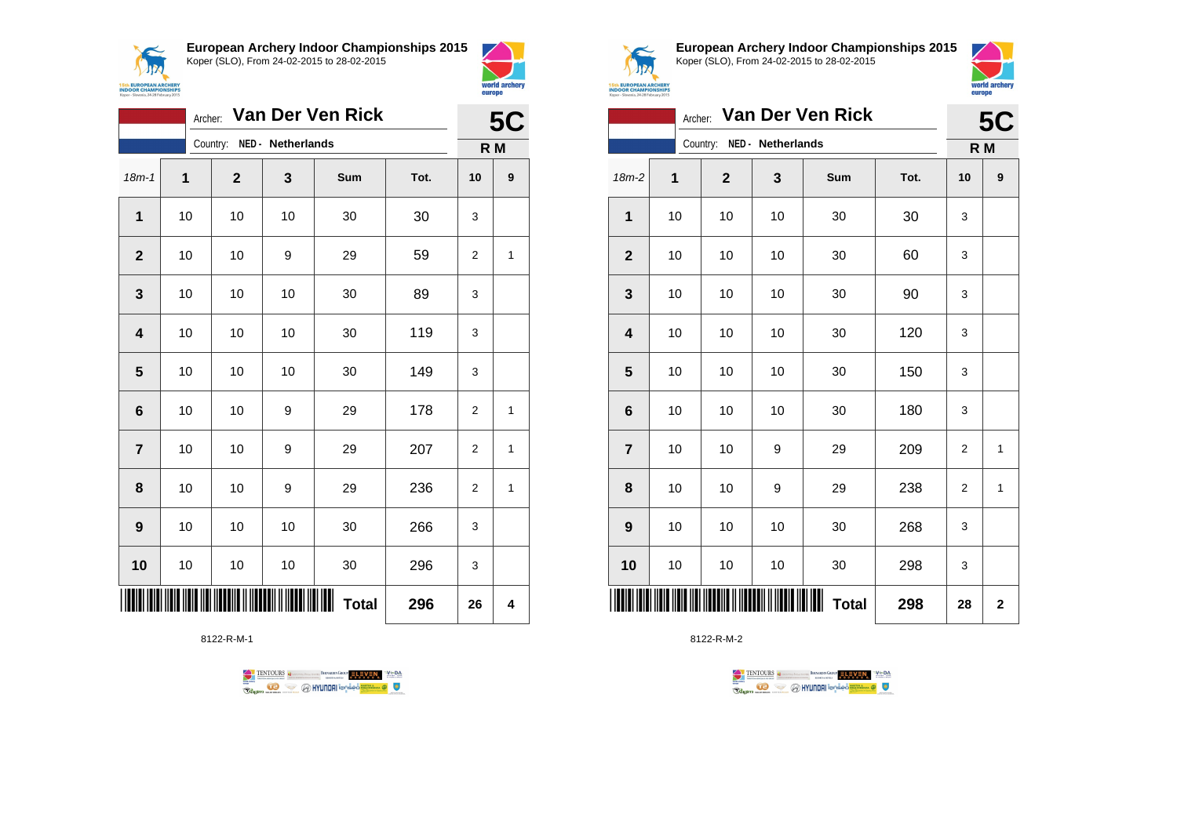**European Archery Indoor Championships 2015**
Koper (SLO), From 24-02-2015 to 28-02-2015

Archer: **Van Der Ven Rick** — **5C**
Country: NED - Netherlands — **R M**

| 18m-1 | 1 | 2 | 3 | Sum | Tot. | 10 | 9 |
|---|---|---|---|---|---|---|---|
| 1 | 10 | 10 | 10 | 30 | 30 | 3 | |
| 2 | 10 | 10 | 9 | 29 | 59 | 2 | 1 |
| 3 | 10 | 10 | 10 | 30 | 89 | 3 | |
| 4 | 10 | 10 | 10 | 30 | 119 | 3 | |
| 5 | 10 | 10 | 10 | 30 | 149 | 3 | |
| 6 | 10 | 10 | 9 | 29 | 178 | 2 | 1 |
| 7 | 10 | 10 | 9 | 29 | 207 | 2 | 1 |
| 8 | 10 | 10 | 9 | 29 | 236 | 2 | 1 |
| 9 | 10 | 10 | 10 | 30 | 266 | 3 | |
| 10 | 10 | 10 | 10 | 30 | 296 | 3 | |
| | | | | **Total** | **296** | **26** | **4** |

8122-R-M-1

**European Archery Indoor Championships 2015**
Koper (SLO), From 24-02-2015 to 28-02-2015

Archer: **Van Der Ven Rick** — **5C**
Country: NED - Netherlands — **R M**

| 18m-2 | 1 | 2 | 3 | Sum | Tot. | 10 | 9 |
|---|---|---|---|---|---|---|---|
| 1 | 10 | 10 | 10 | 30 | 30 | 3 | |
| 2 | 10 | 10 | 10 | 30 | 60 | 3 | |
| 3 | 10 | 10 | 10 | 30 | 90 | 3 | |
| 4 | 10 | 10 | 10 | 30 | 120 | 3 | |
| 5 | 10 | 10 | 10 | 30 | 150 | 3 | |
| 6 | 10 | 10 | 10 | 30 | 180 | 3 | |
| 7 | 10 | 10 | 9 | 29 | 209 | 2 | 1 |
| 8 | 10 | 10 | 9 | 29 | 238 | 2 | 1 |
| 9 | 10 | 10 | 10 | 30 | 268 | 3 | |
| 10 | 10 | 10 | 10 | 30 | 298 | 3 | |
| | | | | **Total** | **298** | **28** | **2** |

8122-R-M-2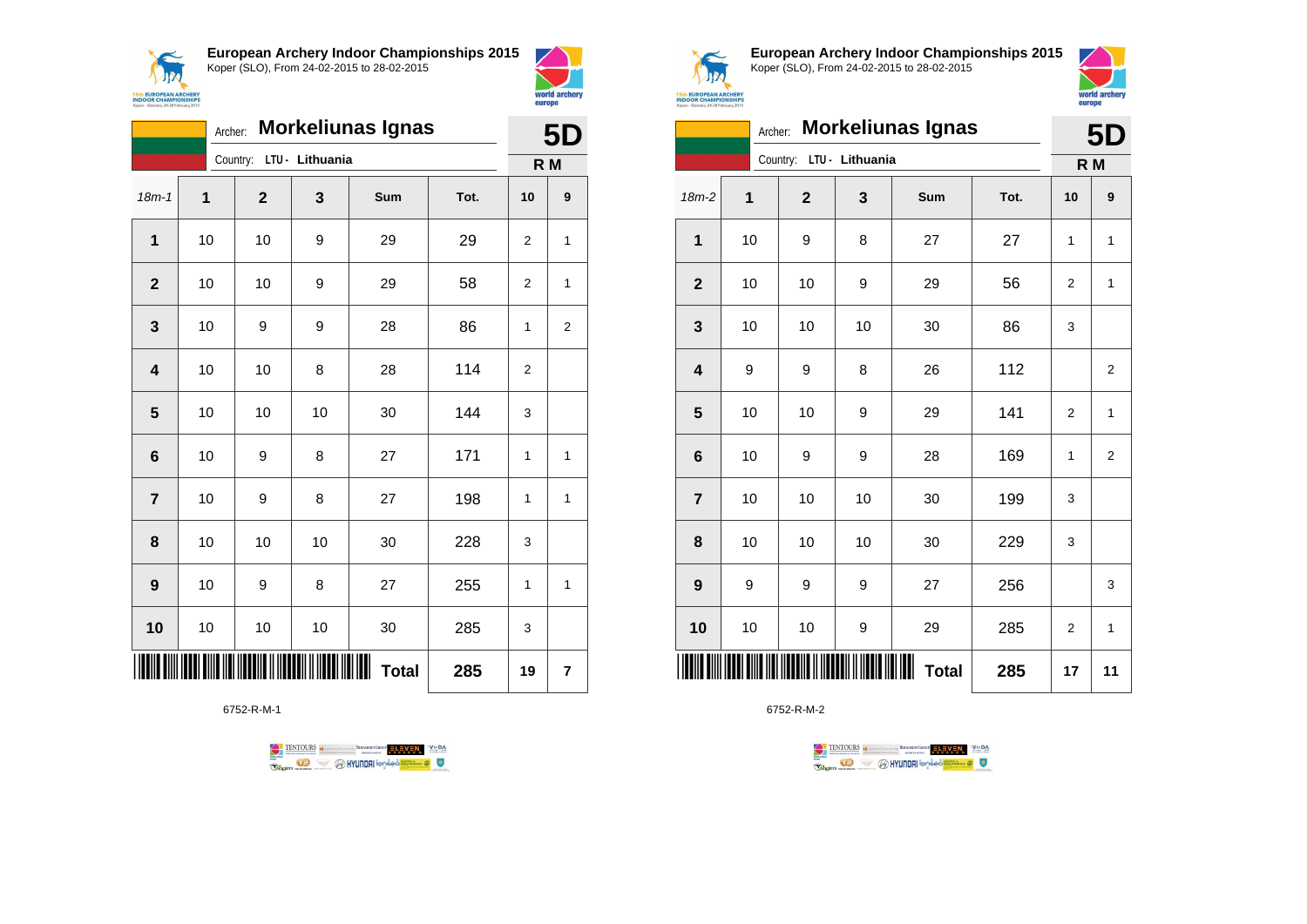## European Archery Indoor Championships 2015
Koper (SLO), From 24-02-2015 to 28-02-2015

Archer: **Morkeliunas Ignas**
Country: **LTU - Lithuania**

**5D**
**R M**

| 18m-1 | 1 | 2 | 3 | Sum | Tot. | 10 | 9 |
|---|---|---|---|---|---|---|---|
| **1** | 10 | 10 | 9 | 29 | 29 | 2 | 1 |
| **2** | 10 | 10 | 9 | 29 | 58 | 2 | 1 |
| **3** | 10 | 9 | 9 | 28 | 86 | 1 | 2 |
| **4** | 10 | 10 | 8 | 28 | 114 | 2 | |
| **5** | 10 | 10 | 10 | 30 | 144 | 3 | |
| **6** | 10 | 9 | 8 | 27 | 171 | 1 | 1 |
| **7** | 10 | 9 | 8 | 27 | 198 | 1 | 1 |
| **8** | 10 | 10 | 10 | 30 | 228 | 3 | |
| **9** | 10 | 9 | 8 | 27 | 255 | 1 | 1 |
| **10** | 10 | 10 | 10 | 30 | 285 | 3 | |
| | | | | **Total** | **285** | **19** | **7** |

6752-R-M-1

## European Archery Indoor Championships 2015
Koper (SLO), From 24-02-2015 to 28-02-2015

Archer: **Morkeliunas Ignas**
Country: **LTU - Lithuania**

**5D**
**R M**

| 18m-2 | 1 | 2 | 3 | Sum | Tot. | 10 | 9 |
|---|---|---|---|---|---|---|---|
| **1** | 10 | 9 | 8 | 27 | 27 | 1 | 1 |
| **2** | 10 | 10 | 9 | 29 | 56 | 2 | 1 |
| **3** | 10 | 10 | 10 | 30 | 86 | 3 | |
| **4** | 9 | 9 | 8 | 26 | 112 | | 2 |
| **5** | 10 | 10 | 9 | 29 | 141 | 2 | 1 |
| **6** | 10 | 9 | 9 | 28 | 169 | 1 | 2 |
| **7** | 10 | 10 | 10 | 30 | 199 | 3 | |
| **8** | 10 | 10 | 10 | 30 | 229 | 3 | |
| **9** | 9 | 9 | 9 | 27 | 256 | | 3 |
| **10** | 10 | 10 | 9 | 29 | 285 | 2 | 1 |
| | | | | **Total** | **285** | **17** | **11** |

6752-R-M-2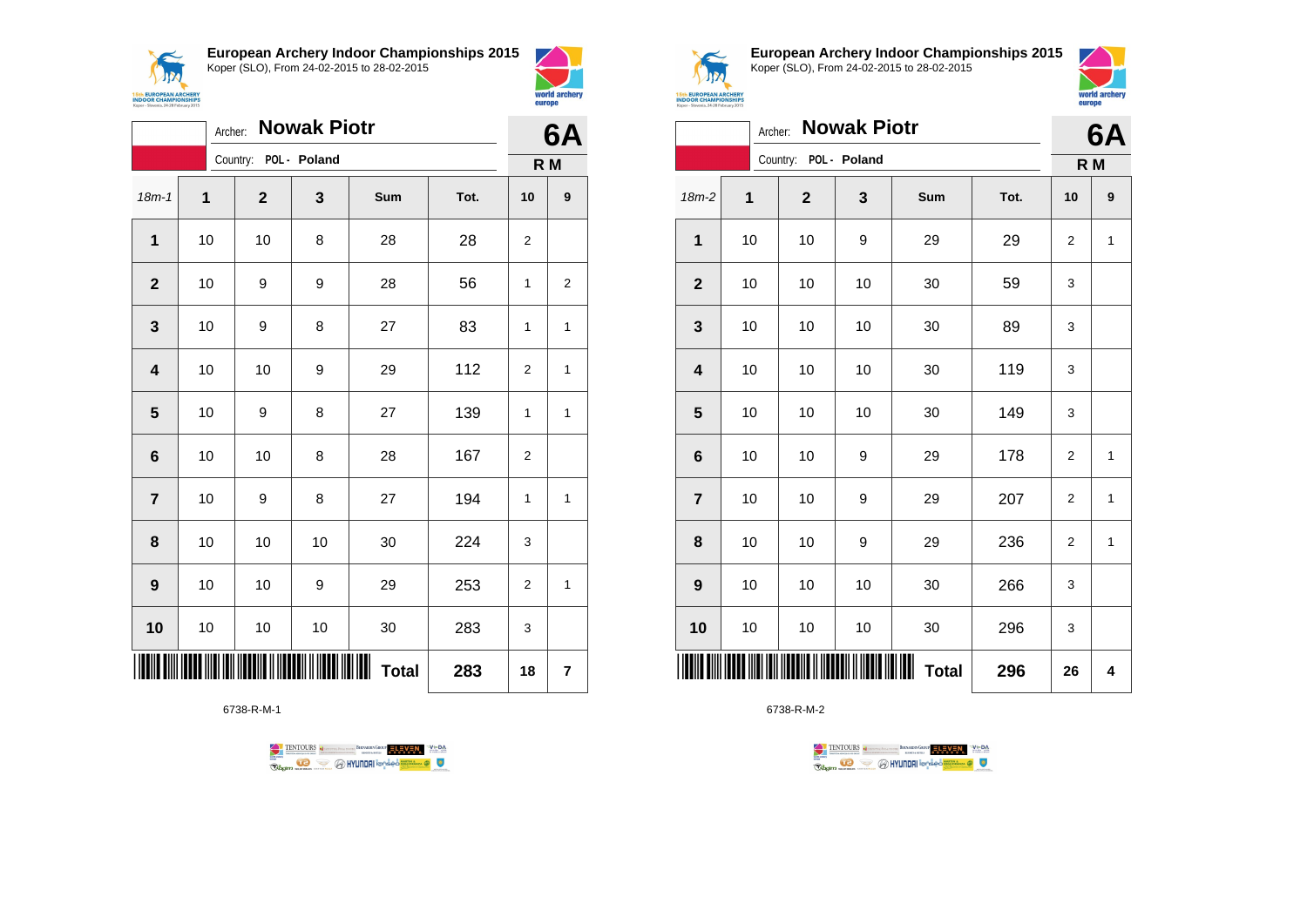**European Archery Indoor Championships 2015**
Koper (SLO), From 24-02-2015 to 28-02-2015

Archer: **Nowak Piotr** — **6A**

Country: POL - Poland — **R M**

| 18m-1 | 1 | 2 | 3 | Sum | Tot. | 10 | 9 |
|---|---|---|---|---|---|---|---|
| **1** | 10 | 10 | 8 | 28 | 28 | 2 | |
| **2** | 10 | 9 | 9 | 28 | 56 | 1 | 2 |
| **3** | 10 | 9 | 8 | 27 | 83 | 1 | 1 |
| **4** | 10 | 10 | 9 | 29 | 112 | 2 | 1 |
| **5** | 10 | 9 | 8 | 27 | 139 | 1 | 1 |
| **6** | 10 | 10 | 8 | 28 | 167 | 2 | |
| **7** | 10 | 9 | 8 | 27 | 194 | 1 | 1 |
| **8** | 10 | 10 | 10 | 30 | 224 | 3 | |
| **9** | 10 | 10 | 9 | 29 | 253 | 2 | 1 |
| **10** | 10 | 10 | 10 | 30 | 283 | 3 | |
| | | | | **Total** | **283** | **18** | **7** |

6738-R-M-1

**European Archery Indoor Championships 2015**
Koper (SLO), From 24-02-2015 to 28-02-2015

Archer: **Nowak Piotr** — **6A**

Country: POL - Poland — **R M**

| 18m-2 | 1 | 2 | 3 | Sum | Tot. | 10 | 9 |
|---|---|---|---|---|---|---|---|
| **1** | 10 | 10 | 9 | 29 | 29 | 2 | 1 |
| **2** | 10 | 10 | 10 | 30 | 59 | 3 | |
| **3** | 10 | 10 | 10 | 30 | 89 | 3 | |
| **4** | 10 | 10 | 10 | 30 | 119 | 3 | |
| **5** | 10 | 10 | 10 | 30 | 149 | 3 | |
| **6** | 10 | 10 | 9 | 29 | 178 | 2 | 1 |
| **7** | 10 | 10 | 9 | 29 | 207 | 2 | 1 |
| **8** | 10 | 10 | 9 | 29 | 236 | 2 | 1 |
| **9** | 10 | 10 | 10 | 30 | 266 | 3 | |
| **10** | 10 | 10 | 10 | 30 | 296 | 3 | |
| | | | | **Total** | **296** | **26** | **4** |

6738-R-M-2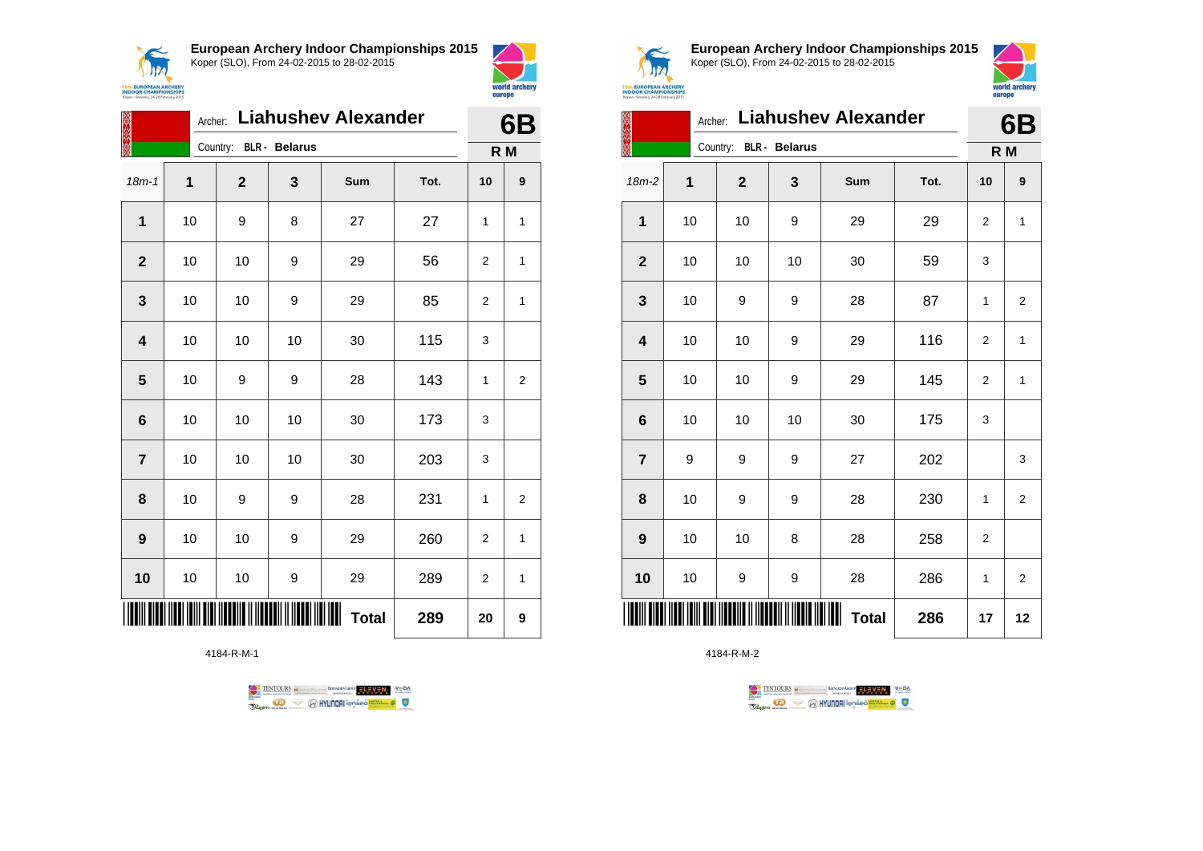**European Archery Indoor Championships 2015**
Koper (SLO), From 24-02-2015 to 28-02-2015

Archer: **Liahushev Alexander**
Country: BLR - **Belarus**

**6B**
**R M**

| 18m-1 | 1 | 2 | 3 | Sum | Tot. | 10 | 9 |
|---|---|---|---|---|---|---|---|
| **1** | 10 | 9 | 8 | 27 | 27 | 1 | 1 |
| **2** | 10 | 10 | 9 | 29 | 56 | 2 | 1 |
| **3** | 10 | 10 | 9 | 29 | 85 | 2 | 1 |
| **4** | 10 | 10 | 10 | 30 | 115 | 3 | |
| **5** | 10 | 9 | 9 | 28 | 143 | 1 | 2 |
| **6** | 10 | 10 | 10 | 30 | 173 | 3 | |
| **7** | 10 | 10 | 10 | 30 | 203 | 3 | |
| **8** | 10 | 9 | 9 | 28 | 231 | 1 | 2 |
| **9** | 10 | 10 | 9 | 29 | 260 | 2 | 1 |
| **10** | 10 | 10 | 9 | 29 | 289 | 2 | 1 |
| | | | | **Total** | **289** | **20** | **9** |

4184-R-M-1

**European Archery Indoor Championships 2015**
Koper (SLO), From 24-02-2015 to 28-02-2015

Archer: **Liahushev Alexander**
Country: BLR - **Belarus**

**6B**
**R M**

| 18m-2 | 1 | 2 | 3 | Sum | Tot. | 10 | 9 |
|---|---|---|---|---|---|---|---|
| **1** | 10 | 10 | 9 | 29 | 29 | 2 | 1 |
| **2** | 10 | 10 | 10 | 30 | 59 | 3 | |
| **3** | 10 | 9 | 9 | 28 | 87 | 1 | 2 |
| **4** | 10 | 10 | 9 | 29 | 116 | 2 | 1 |
| **5** | 10 | 10 | 9 | 29 | 145 | 2 | 1 |
| **6** | 10 | 10 | 10 | 30 | 175 | 3 | |
| **7** | 9 | 9 | 9 | 27 | 202 | | 3 |
| **8** | 10 | 9 | 9 | 28 | 230 | 1 | 2 |
| **9** | 10 | 10 | 8 | 28 | 258 | 2 | |
| **10** | 10 | 9 | 9 | 28 | 286 | 1 | 2 |
| | | | | **Total** | **286** | **17** | **12** |

4184-R-M-2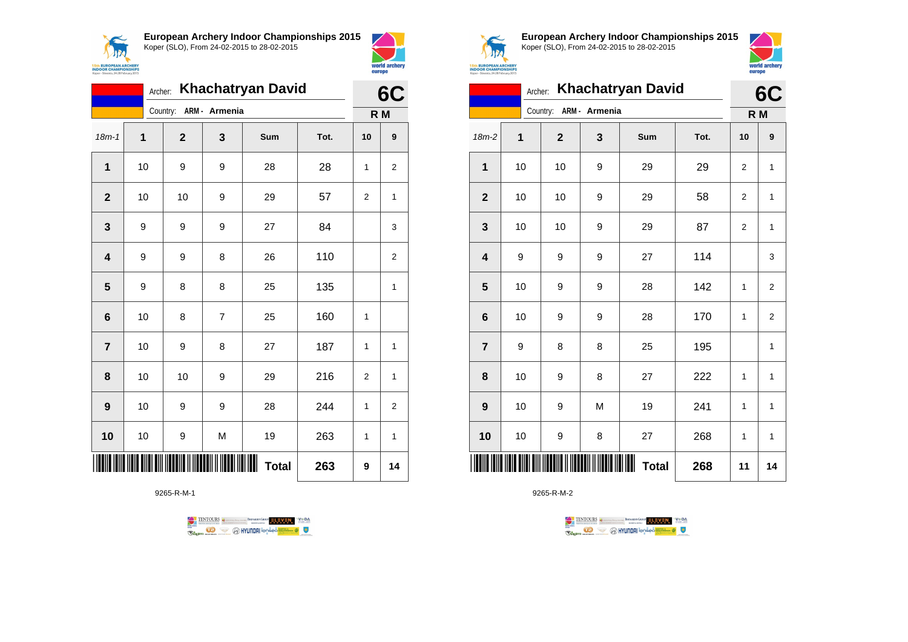## European Archery Indoor Championships 2015

Koper (SLO), From 24-02-2015 to 28-02-2015

Archer: **Khachatryan David**

Country: ARM - Armenia

**6C**

**R M**

| 18m-1 | 1 | 2 | 3 | Sum | Tot. | 10 | 9 |
|---|---|---|---|---|---|---|---|
| 1 | 10 | 9 | 9 | 28 | 28 | 1 | 2 |
| 2 | 10 | 10 | 9 | 29 | 57 | 2 | 1 |
| 3 | 9 | 9 | 9 | 27 | 84 | | 3 |
| 4 | 9 | 9 | 8 | 26 | 110 | | 2 |
| 5 | 9 | 8 | 8 | 25 | 135 | | 1 |
| 6 | 10 | 8 | 7 | 25 | 160 | 1 | |
| 7 | 10 | 9 | 8 | 27 | 187 | 1 | 1 |
| 8 | 10 | 10 | 9 | 29 | 216 | 2 | 1 |
| 9 | 10 | 9 | 9 | 28 | 244 | 1 | 2 |
| 10 | 10 | 9 | M | 19 | 263 | 1 | 1 |
| | | | | **Total** | **263** | **9** | **14** |

9265-R-M-1

## European Archery Indoor Championships 2015

Koper (SLO), From 24-02-2015 to 28-02-2015

Archer: **Khachatryan David**

Country: ARM - Armenia

**6C**

**R M**

| 18m-2 | 1 | 2 | 3 | Sum | Tot. | 10 | 9 |
|---|---|---|---|---|---|---|---|
| 1 | 10 | 10 | 9 | 29 | 29 | 2 | 1 |
| 2 | 10 | 10 | 9 | 29 | 58 | 2 | 1 |
| 3 | 10 | 10 | 9 | 29 | 87 | 2 | 1 |
| 4 | 9 | 9 | 9 | 27 | 114 | | 3 |
| 5 | 10 | 9 | 9 | 28 | 142 | 1 | 2 |
| 6 | 10 | 9 | 9 | 28 | 170 | 1 | 2 |
| 7 | 9 | 8 | 8 | 25 | 195 | | 1 |
| 8 | 10 | 9 | 8 | 27 | 222 | 1 | 1 |
| 9 | 10 | 9 | M | 19 | 241 | 1 | 1 |
| 10 | 10 | 9 | 8 | 27 | 268 | 1 | 1 |
| | | | | **Total** | **268** | **11** | **14** |

9265-R-M-2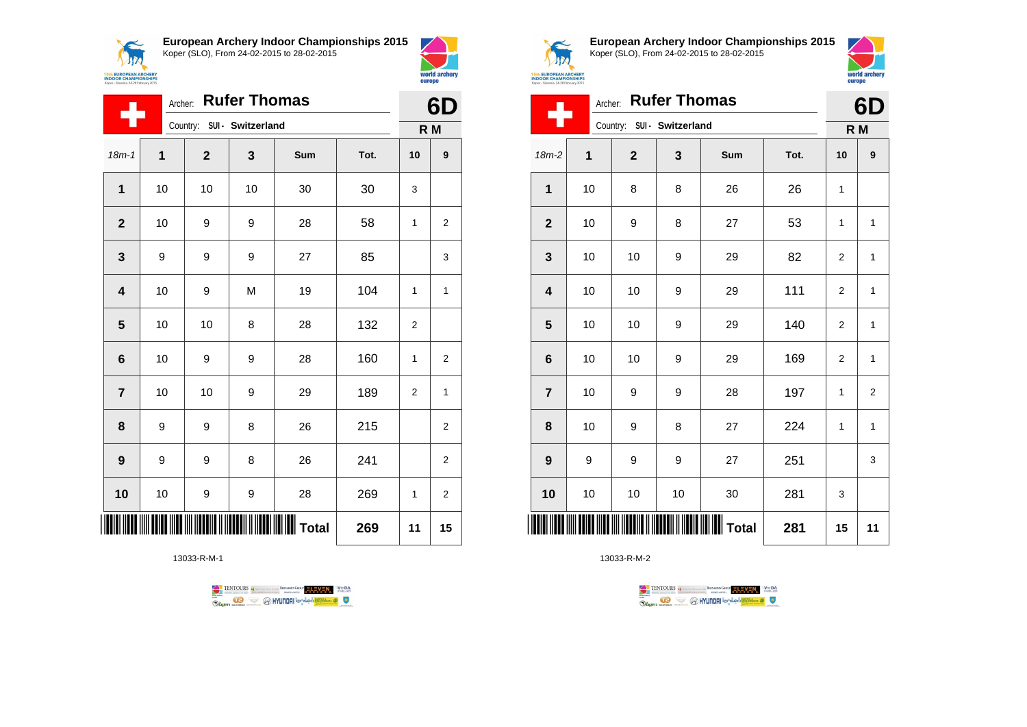**European Archery Indoor Championships 2015**
Koper (SLO), From 24-02-2015 to 28-02-2015

Archer: **Rufer Thomas**
Country: SUI - Switzerland

**6D**
**R M**

| 18m-1 | 1 | 2 | 3 | Sum | Tot. | 10 | 9 |
|---|---|---|---|---|---|---|---|
| **1** | 10 | 10 | 10 | 30 | 30 | 3 | |
| **2** | 10 | 9 | 9 | 28 | 58 | 1 | 2 |
| **3** | 9 | 9 | 9 | 27 | 85 | | 3 |
| **4** | 10 | 9 | M | 19 | 104 | 1 | 1 |
| **5** | 10 | 10 | 8 | 28 | 132 | 2 | |
| **6** | 10 | 9 | 9 | 28 | 160 | 1 | 2 |
| **7** | 10 | 10 | 9 | 29 | 189 | 2 | 1 |
| **8** | 9 | 9 | 8 | 26 | 215 | | 2 |
| **9** | 9 | 9 | 8 | 26 | 241 | | 2 |
| **10** | 10 | 9 | 9 | 28 | 269 | 1 | 2 |
| | | | | **Total** | **269** | **11** | **15** |

13033-R-M-1

**European Archery Indoor Championships 2015**
Koper (SLO), From 24-02-2015 to 28-02-2015

Archer: **Rufer Thomas**
Country: SUI - Switzerland

**6D**
**R M**

| 18m-2 | 1 | 2 | 3 | Sum | Tot. | 10 | 9 |
|---|---|---|---|---|---|---|---|
| **1** | 10 | 8 | 8 | 26 | 26 | 1 | |
| **2** | 10 | 9 | 8 | 27 | 53 | 1 | 1 |
| **3** | 10 | 10 | 9 | 29 | 82 | 2 | 1 |
| **4** | 10 | 10 | 9 | 29 | 111 | 2 | 1 |
| **5** | 10 | 10 | 9 | 29 | 140 | 2 | 1 |
| **6** | 10 | 10 | 9 | 29 | 169 | 2 | 1 |
| **7** | 10 | 9 | 9 | 28 | 197 | 1 | 2 |
| **8** | 10 | 9 | 8 | 27 | 224 | 1 | 1 |
| **9** | 9 | 9 | 9 | 27 | 251 | | 3 |
| **10** | 10 | 10 | 10 | 30 | 281 | 3 | |
| | | | | **Total** | **281** | **15** | **11** |

13033-R-M-2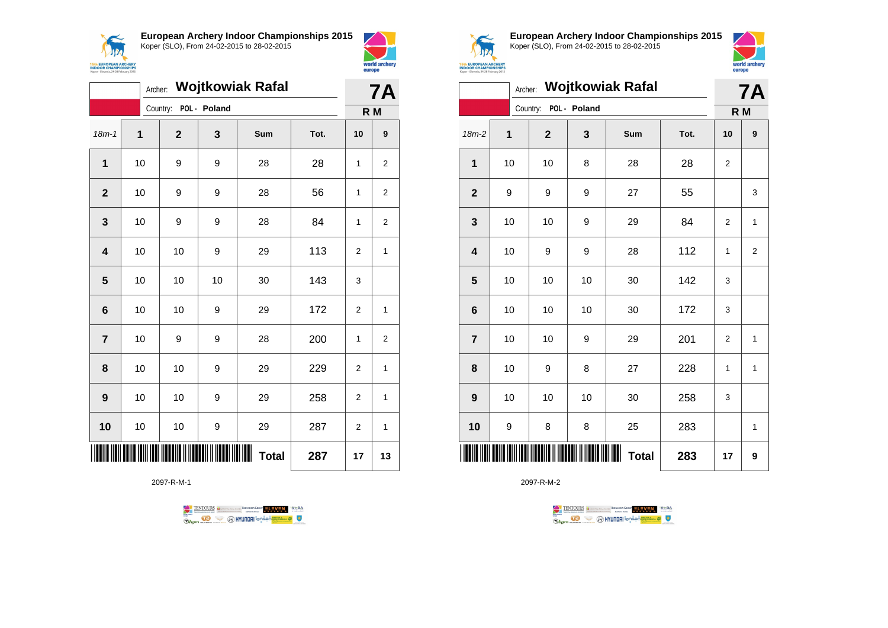**European Archery Indoor Championships 2015**
Koper (SLO), From 24-02-2015 to 28-02-2015

Archer: **Wojtkowiak Rafal**
Country: **POL - Poland**

**7A**
**R M**

| 18m-1 | 1 | 2 | 3 | Sum | Tot. | 10 | 9 |
|---|---|---|---|---|---|---|---|
| **1** | 10 | 9 | 9 | 28 | 28 | 1 | 2 |
| **2** | 10 | 9 | 9 | 28 | 56 | 1 | 2 |
| **3** | 10 | 9 | 9 | 28 | 84 | 1 | 2 |
| **4** | 10 | 10 | 9 | 29 | 113 | 2 | 1 |
| **5** | 10 | 10 | 10 | 30 | 143 | 3 | |
| **6** | 10 | 10 | 9 | 29 | 172 | 2 | 1 |
| **7** | 10 | 9 | 9 | 28 | 200 | 1 | 2 |
| **8** | 10 | 10 | 9 | 29 | 229 | 2 | 1 |
| **9** | 10 | 10 | 9 | 29 | 258 | 2 | 1 |
| **10** | 10 | 10 | 9 | 29 | 287 | 2 | 1 |
| | | | | **Total** | **287** | **17** | **13** |

2097-R-M-1

**European Archery Indoor Championships 2015**
Koper (SLO), From 24-02-2015 to 28-02-2015

Archer: **Wojtkowiak Rafal**
Country: **POL - Poland**

**7A**
**R M**

| 18m-2 | 1 | 2 | 3 | Sum | Tot. | 10 | 9 |
|---|---|---|---|---|---|---|---|
| **1** | 10 | 10 | 8 | 28 | 28 | 2 | |
| **2** | 9 | 9 | 9 | 27 | 55 | | 3 |
| **3** | 10 | 10 | 9 | 29 | 84 | 2 | 1 |
| **4** | 10 | 9 | 9 | 28 | 112 | 1 | 2 |
| **5** | 10 | 10 | 10 | 30 | 142 | 3 | |
| **6** | 10 | 10 | 10 | 30 | 172 | 3 | |
| **7** | 10 | 10 | 9 | 29 | 201 | 2 | 1 |
| **8** | 10 | 9 | 8 | 27 | 228 | 1 | 1 |
| **9** | 10 | 10 | 10 | 30 | 258 | 3 | |
| **10** | 9 | 8 | 8 | 25 | 283 | | 1 |
| | | | | **Total** | **283** | **17** | **9** |

2097-R-M-2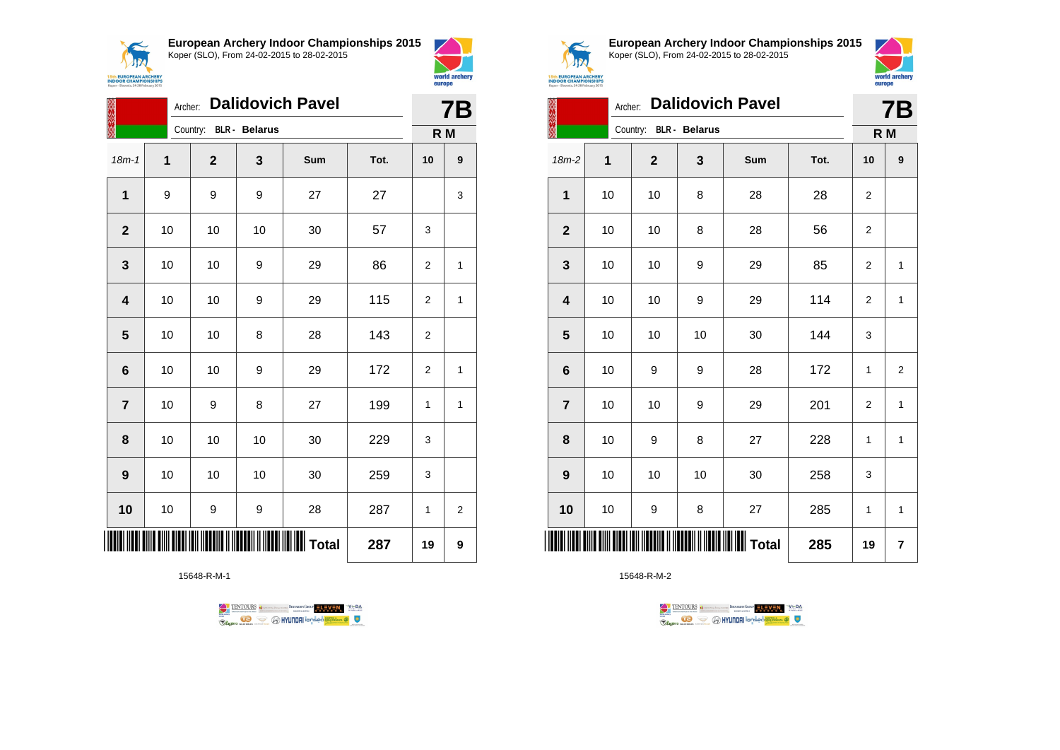## European Archery Indoor Championships 2015
Koper (SLO), From 24-02-2015 to 28-02-2015

Archer: **Dalidovich Pavel**
Country: **BLR - Belarus**

**7B**
**R M**

| 18m-1 | 1 | 2 | 3 | Sum | Tot. | 10 | 9 |
|---|---|---|---|---|---|---|---|
| 1 | 9 | 9 | 9 | 27 | 27 | | 3 |
| 2 | 10 | 10 | 10 | 30 | 57 | 3 | |
| 3 | 10 | 10 | 9 | 29 | 86 | 2 | 1 |
| 4 | 10 | 10 | 9 | 29 | 115 | 2 | 1 |
| 5 | 10 | 10 | 8 | 28 | 143 | 2 | |
| 6 | 10 | 10 | 9 | 29 | 172 | 2 | 1 |
| 7 | 10 | 9 | 8 | 27 | 199 | 1 | 1 |
| 8 | 10 | 10 | 10 | 30 | 229 | 3 | |
| 9 | 10 | 10 | 10 | 30 | 259 | 3 | |
| 10 | 10 | 9 | 9 | 28 | 287 | 1 | 2 |
| | | | | **Total** | **287** | **19** | **9** |

15648-R-M-1

## European Archery Indoor Championships 2015
Koper (SLO), From 24-02-2015 to 28-02-2015

Archer: **Dalidovich Pavel**
Country: **BLR - Belarus**

**7B**
**R M**

| 18m-2 | 1 | 2 | 3 | Sum | Tot. | 10 | 9 |
|---|---|---|---|---|---|---|---|
| 1 | 10 | 10 | 8 | 28 | 28 | 2 | |
| 2 | 10 | 10 | 8 | 28 | 56 | 2 | |
| 3 | 10 | 10 | 9 | 29 | 85 | 2 | 1 |
| 4 | 10 | 10 | 9 | 29 | 114 | 2 | 1 |
| 5 | 10 | 10 | 10 | 30 | 144 | 3 | |
| 6 | 10 | 9 | 9 | 28 | 172 | 1 | 2 |
| 7 | 10 | 10 | 9 | 29 | 201 | 2 | 1 |
| 8 | 10 | 9 | 8 | 27 | 228 | 1 | 1 |
| 9 | 10 | 10 | 10 | 30 | 258 | 3 | |
| 10 | 10 | 9 | 8 | 27 | 285 | 1 | 1 |
| | | | | **Total** | **285** | **19** | **7** |

15648-R-M-2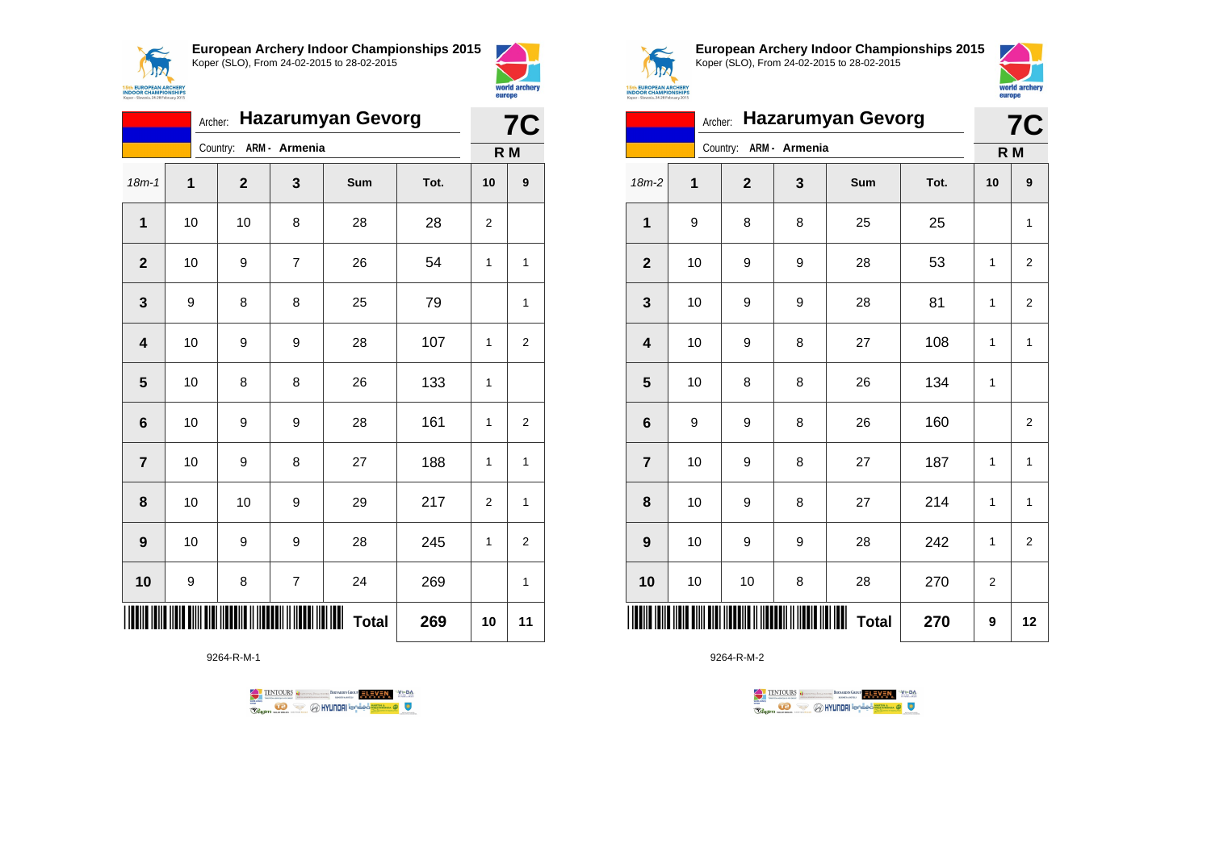**European Archery Indoor Championships 2015**
Koper (SLO), From 24-02-2015 to 28-02-2015

Archer: **Hazarumyan Gevorg**
Country: ARM - Armenia

**7C**
**R M**

| 18m-1 | 1 | 2 | 3 | Sum | Tot. | 10 | 9 |
|---|---|---|---|---|---|---|---|
| **1** | 10 | 10 | 8 | 28 | 28 | 2 | |
| **2** | 10 | 9 | 7 | 26 | 54 | 1 | 1 |
| **3** | 9 | 8 | 8 | 25 | 79 | | 1 |
| **4** | 10 | 9 | 9 | 28 | 107 | 1 | 2 |
| **5** | 10 | 8 | 8 | 26 | 133 | 1 | |
| **6** | 10 | 9 | 9 | 28 | 161 | 1 | 2 |
| **7** | 10 | 9 | 8 | 27 | 188 | 1 | 1 |
| **8** | 10 | 10 | 9 | 29 | 217 | 2 | 1 |
| **9** | 10 | 9 | 9 | 28 | 245 | 1 | 2 |
| **10** | 9 | 8 | 7 | 24 | 269 | | 1 |
| | | | | **Total** | **269** | **10** | **11** |

9264-R-M-1

**European Archery Indoor Championships 2015**
Koper (SLO), From 24-02-2015 to 28-02-2015

Archer: **Hazarumyan Gevorg**
Country: ARM - Armenia

**7C**
**R M**

| 18m-2 | 1 | 2 | 3 | Sum | Tot. | 10 | 9 |
|---|---|---|---|---|---|---|---|
| **1** | 9 | 8 | 8 | 25 | 25 | | 1 |
| **2** | 10 | 9 | 9 | 28 | 53 | 1 | 2 |
| **3** | 10 | 9 | 9 | 28 | 81 | 1 | 2 |
| **4** | 10 | 9 | 8 | 27 | 108 | 1 | 1 |
| **5** | 10 | 8 | 8 | 26 | 134 | 1 | |
| **6** | 9 | 9 | 8 | 26 | 160 | | 2 |
| **7** | 10 | 9 | 8 | 27 | 187 | 1 | 1 |
| **8** | 10 | 9 | 8 | 27 | 214 | 1 | 1 |
| **9** | 10 | 9 | 9 | 28 | 242 | 1 | 2 |
| **10** | 10 | 10 | 8 | 28 | 270 | 2 | |
| | | | | **Total** | **270** | **9** | **12** |

9264-R-M-2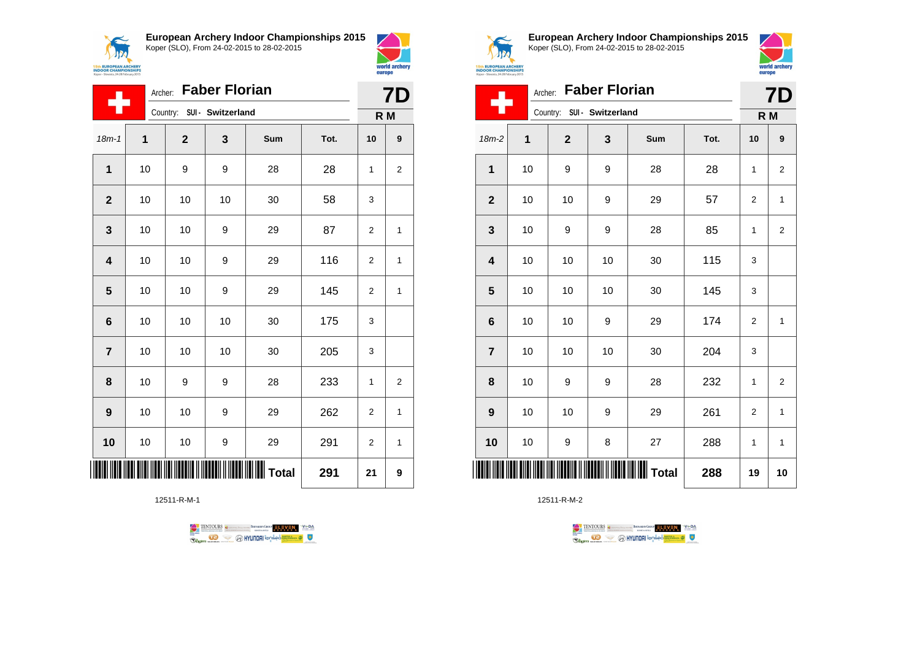## European Archery Indoor Championships 2015

Koper (SLO), From 24-02-2015 to 28-02-2015

Archer: **Faber Florian**

Country: SUI - Switzerland

**7D**

**R M**

| 18m-1 | 1 | 2 | 3 | Sum | Tot. | 10 | 9 |
|---|---|---|---|---|---|---|---|
| **1** | 10 | 9 | 9 | 28 | 28 | 1 | 2 |
| **2** | 10 | 10 | 10 | 30 | 58 | 3 | |
| **3** | 10 | 10 | 9 | 29 | 87 | 2 | 1 |
| **4** | 10 | 10 | 9 | 29 | 116 | 2 | 1 |
| **5** | 10 | 10 | 9 | 29 | 145 | 2 | 1 |
| **6** | 10 | 10 | 10 | 30 | 175 | 3 | |
| **7** | 10 | 10 | 10 | 30 | 205 | 3 | |
| **8** | 10 | 9 | 9 | 28 | 233 | 1 | 2 |
| **9** | 10 | 10 | 9 | 29 | 262 | 2 | 1 |
| **10** | 10 | 10 | 9 | 29 | 291 | 2 | 1 |
| | | | | **Total** | **291** | **21** | **9** |

12511-R-M-1

## European Archery Indoor Championships 2015

Koper (SLO), From 24-02-2015 to 28-02-2015

Archer: **Faber Florian**

Country: SUI - Switzerland

**7D**

**R M**

| 18m-2 | 1 | 2 | 3 | Sum | Tot. | 10 | 9 |
|---|---|---|---|---|---|---|---|
| **1** | 10 | 9 | 9 | 28 | 28 | 1 | 2 |
| **2** | 10 | 10 | 9 | 29 | 57 | 2 | 1 |
| **3** | 10 | 9 | 9 | 28 | 85 | 1 | 2 |
| **4** | 10 | 10 | 10 | 30 | 115 | 3 | |
| **5** | 10 | 10 | 10 | 30 | 145 | 3 | |
| **6** | 10 | 10 | 9 | 29 | 174 | 2 | 1 |
| **7** | 10 | 10 | 10 | 30 | 204 | 3 | |
| **8** | 10 | 9 | 9 | 28 | 232 | 1 | 2 |
| **9** | 10 | 10 | 9 | 29 | 261 | 2 | 1 |
| **10** | 10 | 9 | 8 | 27 | 288 | 1 | 1 |
| | | | | **Total** | **288** | **19** | **10** |

12511-R-M-2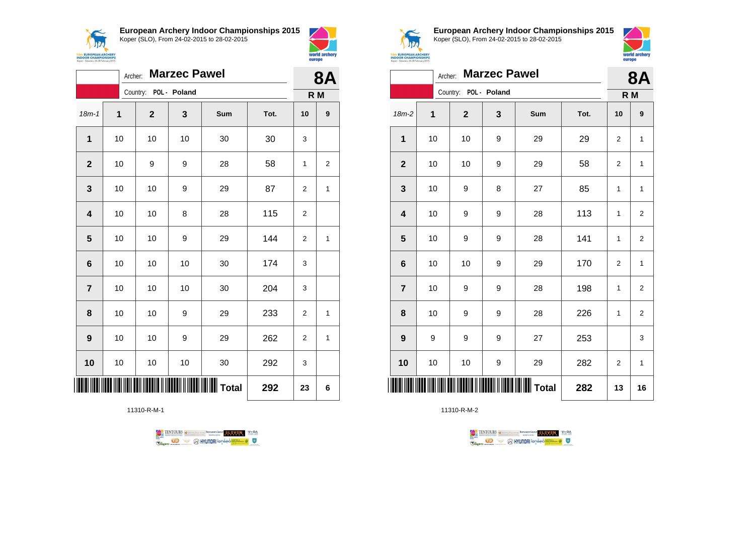**European Archery Indoor Championships 2015**
Koper (SLO), From 24-02-2015 to 28-02-2015

Archer: **Marzec Pawel**
Country: **POL - Poland**

**8A**
**R M**

| 18m-1 | 1 | 2 | 3 | Sum | Tot. | 10 | 9 |
|---|---|---|---|---|---|---|---|
| **1** | 10 | 10 | 10 | 30 | 30 | 3 | |
| **2** | 10 | 9 | 9 | 28 | 58 | 1 | 2 |
| **3** | 10 | 10 | 9 | 29 | 87 | 2 | 1 |
| **4** | 10 | 10 | 8 | 28 | 115 | 2 | |
| **5** | 10 | 10 | 9 | 29 | 144 | 2 | 1 |
| **6** | 10 | 10 | 10 | 30 | 174 | 3 | |
| **7** | 10 | 10 | 10 | 30 | 204 | 3 | |
| **8** | 10 | 10 | 9 | 29 | 233 | 2 | 1 |
| **9** | 10 | 10 | 9 | 29 | 262 | 2 | 1 |
| **10** | 10 | 10 | 10 | 30 | 292 | 3 | |
| | | | | **Total** | **292** | **23** | **6** |

11310-R-M-1

**European Archery Indoor Championships 2015**
Koper (SLO), From 24-02-2015 to 28-02-2015

Archer: **Marzec Pawel**
Country: **POL - Poland**

**8A**
**R M**

| 18m-2 | 1 | 2 | 3 | Sum | Tot. | 10 | 9 |
|---|---|---|---|---|---|---|---|
| **1** | 10 | 10 | 9 | 29 | 29 | 2 | 1 |
| **2** | 10 | 10 | 9 | 29 | 58 | 2 | 1 |
| **3** | 10 | 9 | 8 | 27 | 85 | 1 | 1 |
| **4** | 10 | 9 | 9 | 28 | 113 | 1 | 2 |
| **5** | 10 | 9 | 9 | 28 | 141 | 1 | 2 |
| **6** | 10 | 10 | 9 | 29 | 170 | 2 | 1 |
| **7** | 10 | 9 | 9 | 28 | 198 | 1 | 2 |
| **8** | 10 | 9 | 9 | 28 | 226 | 1 | 2 |
| **9** | 9 | 9 | 9 | 27 | 253 | | 3 |
| **10** | 10 | 10 | 9 | 29 | 282 | 2 | 1 |
| | | | | **Total** | **282** | **13** | **16** |

11310-R-M-2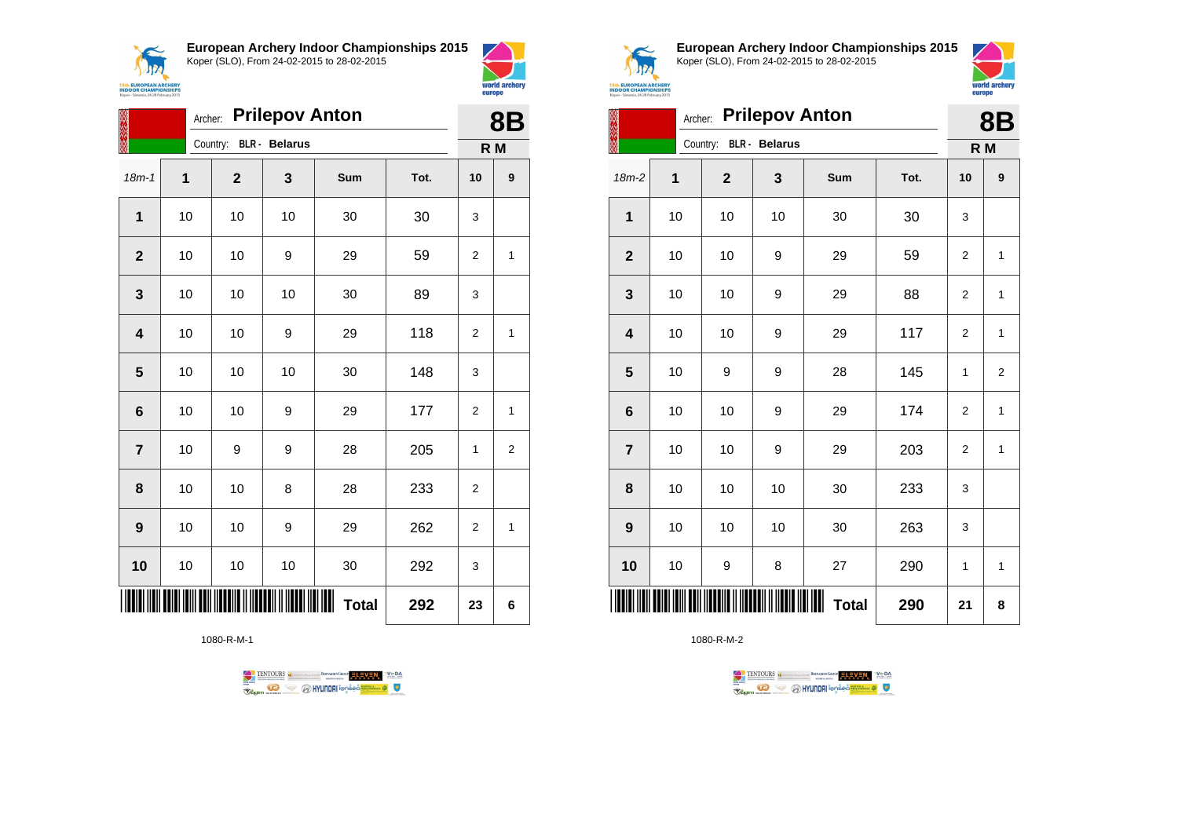## European Archery Indoor Championships 2015

Koper (SLO), From 24-02-2015 to 28-02-2015

Archer: **Prilepov Anton**

Country: **BLR - Belarus**

**8B**

**R M**

| 18m-1 | 1 | 2 | 3 | Sum | Tot. | 10 | 9 |
|---|---|---|---|---|---|---|---|
| **1** | 10 | 10 | 10 | 30 | 30 | 3 | |
| **2** | 10 | 10 | 9 | 29 | 59 | 2 | 1 |
| **3** | 10 | 10 | 10 | 30 | 89 | 3 | |
| **4** | 10 | 10 | 9 | 29 | 118 | 2 | 1 |
| **5** | 10 | 10 | 10 | 30 | 148 | 3 | |
| **6** | 10 | 10 | 9 | 29 | 177 | 2 | 1 |
| **7** | 10 | 9 | 9 | 28 | 205 | 1 | 2 |
| **8** | 10 | 10 | 8 | 28 | 233 | 2 | |
| **9** | 10 | 10 | 9 | 29 | 262 | 2 | 1 |
| **10** | 10 | 10 | 10 | 30 | 292 | 3 | |
| | | | | **Total** | **292** | **23** | **6** |

1080-R-M-1

## European Archery Indoor Championships 2015

Koper (SLO), From 24-02-2015 to 28-02-2015

Archer: **Prilepov Anton**

Country: **BLR - Belarus**

**8B**

**R M**

| 18m-2 | 1 | 2 | 3 | Sum | Tot. | 10 | 9 |
|---|---|---|---|---|---|---|---|
| **1** | 10 | 10 | 10 | 30 | 30 | 3 | |
| **2** | 10 | 10 | 9 | 29 | 59 | 2 | 1 |
| **3** | 10 | 10 | 9 | 29 | 88 | 2 | 1 |
| **4** | 10 | 10 | 9 | 29 | 117 | 2 | 1 |
| **5** | 10 | 9 | 9 | 28 | 145 | 1 | 2 |
| **6** | 10 | 10 | 9 | 29 | 174 | 2 | 1 |
| **7** | 10 | 10 | 9 | 29 | 203 | 2 | 1 |
| **8** | 10 | 10 | 10 | 30 | 233 | 3 | |
| **9** | 10 | 10 | 10 | 30 | 263 | 3 | |
| **10** | 10 | 9 | 8 | 27 | 290 | 1 | 1 |
| | | | | **Total** | **290** | **21** | **8** |

1080-R-M-2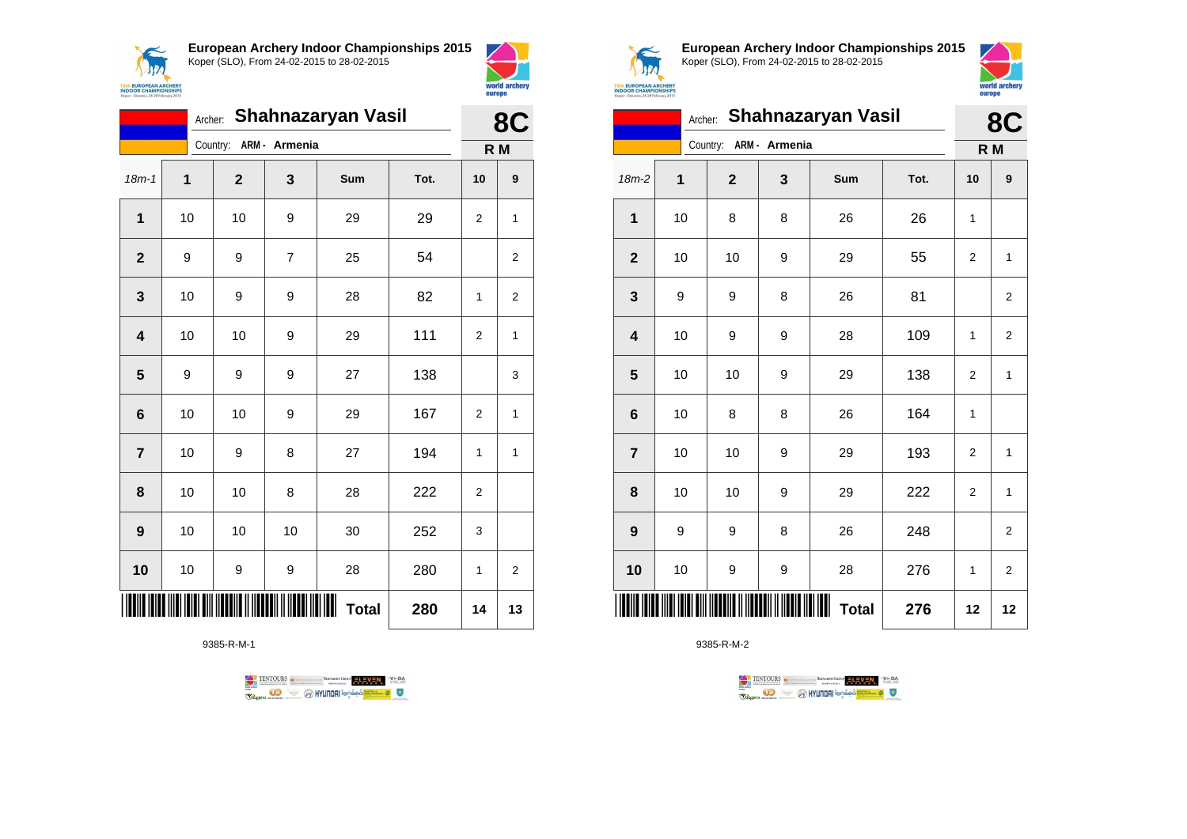## European Archery Indoor Championships 2015

Koper (SLO), From 24-02-2015 to 28-02-2015

Archer: **Shahnazaryan Vasil**

Country: **ARM - Armenia**

**8C**

**R M**

| 18m-1 | 1 | 2 | 3 | Sum | Tot. | 10 | 9 |
|---|---|---|---|---|---|---|---|
| **1** | 10 | 10 | 9 | 29 | 29 | 2 | 1 |
| **2** | 9 | 9 | 7 | 25 | 54 | | 2 |
| **3** | 10 | 9 | 9 | 28 | 82 | 1 | 2 |
| **4** | 10 | 10 | 9 | 29 | 111 | 2 | 1 |
| **5** | 9 | 9 | 9 | 27 | 138 | | 3 |
| **6** | 10 | 10 | 9 | 29 | 167 | 2 | 1 |
| **7** | 10 | 9 | 8 | 27 | 194 | 1 | 1 |
| **8** | 10 | 10 | 8 | 28 | 222 | 2 | |
| **9** | 10 | 10 | 10 | 30 | 252 | 3 | |
| **10** | 10 | 9 | 9 | 28 | 280 | 1 | 2 |
| | | | | **Total** | **280** | **14** | **13** |

9385-R-M-1

## European Archery Indoor Championships 2015

Koper (SLO), From 24-02-2015 to 28-02-2015

Archer: **Shahnazaryan Vasil**

Country: **ARM - Armenia**

**8C**

**R M**

| 18m-2 | 1 | 2 | 3 | Sum | Tot. | 10 | 9 |
|---|---|---|---|---|---|---|---|
| **1** | 10 | 8 | 8 | 26 | 26 | 1 | |
| **2** | 10 | 10 | 9 | 29 | 55 | 2 | 1 |
| **3** | 9 | 9 | 8 | 26 | 81 | | 2 |
| **4** | 10 | 9 | 9 | 28 | 109 | 1 | 2 |
| **5** | 10 | 10 | 9 | 29 | 138 | 2 | 1 |
| **6** | 10 | 8 | 8 | 26 | 164 | 1 | |
| **7** | 10 | 10 | 9 | 29 | 193 | 2 | 1 |
| **8** | 10 | 10 | 9 | 29 | 222 | 2 | 1 |
| **9** | 9 | 9 | 8 | 26 | 248 | | 2 |
| **10** | 10 | 9 | 9 | 28 | 276 | 1 | 2 |
| | | | | **Total** | **276** | **12** | **12** |

9385-R-M-2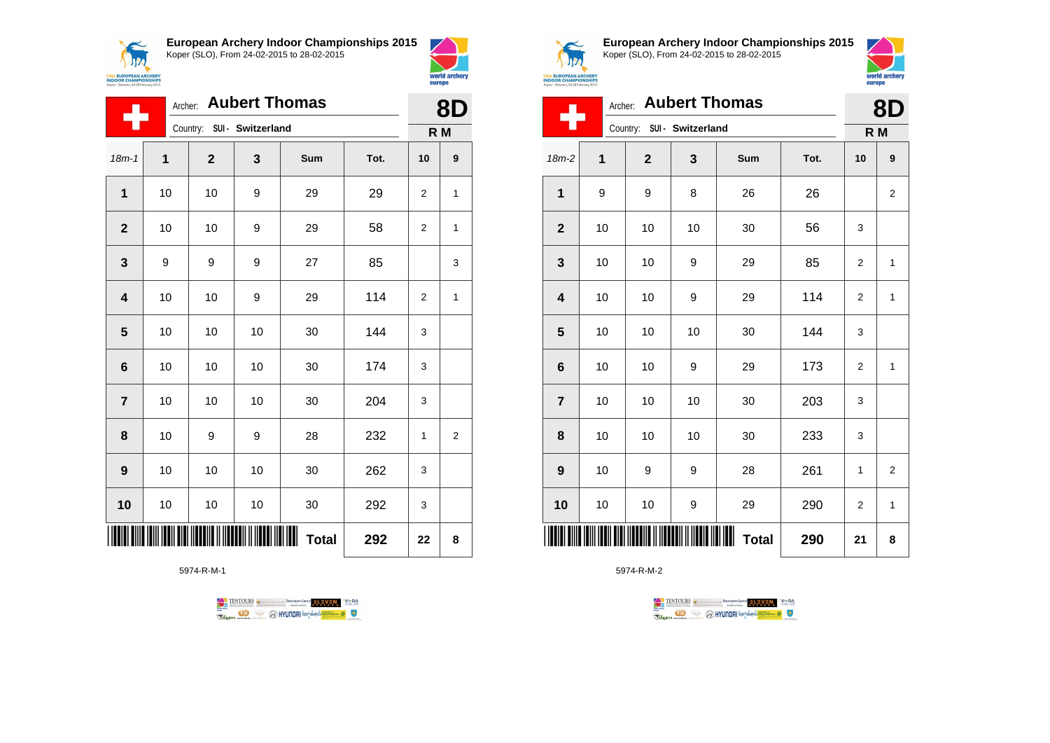**European Archery Indoor Championships 2015**
Koper (SLO), From 24-02-2015 to 28-02-2015

Archer: **Aubert Thomas**
Country: SUI - Switzerland

**8D**
**R M**

| 18m-1 | 1 | 2 | 3 | Sum | Tot. | 10 | 9 |
|---|---|---|---|---|---|---|---|
| 1 | 10 | 10 | 9 | 29 | 29 | 2 | 1 |
| 2 | 10 | 10 | 9 | 29 | 58 | 2 | 1 |
| 3 | 9 | 9 | 9 | 27 | 85 | | 3 |
| 4 | 10 | 10 | 9 | 29 | 114 | 2 | 1 |
| 5 | 10 | 10 | 10 | 30 | 144 | 3 | |
| 6 | 10 | 10 | 10 | 30 | 174 | 3 | |
| 7 | 10 | 10 | 10 | 30 | 204 | 3 | |
| 8 | 10 | 9 | 9 | 28 | 232 | 1 | 2 |
| 9 | 10 | 10 | 10 | 30 | 262 | 3 | |
| 10 | 10 | 10 | 10 | 30 | 292 | 3 | |
| | | | | **Total** | **292** | **22** | **8** |

5974-R-M-1

**European Archery Indoor Championships 2015**
Koper (SLO), From 24-02-2015 to 28-02-2015

Archer: **Aubert Thomas**
Country: SUI - Switzerland

**8D**
**R M**

| 18m-2 | 1 | 2 | 3 | Sum | Tot. | 10 | 9 |
|---|---|---|---|---|---|---|---|
| 1 | 9 | 9 | 8 | 26 | 26 | | 2 |
| 2 | 10 | 10 | 10 | 30 | 56 | 3 | |
| 3 | 10 | 10 | 9 | 29 | 85 | 2 | 1 |
| 4 | 10 | 10 | 9 | 29 | 114 | 2 | 1 |
| 5 | 10 | 10 | 10 | 30 | 144 | 3 | |
| 6 | 10 | 10 | 9 | 29 | 173 | 2 | 1 |
| 7 | 10 | 10 | 10 | 30 | 203 | 3 | |
| 8 | 10 | 10 | 10 | 30 | 233 | 3 | |
| 9 | 10 | 9 | 9 | 28 | 261 | 1 | 2 |
| 10 | 10 | 10 | 9 | 29 | 290 | 2 | 1 |
| | | | | **Total** | **290** | **21** | **8** |

5974-R-M-2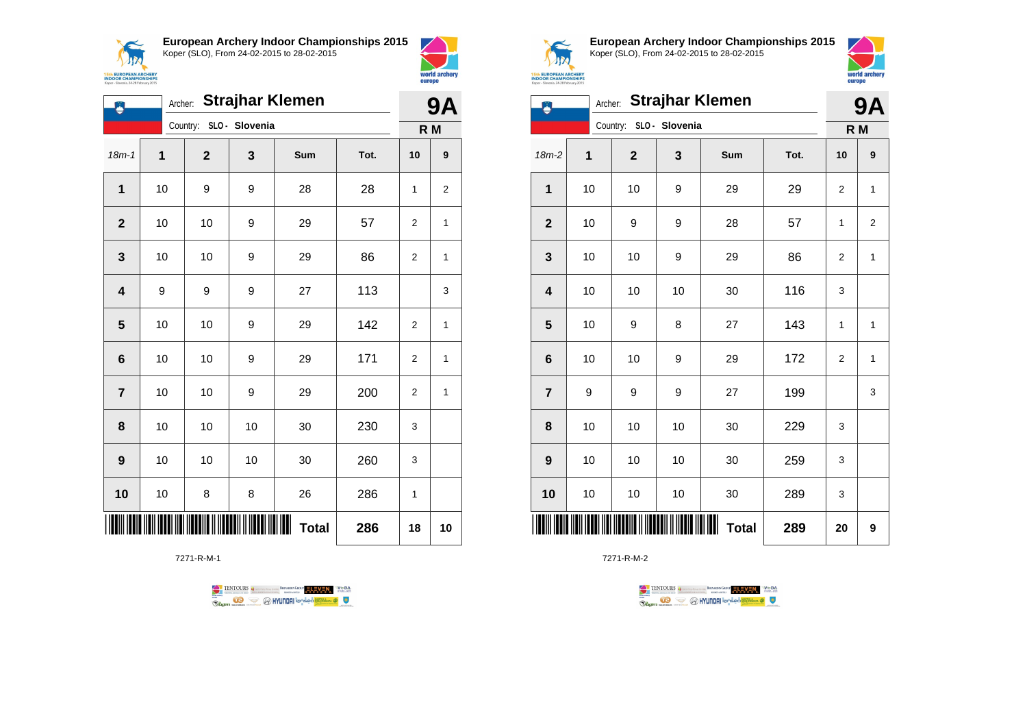**European Archery Indoor Championships 2015**
Koper (SLO), From 24-02-2015 to 28-02-2015

Archer: **Strajhar Klemen**
Country: **SLO - Slovenia**

**9A**
**R M**

| 18m-1 | 1 | 2 | 3 | Sum | Tot. | 10 | 9 |
|---|---|---|---|---|---|---|---|
| **1** | 10 | 9 | 9 | 28 | 28 | 1 | 2 |
| **2** | 10 | 10 | 9 | 29 | 57 | 2 | 1 |
| **3** | 10 | 10 | 9 | 29 | 86 | 2 | 1 |
| **4** | 9 | 9 | 9 | 27 | 113 | | 3 |
| **5** | 10 | 10 | 9 | 29 | 142 | 2 | 1 |
| **6** | 10 | 10 | 9 | 29 | 171 | 2 | 1 |
| **7** | 10 | 10 | 9 | 29 | 200 | 2 | 1 |
| **8** | 10 | 10 | 10 | 30 | 230 | 3 | |
| **9** | 10 | 10 | 10 | 30 | 260 | 3 | |
| **10** | 10 | 8 | 8 | 26 | 286 | 1 | |
| | | | | **Total** | **286** | **18** | **10** |

7271-R-M-1

**European Archery Indoor Championships 2015**
Koper (SLO), From 24-02-2015 to 28-02-2015

Archer: **Strajhar Klemen**
Country: **SLO - Slovenia**

**9A**
**R M**

| 18m-2 | 1 | 2 | 3 | Sum | Tot. | 10 | 9 |
|---|---|---|---|---|---|---|---|
| **1** | 10 | 10 | 9 | 29 | 29 | 2 | 1 |
| **2** | 10 | 9 | 9 | 28 | 57 | 1 | 2 |
| **3** | 10 | 10 | 9 | 29 | 86 | 2 | 1 |
| **4** | 10 | 10 | 10 | 30 | 116 | 3 | |
| **5** | 10 | 9 | 8 | 27 | 143 | 1 | 1 |
| **6** | 10 | 10 | 9 | 29 | 172 | 2 | 1 |
| **7** | 9 | 9 | 9 | 27 | 199 | | 3 |
| **8** | 10 | 10 | 10 | 30 | 229 | 3 | |
| **9** | 10 | 10 | 10 | 30 | 259 | 3 | |
| **10** | 10 | 10 | 10 | 30 | 289 | 3 | |
| | | | | **Total** | **289** | **20** | **9** |

7271-R-M-2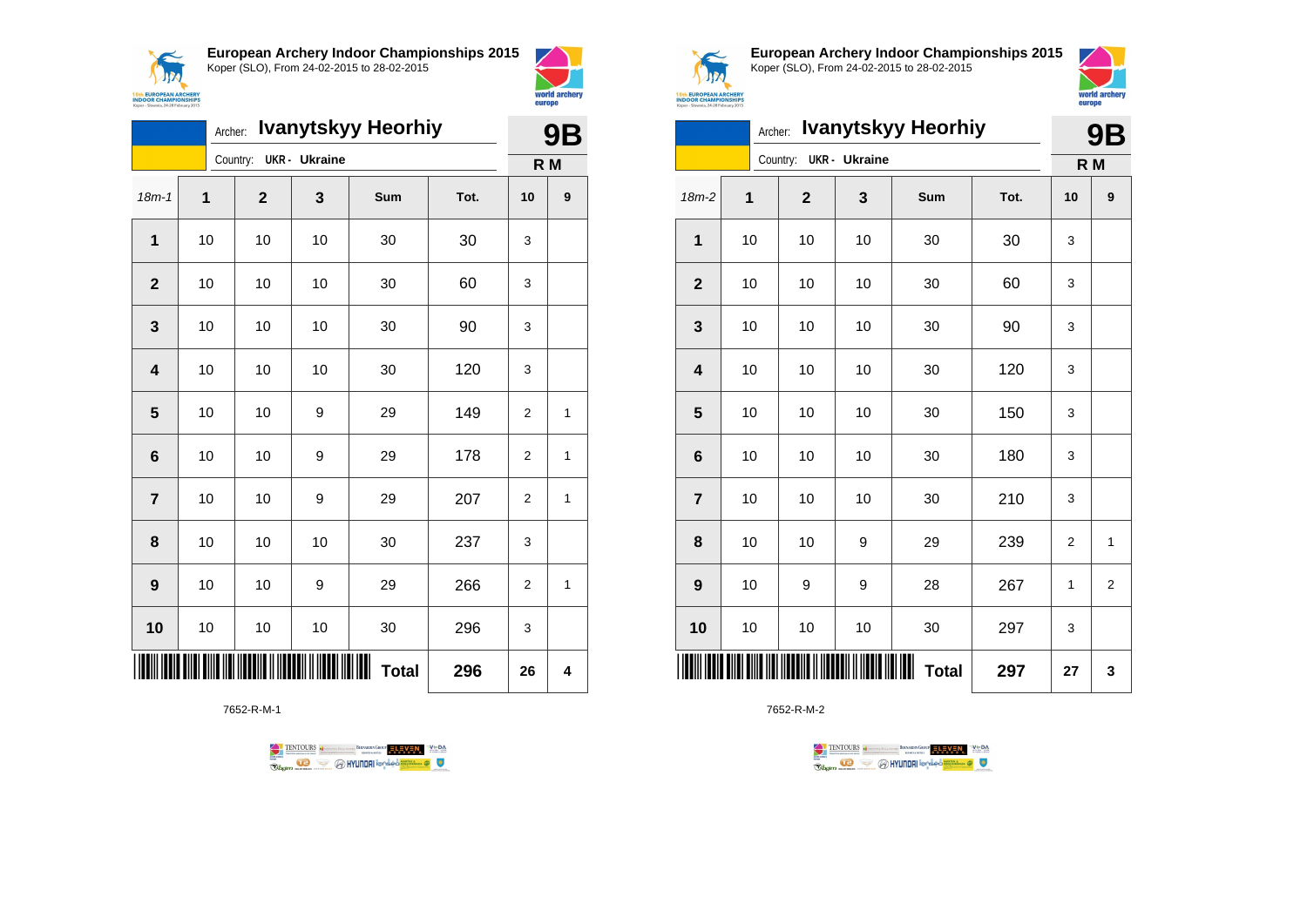## European Archery Indoor Championships 2015

Koper (SLO), From 24-02-2015 to 28-02-2015

Archer: **Ivanytskyy Heorhiy**

Country: **UKR - Ukraine**

**9B**

**R M**

| 18m-1 | 1 | 2 | 3 | Sum | Tot. | 10 | 9 |
|---|---|---|---|---|---|---|---|
| **1** | 10 | 10 | 10 | 30 | 30 | 3 | |
| **2** | 10 | 10 | 10 | 30 | 60 | 3 | |
| **3** | 10 | 10 | 10 | 30 | 90 | 3 | |
| **4** | 10 | 10 | 10 | 30 | 120 | 3 | |
| **5** | 10 | 10 | 9 | 29 | 149 | 2 | 1 |
| **6** | 10 | 10 | 9 | 29 | 178 | 2 | 1 |
| **7** | 10 | 10 | 9 | 29 | 207 | 2 | 1 |
| **8** | 10 | 10 | 10 | 30 | 237 | 3 | |
| **9** | 10 | 10 | 9 | 29 | 266 | 2 | 1 |
| **10** | 10 | 10 | 10 | 30 | 296 | 3 | |
| | | | | **Total** | **296** | **26** | **4** |

7652-R-M-1

## European Archery Indoor Championships 2015

Koper (SLO), From 24-02-2015 to 28-02-2015

Archer: **Ivanytskyy Heorhiy**

Country: **UKR - Ukraine**

**9B**

**R M**

| 18m-2 | 1 | 2 | 3 | Sum | Tot. | 10 | 9 |
|---|---|---|---|---|---|---|---|
| **1** | 10 | 10 | 10 | 30 | 30 | 3 | |
| **2** | 10 | 10 | 10 | 30 | 60 | 3 | |
| **3** | 10 | 10 | 10 | 30 | 90 | 3 | |
| **4** | 10 | 10 | 10 | 30 | 120 | 3 | |
| **5** | 10 | 10 | 10 | 30 | 150 | 3 | |
| **6** | 10 | 10 | 10 | 30 | 180 | 3 | |
| **7** | 10 | 10 | 10 | 30 | 210 | 3 | |
| **8** | 10 | 10 | 9 | 29 | 239 | 2 | 1 |
| **9** | 10 | 9 | 9 | 28 | 267 | 1 | 2 |
| **10** | 10 | 10 | 10 | 30 | 297 | 3 | |
| | | | | **Total** | **297** | **27** | **3** |

7652-R-M-2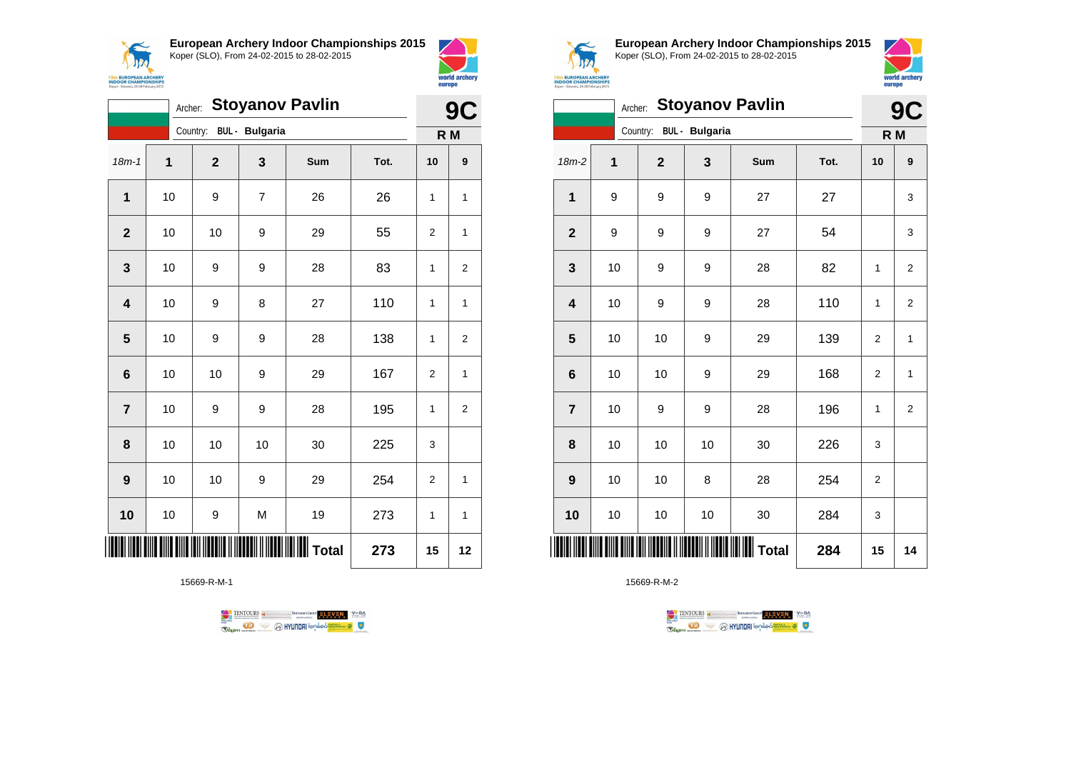## European Archery Indoor Championships 2015
Koper (SLO), From 24-02-2015 to 28-02-2015

Archer: **Stoyanov Pavlin**
Country: **BUL - Bulgaria**

**9C**
**R M**

| 18m-1 | 1 | 2 | 3 | Sum | Tot. | 10 | 9 |
|---|---|---|---|---|---|---|---|
| **1** | 10 | 9 | 7 | 26 | 26 | 1 | 1 |
| **2** | 10 | 10 | 9 | 29 | 55 | 2 | 1 |
| **3** | 10 | 9 | 9 | 28 | 83 | 1 | 2 |
| **4** | 10 | 9 | 8 | 27 | 110 | 1 | 1 |
| **5** | 10 | 9 | 9 | 28 | 138 | 1 | 2 |
| **6** | 10 | 10 | 9 | 29 | 167 | 2 | 1 |
| **7** | 10 | 9 | 9 | 28 | 195 | 1 | 2 |
| **8** | 10 | 10 | 10 | 30 | 225 | 3 | |
| **9** | 10 | 10 | 9 | 29 | 254 | 2 | 1 |
| **10** | 10 | 9 | M | 19 | 273 | 1 | 1 |
| | | | | **Total** | **273** | **15** | **12** |

15669-R-M-1

## European Archery Indoor Championships 2015
Koper (SLO), From 24-02-2015 to 28-02-2015

Archer: **Stoyanov Pavlin**
Country: **BUL - Bulgaria**

**9C**
**R M**

| 18m-2 | 1 | 2 | 3 | Sum | Tot. | 10 | 9 |
|---|---|---|---|---|---|---|---|
| **1** | 9 | 9 | 9 | 27 | 27 | | 3 |
| **2** | 9 | 9 | 9 | 27 | 54 | | 3 |
| **3** | 10 | 9 | 9 | 28 | 82 | 1 | 2 |
| **4** | 10 | 9 | 9 | 28 | 110 | 1 | 2 |
| **5** | 10 | 10 | 9 | 29 | 139 | 2 | 1 |
| **6** | 10 | 10 | 9 | 29 | 168 | 2 | 1 |
| **7** | 10 | 9 | 9 | 28 | 196 | 1 | 2 |
| **8** | 10 | 10 | 10 | 30 | 226 | 3 | |
| **9** | 10 | 10 | 8 | 28 | 254 | 2 | |
| **10** | 10 | 10 | 10 | 30 | 284 | 3 | |
| | | | | **Total** | **284** | **15** | **14** |

15669-R-M-2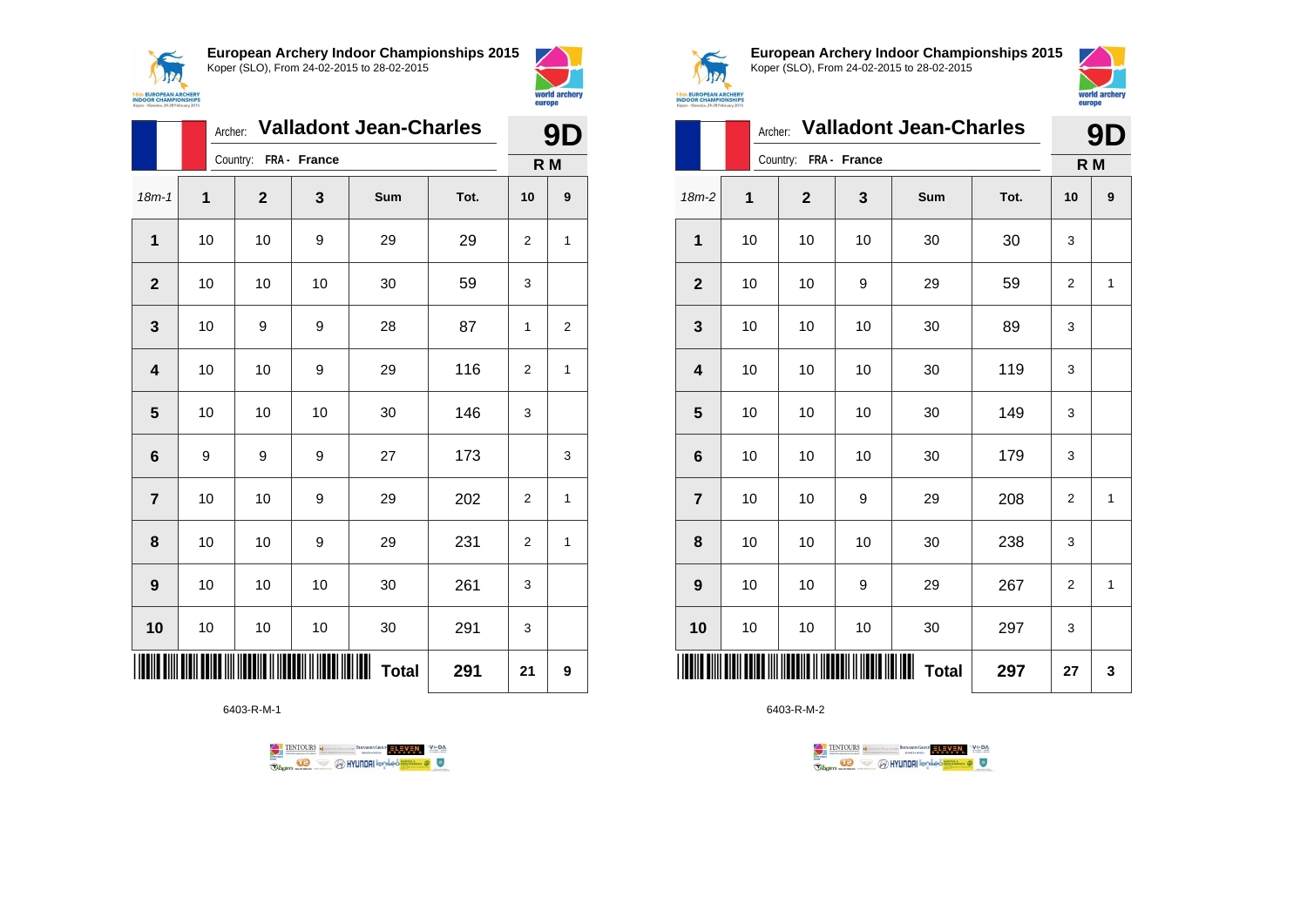**European Archery Indoor Championships 2015**
Koper (SLO), From 24-02-2015 to 28-02-2015

Archer: **Valladont Jean-Charles**
Country: **FRA - France**

**9D**
**R M**

| 18m-1 | 1 | 2 | 3 | Sum | Tot. | 10 | 9 |
|---|---|---|---|---|---|---|---|
| **1** | 10 | 10 | 9 | 29 | 29 | 2 | 1 |
| **2** | 10 | 10 | 10 | 30 | 59 | 3 | |
| **3** | 10 | 9 | 9 | 28 | 87 | 1 | 2 |
| **4** | 10 | 10 | 9 | 29 | 116 | 2 | 1 |
| **5** | 10 | 10 | 10 | 30 | 146 | 3 | |
| **6** | 9 | 9 | 9 | 27 | 173 | | 3 |
| **7** | 10 | 10 | 9 | 29 | 202 | 2 | 1 |
| **8** | 10 | 10 | 9 | 29 | 231 | 2 | 1 |
| **9** | 10 | 10 | 10 | 30 | 261 | 3 | |
| **10** | 10 | 10 | 10 | 30 | 291 | 3 | |
| | | | | **Total** | **291** | **21** | **9** |

6403-R-M-1

**European Archery Indoor Championships 2015**
Koper (SLO), From 24-02-2015 to 28-02-2015

Archer: **Valladont Jean-Charles**
Country: **FRA - France**

**9D**
**R M**

| 18m-2 | 1 | 2 | 3 | Sum | Tot. | 10 | 9 |
|---|---|---|---|---|---|---|---|
| **1** | 10 | 10 | 10 | 30 | 30 | 3 | |
| **2** | 10 | 10 | 9 | 29 | 59 | 2 | 1 |
| **3** | 10 | 10 | 10 | 30 | 89 | 3 | |
| **4** | 10 | 10 | 10 | 30 | 119 | 3 | |
| **5** | 10 | 10 | 10 | 30 | 149 | 3 | |
| **6** | 10 | 10 | 10 | 30 | 179 | 3 | |
| **7** | 10 | 10 | 9 | 29 | 208 | 2 | 1 |
| **8** | 10 | 10 | 10 | 30 | 238 | 3 | |
| **9** | 10 | 10 | 9 | 29 | 267 | 2 | 1 |
| **10** | 10 | 10 | 10 | 30 | 297 | 3 | |
| | | | | **Total** | **297** | **27** | **3** |

6403-R-M-2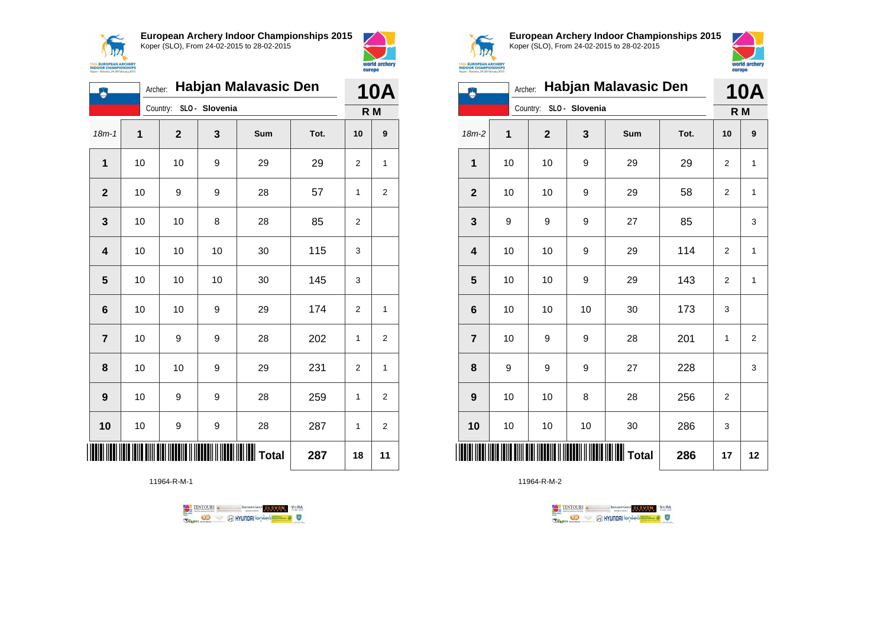**European Archery Indoor Championships 2015**
Koper (SLO), From 24-02-2015 to 28-02-2015

Archer: **Habjan Malavasic Den**
Country: **SLO - Slovenia**
**10A**
**R M**

| 18m-1 | 1 | 2 | 3 | Sum | Tot. | 10 | 9 |
|---|---|---|---|---|---|---|---|
| **1** | 10 | 10 | 9 | 29 | 29 | 2 | 1 |
| **2** | 10 | 9 | 9 | 28 | 57 | 1 | 2 |
| **3** | 10 | 10 | 8 | 28 | 85 | 2 | |
| **4** | 10 | 10 | 10 | 30 | 115 | 3 | |
| **5** | 10 | 10 | 10 | 30 | 145 | 3 | |
| **6** | 10 | 10 | 9 | 29 | 174 | 2 | 1 |
| **7** | 10 | 9 | 9 | 28 | 202 | 1 | 2 |
| **8** | 10 | 10 | 9 | 29 | 231 | 2 | 1 |
| **9** | 10 | 9 | 9 | 28 | 259 | 1 | 2 |
| **10** | 10 | 9 | 9 | 28 | 287 | 1 | 2 |
| | | | | **Total** | **287** | **18** | **11** |

11964-R-M-1

**European Archery Indoor Championships 2015**
Koper (SLO), From 24-02-2015 to 28-02-2015

Archer: **Habjan Malavasic Den**
Country: **SLO - Slovenia**
**10A**
**R M**

| 18m-2 | 1 | 2 | 3 | Sum | Tot. | 10 | 9 |
|---|---|---|---|---|---|---|---|
| **1** | 10 | 10 | 9 | 29 | 29 | 2 | 1 |
| **2** | 10 | 10 | 9 | 29 | 58 | 2 | 1 |
| **3** | 9 | 9 | 9 | 27 | 85 | | 3 |
| **4** | 10 | 10 | 9 | 29 | 114 | 2 | 1 |
| **5** | 10 | 10 | 9 | 29 | 143 | 2 | 1 |
| **6** | 10 | 10 | 10 | 30 | 173 | 3 | |
| **7** | 10 | 9 | 9 | 28 | 201 | 1 | 2 |
| **8** | 9 | 9 | 9 | 27 | 228 | | 3 |
| **9** | 10 | 10 | 8 | 28 | 256 | 2 | |
| **10** | 10 | 10 | 10 | 30 | 286 | 3 | |
| | | | | **Total** | **286** | **17** | **12** |

11964-R-M-2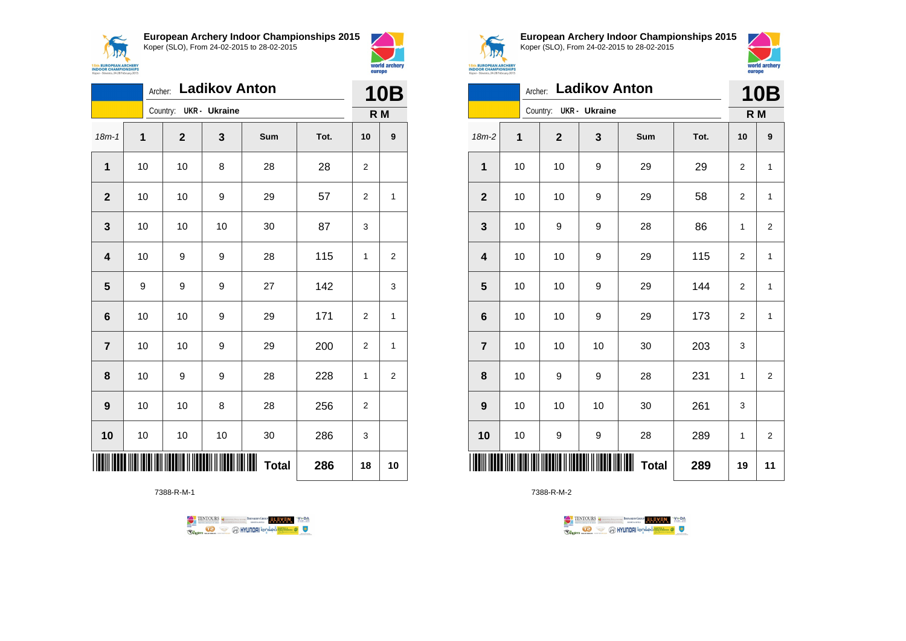## European Archery Indoor Championships 2015

Koper (SLO), From 24-02-2015 to 28-02-2015

Archer: **Ladikov Anton**

Country: **UKR - Ukraine**

**10B**

**R M**

| 18m-1 | 1 | 2 | 3 | Sum | Tot. | 10 | 9 |
|---|---|---|---|---|---|---|---|
| **1** | 10 | 10 | 8 | 28 | 28 | 2 | |
| **2** | 10 | 10 | 9 | 29 | 57 | 2 | 1 |
| **3** | 10 | 10 | 10 | 30 | 87 | 3 | |
| **4** | 10 | 9 | 9 | 28 | 115 | 1 | 2 |
| **5** | 9 | 9 | 9 | 27 | 142 | | 3 |
| **6** | 10 | 10 | 9 | 29 | 171 | 2 | 1 |
| **7** | 10 | 10 | 9 | 29 | 200 | 2 | 1 |
| **8** | 10 | 9 | 9 | 28 | 228 | 1 | 2 |
| **9** | 10 | 10 | 8 | 28 | 256 | 2 | |
| **10** | 10 | 10 | 10 | 30 | 286 | 3 | |
| | | | | **Total** | **286** | **18** | **10** |

7388-R-M-1

## European Archery Indoor Championships 2015

Koper (SLO), From 24-02-2015 to 28-02-2015

Archer: **Ladikov Anton**

Country: **UKR - Ukraine**

**10B**

**R M**

| 18m-2 | 1 | 2 | 3 | Sum | Tot. | 10 | 9 |
|---|---|---|---|---|---|---|---|
| **1** | 10 | 10 | 9 | 29 | 29 | 2 | 1 |
| **2** | 10 | 10 | 9 | 29 | 58 | 2 | 1 |
| **3** | 10 | 9 | 9 | 28 | 86 | 1 | 2 |
| **4** | 10 | 10 | 9 | 29 | 115 | 2 | 1 |
| **5** | 10 | 10 | 9 | 29 | 144 | 2 | 1 |
| **6** | 10 | 10 | 9 | 29 | 173 | 2 | 1 |
| **7** | 10 | 10 | 10 | 30 | 203 | 3 | |
| **8** | 10 | 9 | 9 | 28 | 231 | 1 | 2 |
| **9** | 10 | 10 | 10 | 30 | 261 | 3 | |
| **10** | 10 | 9 | 9 | 28 | 289 | 1 | 2 |
| | | | | **Total** | **289** | **19** | **11** |

7388-R-M-2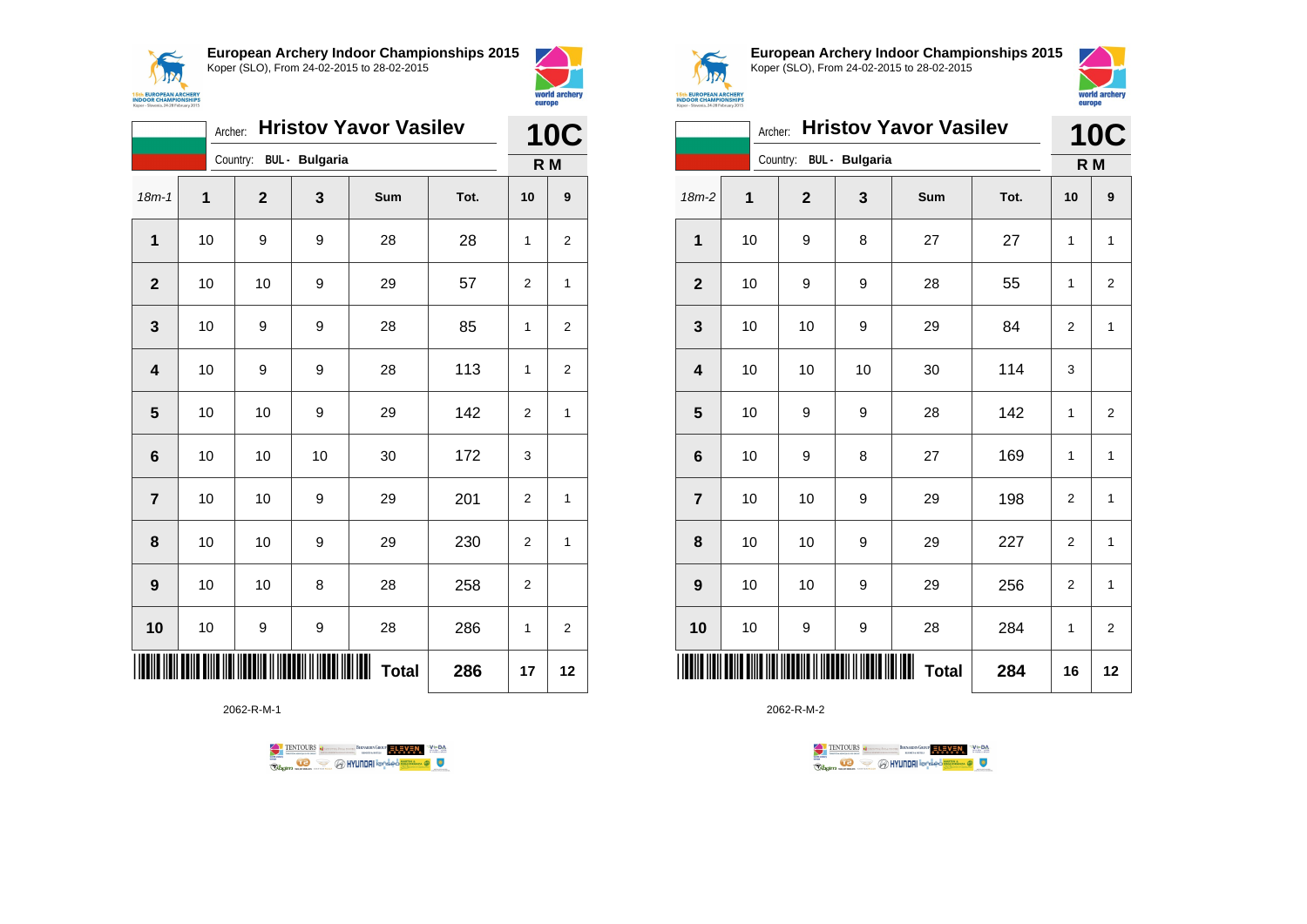**European Archery Indoor Championships 2015**
Koper (SLO), From 24-02-2015 to 28-02-2015

Archer: **Hristov Yavor Vasilev** — **10C**
Country: **BUL - Bulgaria** — **R M**

| 18m-1 | 1 | 2 | 3 | Sum | Tot. | 10 | 9 |
|---|---|---|---|---|---|---|---|
| 1 | 10 | 9 | 9 | 28 | 28 | 1 | 2 |
| 2 | 10 | 10 | 9 | 29 | 57 | 2 | 1 |
| 3 | 10 | 9 | 9 | 28 | 85 | 1 | 2 |
| 4 | 10 | 9 | 9 | 28 | 113 | 1 | 2 |
| 5 | 10 | 10 | 9 | 29 | 142 | 2 | 1 |
| 6 | 10 | 10 | 10 | 30 | 172 | 3 | |
| 7 | 10 | 10 | 9 | 29 | 201 | 2 | 1 |
| 8 | 10 | 10 | 9 | 29 | 230 | 2 | 1 |
| 9 | 10 | 10 | 8 | 28 | 258 | 2 | |
| 10 | 10 | 9 | 9 | 28 | 286 | 1 | 2 |
| | | | | **Total** | **286** | **17** | **12** |

2062-R-M-1

**European Archery Indoor Championships 2015**
Koper (SLO), From 24-02-2015 to 28-02-2015

Archer: **Hristov Yavor Vasilev** — **10C**
Country: **BUL - Bulgaria** — **R M**

| 18m-2 | 1 | 2 | 3 | Sum | Tot. | 10 | 9 |
|---|---|---|---|---|---|---|---|
| 1 | 10 | 9 | 8 | 27 | 27 | 1 | 1 |
| 2 | 10 | 9 | 9 | 28 | 55 | 1 | 2 |
| 3 | 10 | 10 | 9 | 29 | 84 | 2 | 1 |
| 4 | 10 | 10 | 10 | 30 | 114 | 3 | |
| 5 | 10 | 9 | 9 | 28 | 142 | 1 | 2 |
| 6 | 10 | 9 | 8 | 27 | 169 | 1 | 1 |
| 7 | 10 | 10 | 9 | 29 | 198 | 2 | 1 |
| 8 | 10 | 10 | 9 | 29 | 227 | 2 | 1 |
| 9 | 10 | 10 | 9 | 29 | 256 | 2 | 1 |
| 10 | 10 | 9 | 9 | 28 | 284 | 1 | 2 |
| | | | | **Total** | **284** | **16** | **12** |

2062-R-M-2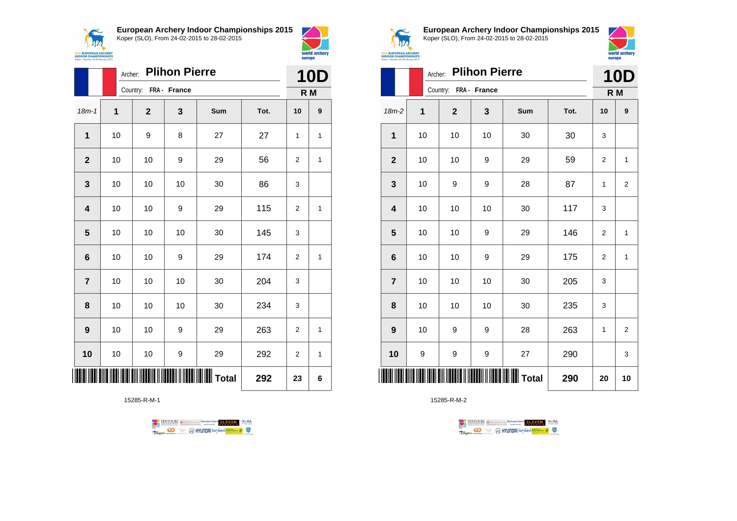**European Archery Indoor Championships 2015**
Koper (SLO), From 24-02-2015 to 28-02-2015

Archer: **Plihon Pierre**
Country: **FRA - France**

**10D**
**R M**

| 18m-1 | 1 | 2 | 3 | Sum | Tot. | 10 | 9 |
|---|---|---|---|---|---|---|---|
| **1** | 10 | 9 | 8 | 27 | 27 | 1 | 1 |
| **2** | 10 | 10 | 9 | 29 | 56 | 2 | 1 |
| **3** | 10 | 10 | 10 | 30 | 86 | 3 | |
| **4** | 10 | 10 | 9 | 29 | 115 | 2 | 1 |
| **5** | 10 | 10 | 10 | 30 | 145 | 3 | |
| **6** | 10 | 10 | 9 | 29 | 174 | 2 | 1 |
| **7** | 10 | 10 | 10 | 30 | 204 | 3 | |
| **8** | 10 | 10 | 10 | 30 | 234 | 3 | |
| **9** | 10 | 10 | 9 | 29 | 263 | 2 | 1 |
| **10** | 10 | 10 | 9 | 29 | 292 | 2 | 1 |
| | | | | **Total** | **292** | **23** | **6** |

15285-R-M-1

**European Archery Indoor Championships 2015**
Koper (SLO), From 24-02-2015 to 28-02-2015

Archer: **Plihon Pierre**
Country: **FRA - France**

**10D**
**R M**

| 18m-2 | 1 | 2 | 3 | Sum | Tot. | 10 | 9 |
|---|---|---|---|---|---|---|---|
| **1** | 10 | 10 | 10 | 30 | 30 | 3 | |
| **2** | 10 | 10 | 9 | 29 | 59 | 2 | 1 |
| **3** | 10 | 9 | 9 | 28 | 87 | 1 | 2 |
| **4** | 10 | 10 | 10 | 30 | 117 | 3 | |
| **5** | 10 | 10 | 9 | 29 | 146 | 2 | 1 |
| **6** | 10 | 10 | 9 | 29 | 175 | 2 | 1 |
| **7** | 10 | 10 | 10 | 30 | 205 | 3 | |
| **8** | 10 | 10 | 10 | 30 | 235 | 3 | |
| **9** | 10 | 9 | 9 | 28 | 263 | 1 | 2 |
| **10** | 9 | 9 | 9 | 27 | 290 | | 3 |
| | | | | **Total** | **290** | **20** | **10** |

15285-R-M-2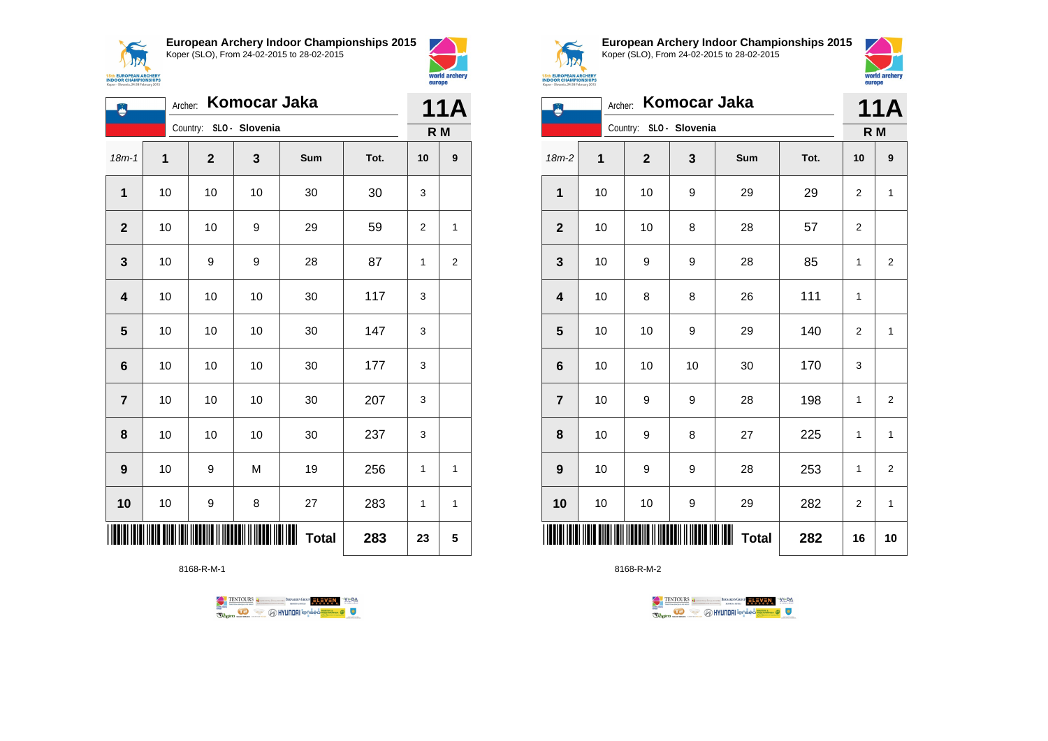## European Archery Indoor Championships 2015

Koper (SLO), From 24-02-2015 to 28-02-2015

Archer: **Komocar Jaka**

Country: SLO - Slovenia

**11A** R M

| 18m-1 | 1 | 2 | 3 | Sum | Tot. | 10 | 9 |
|---|---|---|---|---|---|---|---|
| 1 | 10 | 10 | 10 | 30 | 30 | 3 | |
| 2 | 10 | 10 | 9 | 29 | 59 | 2 | 1 |
| 3 | 10 | 9 | 9 | 28 | 87 | 1 | 2 |
| 4 | 10 | 10 | 10 | 30 | 117 | 3 | |
| 5 | 10 | 10 | 10 | 30 | 147 | 3 | |
| 6 | 10 | 10 | 10 | 30 | 177 | 3 | |
| 7 | 10 | 10 | 10 | 30 | 207 | 3 | |
| 8 | 10 | 10 | 10 | 30 | 237 | 3 | |
| 9 | 10 | 9 | M | 19 | 256 | 1 | 1 |
| 10 | 10 | 9 | 8 | 27 | 283 | 1 | 1 |
| | | | | Total | 283 | 23 | 5 |

8168-R-M-1

## European Archery Indoor Championships 2015

Koper (SLO), From 24-02-2015 to 28-02-2015

Archer: **Komocar Jaka**

Country: SLO - Slovenia

**11A** R M

| 18m-2 | 1 | 2 | 3 | Sum | Tot. | 10 | 9 |
|---|---|---|---|---|---|---|---|
| 1 | 10 | 10 | 9 | 29 | 29 | 2 | 1 |
| 2 | 10 | 10 | 8 | 28 | 57 | 2 | |
| 3 | 10 | 9 | 9 | 28 | 85 | 1 | 2 |
| 4 | 10 | 8 | 8 | 26 | 111 | 1 | |
| 5 | 10 | 10 | 9 | 29 | 140 | 2 | 1 |
| 6 | 10 | 10 | 10 | 30 | 170 | 3 | |
| 7 | 10 | 9 | 9 | 28 | 198 | 1 | 2 |
| 8 | 10 | 9 | 8 | 27 | 225 | 1 | 1 |
| 9 | 10 | 9 | 9 | 28 | 253 | 1 | 2 |
| 10 | 10 | 10 | 9 | 29 | 282 | 2 | 1 |
| | | | | Total | 282 | 16 | 10 |

8168-R-M-2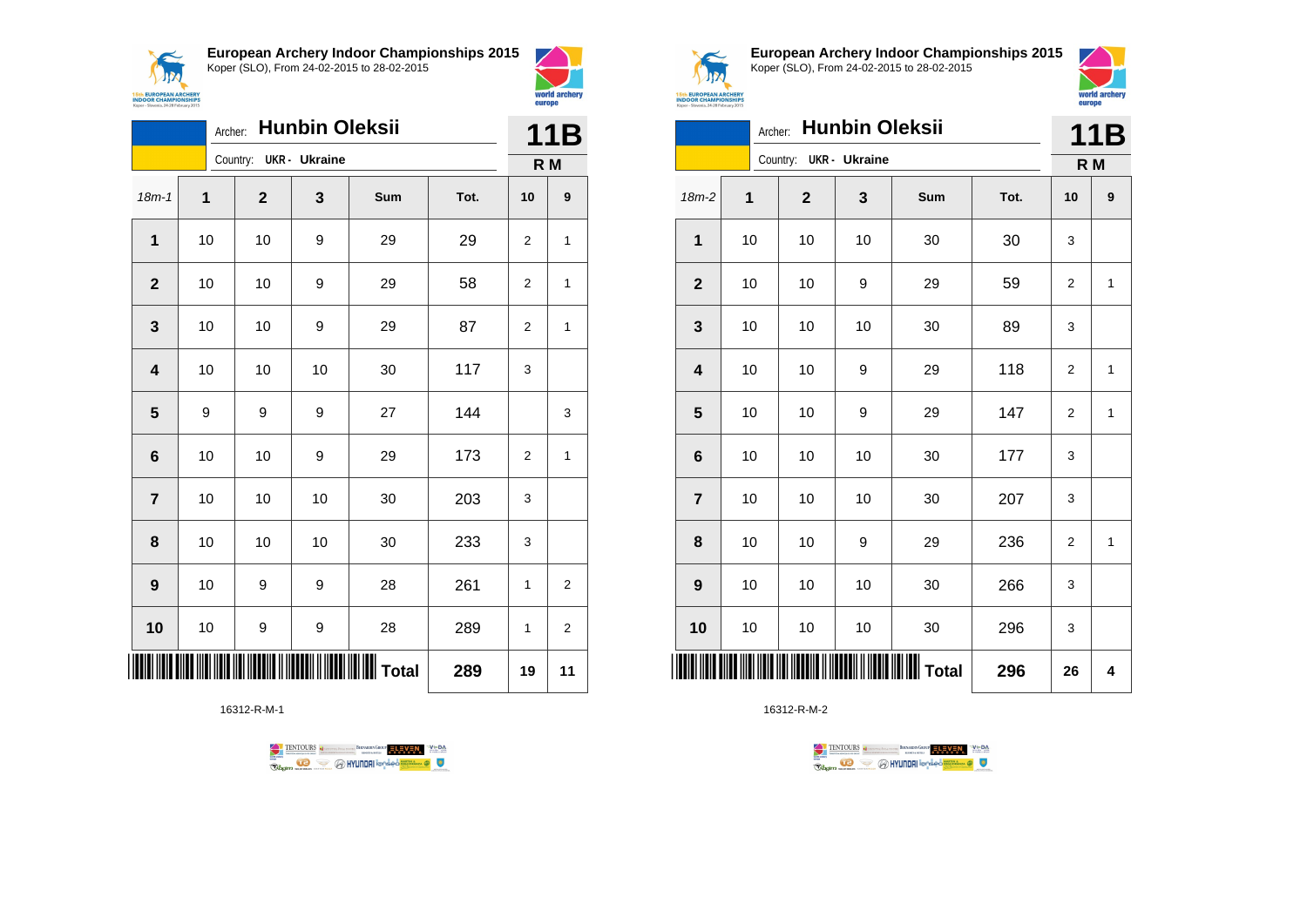## European Archery Indoor Championships 2015

Koper (SLO), From 24-02-2015 to 28-02-2015

Archer: **Hunbin Oleksii**

Country: **UKR - Ukraine**

**11B**

**R M**

| 18m-1 | 1 | 2 | 3 | Sum | Tot. | 10 | 9 |
|---|---|---|---|---|---|---|---|
| **1** | 10 | 10 | 9 | 29 | 29 | 2 | 1 |
| **2** | 10 | 10 | 9 | 29 | 58 | 2 | 1 |
| **3** | 10 | 10 | 9 | 29 | 87 | 2 | 1 |
| **4** | 10 | 10 | 10 | 30 | 117 | 3 | |
| **5** | 9 | 9 | 9 | 27 | 144 | | 3 |
| **6** | 10 | 10 | 9 | 29 | 173 | 2 | 1 |
| **7** | 10 | 10 | 10 | 30 | 203 | 3 | |
| **8** | 10 | 10 | 10 | 30 | 233 | 3 | |
| **9** | 10 | 9 | 9 | 28 | 261 | 1 | 2 |
| **10** | 10 | 9 | 9 | 28 | 289 | 1 | 2 |
| | | | | **Total** | **289** | **19** | **11** |

16312-R-M-1

## European Archery Indoor Championships 2015

Koper (SLO), From 24-02-2015 to 28-02-2015

Archer: **Hunbin Oleksii**

Country: **UKR - Ukraine**

**11B**

**R M**

| 18m-2 | 1 | 2 | 3 | Sum | Tot. | 10 | 9 |
|---|---|---|---|---|---|---|---|
| **1** | 10 | 10 | 10 | 30 | 30 | 3 | |
| **2** | 10 | 10 | 9 | 29 | 59 | 2 | 1 |
| **3** | 10 | 10 | 10 | 30 | 89 | 3 | |
| **4** | 10 | 10 | 9 | 29 | 118 | 2 | 1 |
| **5** | 10 | 10 | 9 | 29 | 147 | 2 | 1 |
| **6** | 10 | 10 | 10 | 30 | 177 | 3 | |
| **7** | 10 | 10 | 10 | 30 | 207 | 3 | |
| **8** | 10 | 10 | 9 | 29 | 236 | 2 | 1 |
| **9** | 10 | 10 | 10 | 30 | 266 | 3 | |
| **10** | 10 | 10 | 10 | 30 | 296 | 3 | |
| | | | | **Total** | **296** | **26** | **4** |

16312-R-M-2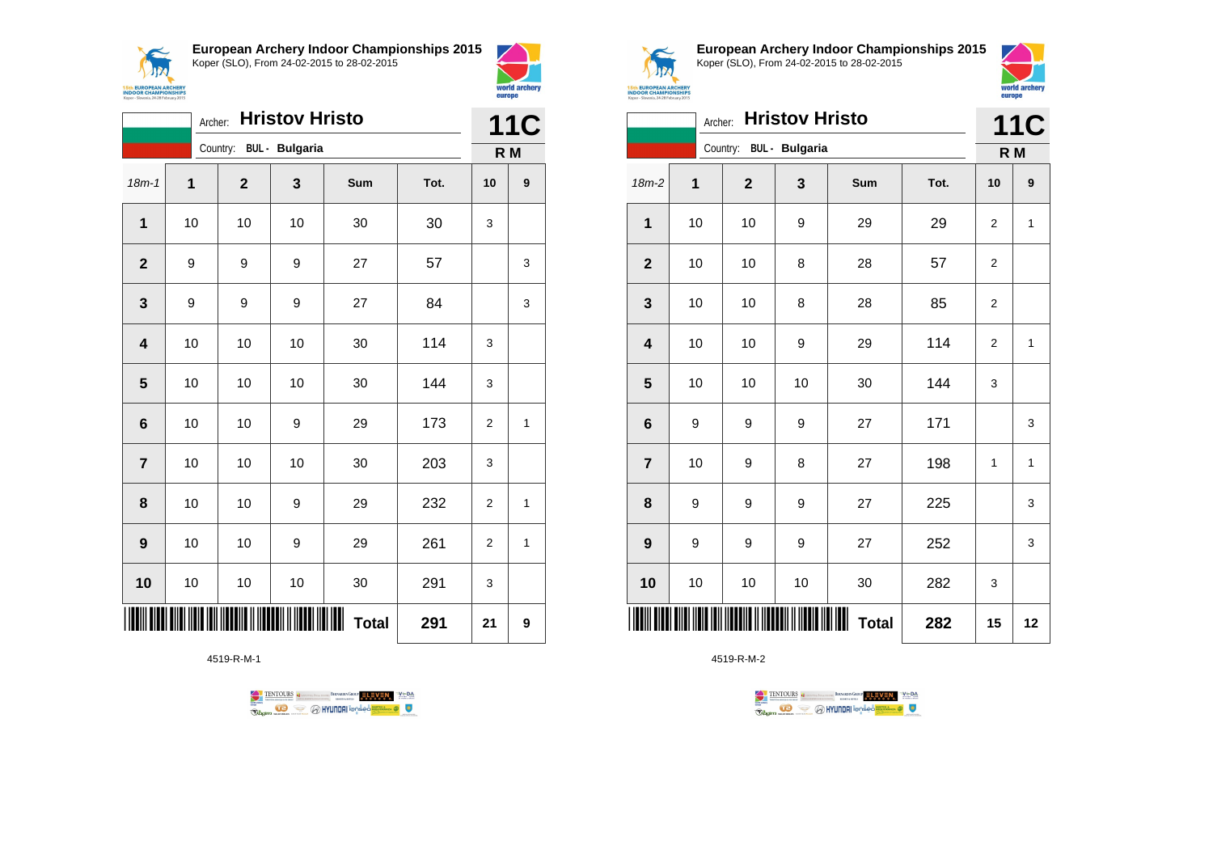## European Archery Indoor Championships 2015
Koper (SLO), From 24-02-2015 to 28-02-2015

Archer: **Hristov Hristo**
Country: **BUL - Bulgaria**

**11C**
**R M**

| 18m-1 | 1 | 2 | 3 | Sum | Tot. | 10 | 9 |
|---|---|---|---|---|---|---|---|
| 1 | 10 | 10 | 10 | 30 | 30 | 3 | |
| 2 | 9 | 9 | 9 | 27 | 57 | | 3 |
| 3 | 9 | 9 | 9 | 27 | 84 | | 3 |
| 4 | 10 | 10 | 10 | 30 | 114 | 3 | |
| 5 | 10 | 10 | 10 | 30 | 144 | 3 | |
| 6 | 10 | 10 | 9 | 29 | 173 | 2 | 1 |
| 7 | 10 | 10 | 10 | 30 | 203 | 3 | |
| 8 | 10 | 10 | 9 | 29 | 232 | 2 | 1 |
| 9 | 10 | 10 | 9 | 29 | 261 | 2 | 1 |
| 10 | 10 | 10 | 10 | 30 | 291 | 3 | |
| | | | | **Total** | **291** | **21** | **9** |

4519-R-M-1

## European Archery Indoor Championships 2015
Koper (SLO), From 24-02-2015 to 28-02-2015

Archer: **Hristov Hristo**
Country: **BUL - Bulgaria**

**11C**
**R M**

| 18m-2 | 1 | 2 | 3 | Sum | Tot. | 10 | 9 |
|---|---|---|---|---|---|---|---|
| 1 | 10 | 10 | 9 | 29 | 29 | 2 | 1 |
| 2 | 10 | 10 | 8 | 28 | 57 | 2 | |
| 3 | 10 | 10 | 8 | 28 | 85 | 2 | |
| 4 | 10 | 10 | 9 | 29 | 114 | 2 | 1 |
| 5 | 10 | 10 | 10 | 30 | 144 | 3 | |
| 6 | 9 | 9 | 9 | 27 | 171 | | 3 |
| 7 | 10 | 9 | 8 | 27 | 198 | 1 | 1 |
| 8 | 9 | 9 | 9 | 27 | 225 | | 3 |
| 9 | 9 | 9 | 9 | 27 | 252 | | 3 |
| 10 | 10 | 10 | 10 | 30 | 282 | 3 | |
| | | | | **Total** | **282** | **15** | **12** |

4519-R-M-2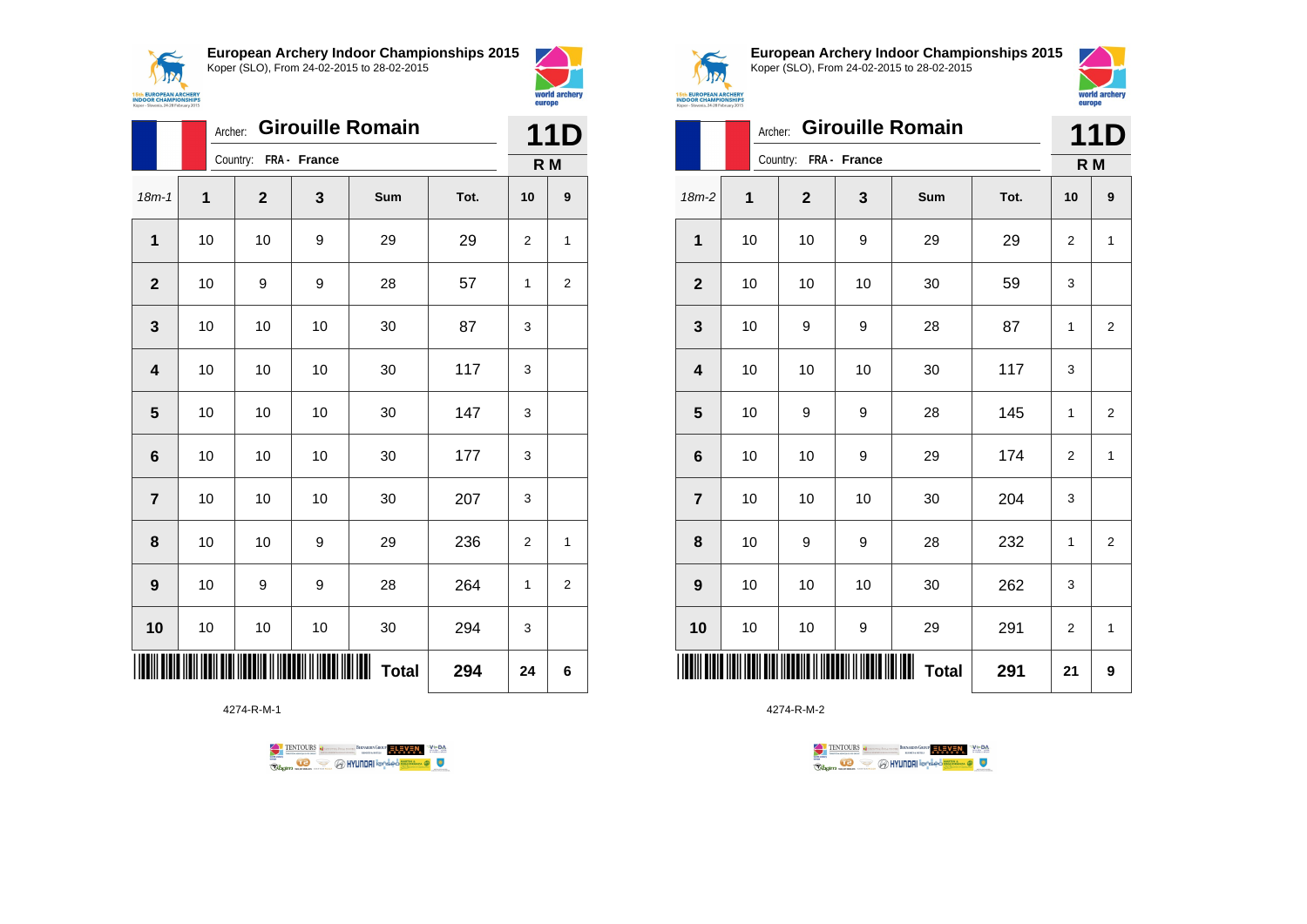## European Archery Indoor Championships 2015

Koper (SLO), From 24-02-2015 to 28-02-2015

Archer: **Girouille Romain**

Country: **FRA - France**

**11D**

**R M**

| 18m-1 | 1 | 2 | 3 | Sum | Tot. | 10 | 9 |
|---|---|---|---|---|---|---|---|
| **1** | 10 | 10 | 9 | 29 | 29 | 2 | 1 |
| **2** | 10 | 9 | 9 | 28 | 57 | 1 | 2 |
| **3** | 10 | 10 | 10 | 30 | 87 | 3 | |
| **4** | 10 | 10 | 10 | 30 | 117 | 3 | |
| **5** | 10 | 10 | 10 | 30 | 147 | 3 | |
| **6** | 10 | 10 | 10 | 30 | 177 | 3 | |
| **7** | 10 | 10 | 10 | 30 | 207 | 3 | |
| **8** | 10 | 10 | 9 | 29 | 236 | 2 | 1 |
| **9** | 10 | 9 | 9 | 28 | 264 | 1 | 2 |
| **10** | 10 | 10 | 10 | 30 | 294 | 3 | |
| | | | | **Total** | **294** | **24** | **6** |

4274-R-M-1

## European Archery Indoor Championships 2015

Koper (SLO), From 24-02-2015 to 28-02-2015

Archer: **Girouille Romain**

Country: **FRA - France**

**11D**

**R M**

| 18m-2 | 1 | 2 | 3 | Sum | Tot. | 10 | 9 |
|---|---|---|---|---|---|---|---|
| **1** | 10 | 10 | 9 | 29 | 29 | 2 | 1 |
| **2** | 10 | 10 | 10 | 30 | 59 | 3 | |
| **3** | 10 | 9 | 9 | 28 | 87 | 1 | 2 |
| **4** | 10 | 10 | 10 | 30 | 117 | 3 | |
| **5** | 10 | 9 | 9 | 28 | 145 | 1 | 2 |
| **6** | 10 | 10 | 9 | 29 | 174 | 2 | 1 |
| **7** | 10 | 10 | 10 | 30 | 204 | 3 | |
| **8** | 10 | 9 | 9 | 28 | 232 | 1 | 2 |
| **9** | 10 | 10 | 10 | 30 | 262 | 3 | |
| **10** | 10 | 10 | 9 | 29 | 291 | 2 | 1 |
| | | | | **Total** | **291** | **21** | **9** |

4274-R-M-2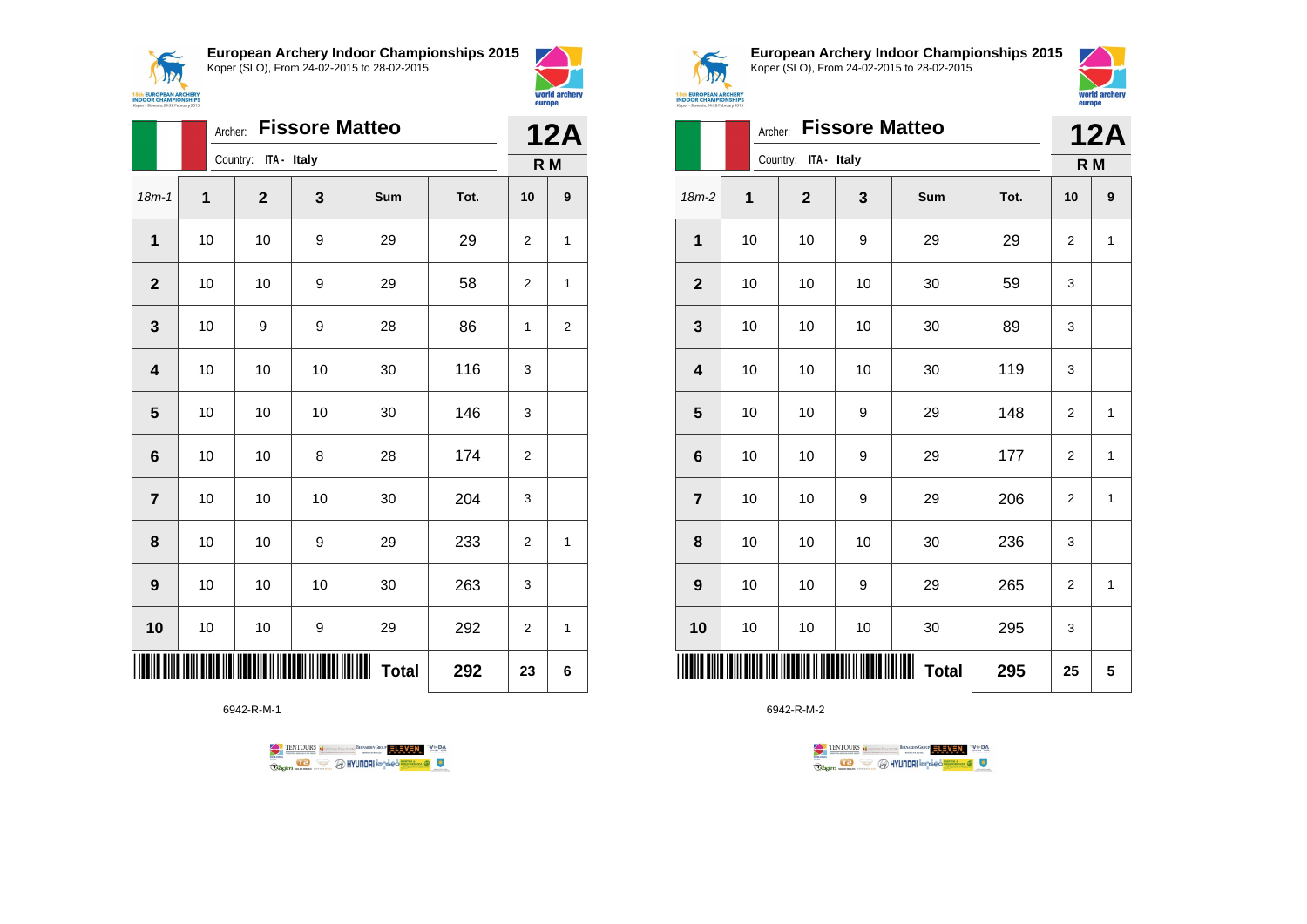## European Archery Indoor Championships 2015

Koper (SLO), From 24-02-2015 to 28-02-2015

Archer: **Fissore Matteo**

Country: ITA - Italy

**12A** R M

| 18m-1 | 1 | 2 | 3 | Sum | Tot. | 10 | 9 |
|---|---|---|---|---|---|---|---|
| 1 | 10 | 10 | 9 | 29 | 29 | 2 | 1 |
| 2 | 10 | 10 | 9 | 29 | 58 | 2 | 1 |
| 3 | 10 | 9 | 9 | 28 | 86 | 1 | 2 |
| 4 | 10 | 10 | 10 | 30 | 116 | 3 | |
| 5 | 10 | 10 | 10 | 30 | 146 | 3 | |
| 6 | 10 | 10 | 8 | 28 | 174 | 2 | |
| 7 | 10 | 10 | 10 | 30 | 204 | 3 | |
| 8 | 10 | 10 | 9 | 29 | 233 | 2 | 1 |
| 9 | 10 | 10 | 10 | 30 | 263 | 3 | |
| 10 | 10 | 10 | 9 | 29 | 292 | 2 | 1 |
| | | | | Total | 292 | 23 | 6 |

6942-R-M-1

## European Archery Indoor Championships 2015

Koper (SLO), From 24-02-2015 to 28-02-2015

Archer: **Fissore Matteo**

Country: ITA - Italy

**12A** R M

| 18m-2 | 1 | 2 | 3 | Sum | Tot. | 10 | 9 |
|---|---|---|---|---|---|---|---|
| 1 | 10 | 10 | 9 | 29 | 29 | 2 | 1 |
| 2 | 10 | 10 | 10 | 30 | 59 | 3 | |
| 3 | 10 | 10 | 10 | 30 | 89 | 3 | |
| 4 | 10 | 10 | 10 | 30 | 119 | 3 | |
| 5 | 10 | 10 | 9 | 29 | 148 | 2 | 1 |
| 6 | 10 | 10 | 9 | 29 | 177 | 2 | 1 |
| 7 | 10 | 10 | 9 | 29 | 206 | 2 | 1 |
| 8 | 10 | 10 | 10 | 30 | 236 | 3 | |
| 9 | 10 | 10 | 9 | 29 | 265 | 2 | 1 |
| 10 | 10 | 10 | 10 | 30 | 295 | 3 | |
| | | | | Total | 295 | 25 | 5 |

6942-R-M-2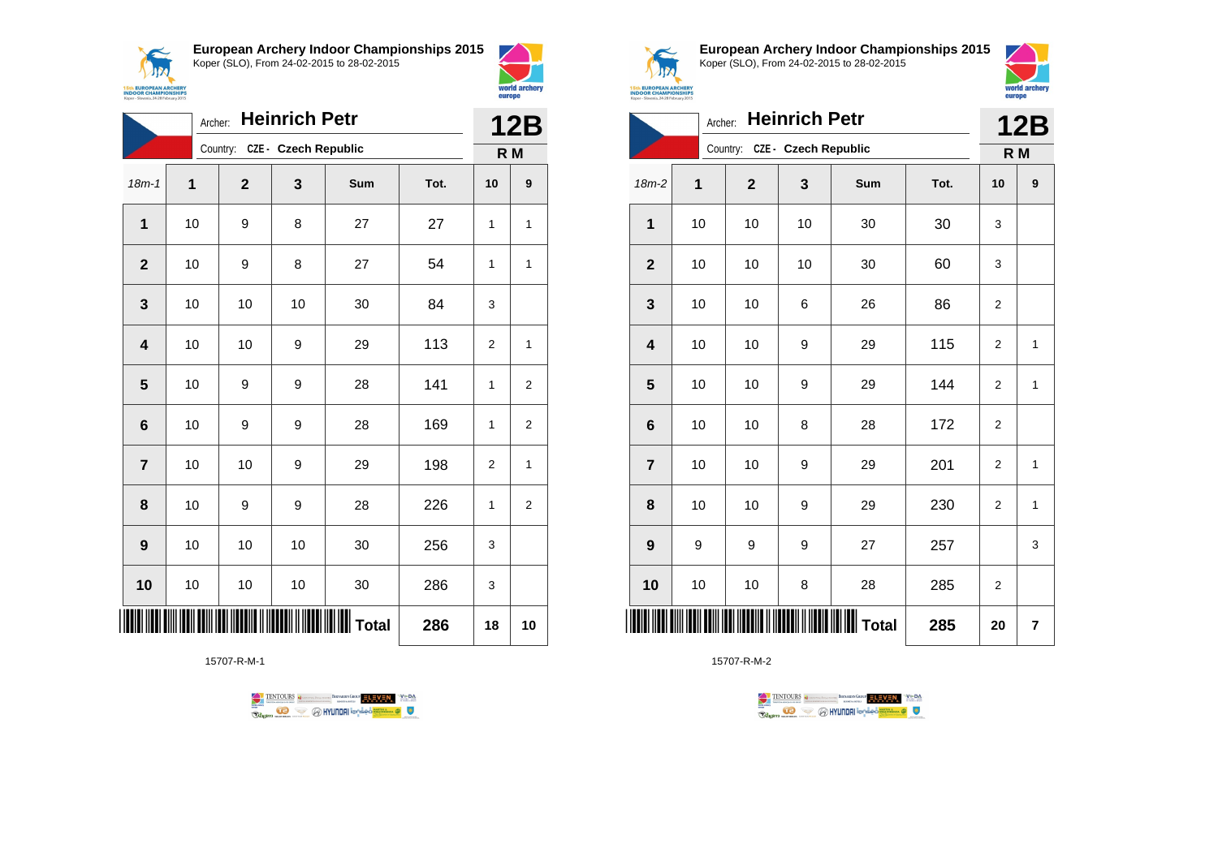## European Archery Indoor Championships 2015
Koper (SLO), From 24-02-2015 to 28-02-2015

Archer: **Heinrich Petr**
Country: CZE - Czech Republic

**12B**
**R M**

| 18m-1 | 1 | 2 | 3 | Sum | Tot. | 10 | 9 |
|---|---|---|---|---|---|---|---|
| 1 | 10 | 9 | 8 | 27 | 27 | 1 | 1 |
| 2 | 10 | 9 | 8 | 27 | 54 | 1 | 1 |
| 3 | 10 | 10 | 10 | 30 | 84 | 3 | |
| 4 | 10 | 10 | 9 | 29 | 113 | 2 | 1 |
| 5 | 10 | 9 | 9 | 28 | 141 | 1 | 2 |
| 6 | 10 | 9 | 9 | 28 | 169 | 1 | 2 |
| 7 | 10 | 10 | 9 | 29 | 198 | 2 | 1 |
| 8 | 10 | 9 | 9 | 28 | 226 | 1 | 2 |
| 9 | 10 | 10 | 10 | 30 | 256 | 3 | |
| 10 | 10 | 10 | 10 | 30 | 286 | 3 | |
| | | | | **Total** | **286** | **18** | **10** |

15707-R-M-1

## European Archery Indoor Championships 2015
Koper (SLO), From 24-02-2015 to 28-02-2015

Archer: **Heinrich Petr**
Country: CZE - Czech Republic

**12B**
**R M**

| 18m-2 | 1 | 2 | 3 | Sum | Tot. | 10 | 9 |
|---|---|---|---|---|---|---|---|
| 1 | 10 | 10 | 10 | 30 | 30 | 3 | |
| 2 | 10 | 10 | 10 | 30 | 60 | 3 | |
| 3 | 10 | 10 | 6 | 26 | 86 | 2 | |
| 4 | 10 | 10 | 9 | 29 | 115 | 2 | 1 |
| 5 | 10 | 10 | 9 | 29 | 144 | 2 | 1 |
| 6 | 10 | 10 | 8 | 28 | 172 | 2 | |
| 7 | 10 | 10 | 9 | 29 | 201 | 2 | 1 |
| 8 | 10 | 10 | 9 | 29 | 230 | 2 | 1 |
| 9 | 9 | 9 | 9 | 27 | 257 | | 3 |
| 10 | 10 | 10 | 8 | 28 | 285 | 2 | |
| | | | | **Total** | **285** | **20** | **7** |

15707-R-M-2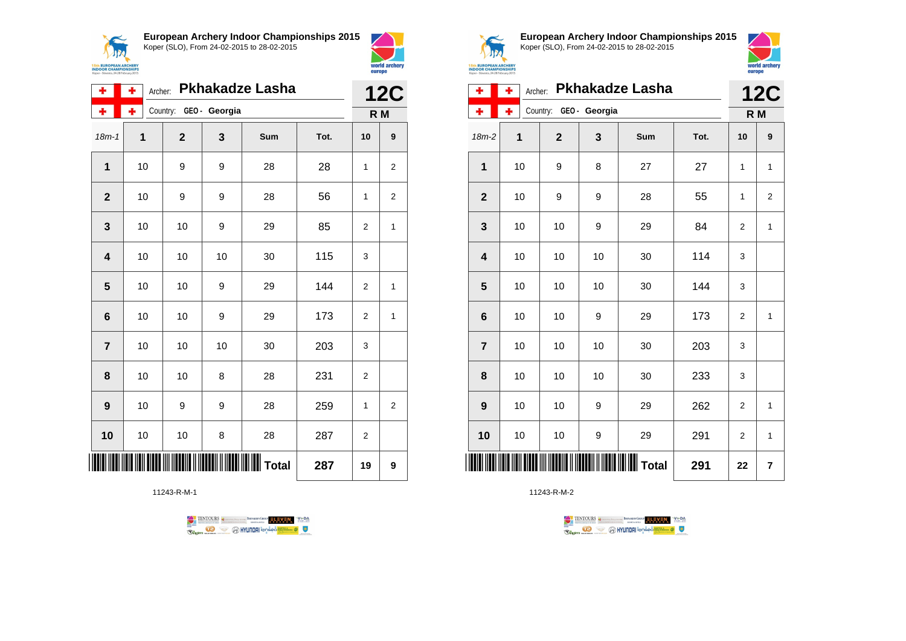## European Archery Indoor Championships 2015
Koper (SLO), From 24-02-2015 to 28-02-2015

Archer: **Pkhakadze Lasha**
Country: GEO - Georgia

**12C** R M

| 18m-1 | 1 | 2 | 3 | Sum | Tot. | 10 | 9 |
|---|---|---|---|---|---|---|---|
| 1 | 10 | 9 | 9 | 28 | 28 | 1 | 2 |
| 2 | 10 | 9 | 9 | 28 | 56 | 1 | 2 |
| 3 | 10 | 10 | 9 | 29 | 85 | 2 | 1 |
| 4 | 10 | 10 | 10 | 30 | 115 | 3 | |
| 5 | 10 | 10 | 9 | 29 | 144 | 2 | 1 |
| 6 | 10 | 10 | 9 | 29 | 173 | 2 | 1 |
| 7 | 10 | 10 | 10 | 30 | 203 | 3 | |
| 8 | 10 | 10 | 8 | 28 | 231 | 2 | |
| 9 | 10 | 9 | 9 | 28 | 259 | 1 | 2 |
| 10 | 10 | 10 | 8 | 28 | 287 | 2 | |
| | | | | Total | 287 | 19 | 9 |

11243-R-M-1

## European Archery Indoor Championships 2015
Koper (SLO), From 24-02-2015 to 28-02-2015

Archer: **Pkhakadze Lasha**
Country: GEO - Georgia

**12C** R M

| 18m-2 | 1 | 2 | 3 | Sum | Tot. | 10 | 9 |
|---|---|---|---|---|---|---|---|
| 1 | 10 | 9 | 8 | 27 | 27 | 1 | 1 |
| 2 | 10 | 9 | 9 | 28 | 55 | 1 | 2 |
| 3 | 10 | 10 | 9 | 29 | 84 | 2 | 1 |
| 4 | 10 | 10 | 10 | 30 | 114 | 3 | |
| 5 | 10 | 10 | 10 | 30 | 144 | 3 | |
| 6 | 10 | 10 | 9 | 29 | 173 | 2 | 1 |
| 7 | 10 | 10 | 10 | 30 | 203 | 3 | |
| 8 | 10 | 10 | 10 | 30 | 233 | 3 | |
| 9 | 10 | 10 | 9 | 29 | 262 | 2 | 1 |
| 10 | 10 | 10 | 9 | 29 | 291 | 2 | 1 |
| | | | | Total | 291 | 22 | 7 |

11243-R-M-2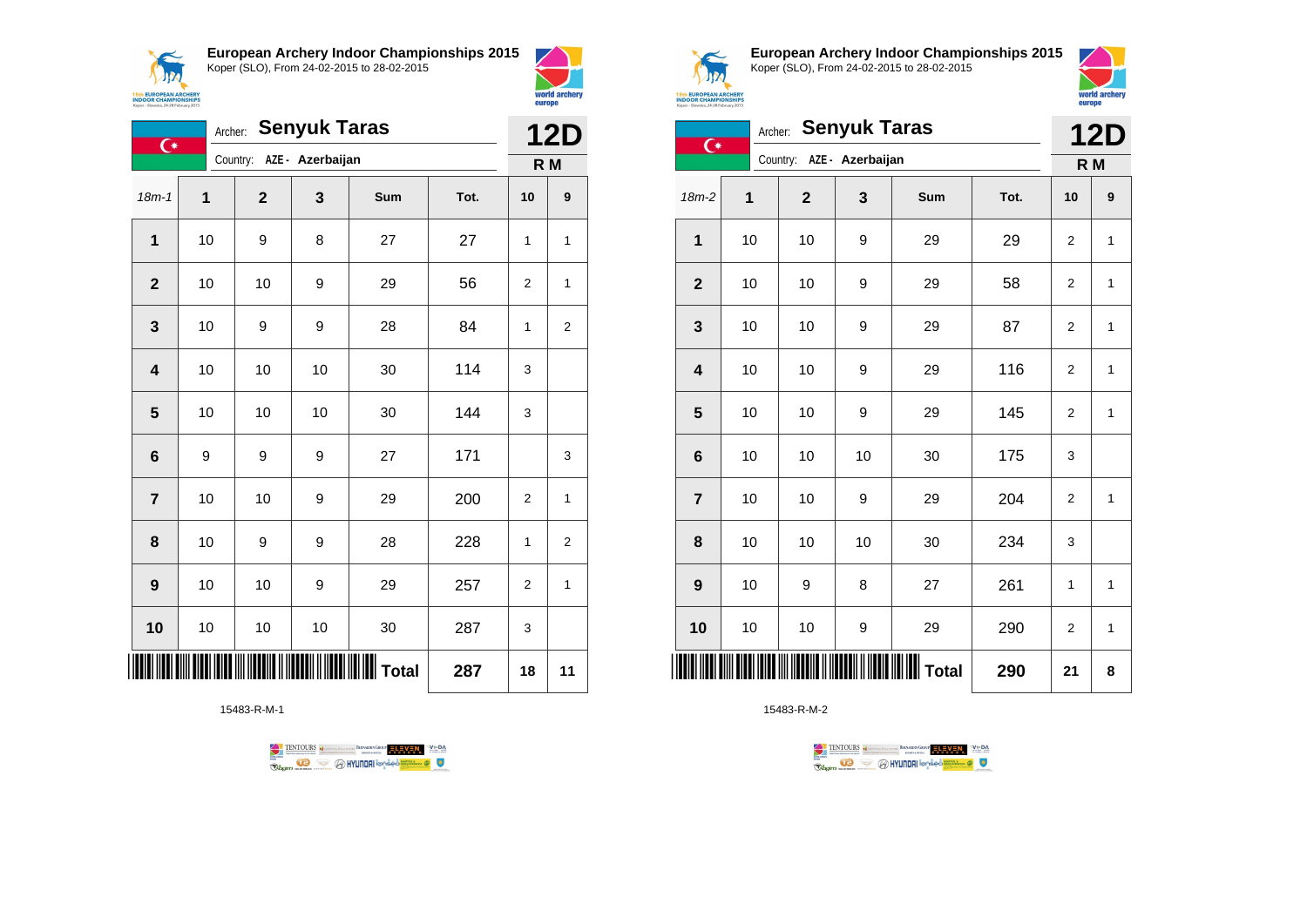**European Archery Indoor Championships 2015**
Koper (SLO), From 24-02-2015 to 28-02-2015

Archer: **Senyuk Taras**
Country: AZE - Azerbaijan

**12D**
**R M**

| 18m-1 | 1 | 2 | 3 | Sum | Tot. | 10 | 9 |
|---|---|---|---|---|---|---|---|
| 1 | 10 | 9 | 8 | 27 | 27 | 1 | 1 |
| 2 | 10 | 10 | 9 | 29 | 56 | 2 | 1 |
| 3 | 10 | 9 | 9 | 28 | 84 | 1 | 2 |
| 4 | 10 | 10 | 10 | 30 | 114 | 3 | |
| 5 | 10 | 10 | 10 | 30 | 144 | 3 | |
| 6 | 9 | 9 | 9 | 27 | 171 | | 3 |
| 7 | 10 | 10 | 9 | 29 | 200 | 2 | 1 |
| 8 | 10 | 9 | 9 | 28 | 228 | 1 | 2 |
| 9 | 10 | 10 | 9 | 29 | 257 | 2 | 1 |
| 10 | 10 | 10 | 10 | 30 | 287 | 3 | |
| | | | | **Total** | **287** | **18** | **11** |

15483-R-M-1

**European Archery Indoor Championships 2015**
Koper (SLO), From 24-02-2015 to 28-02-2015

Archer: **Senyuk Taras**
Country: AZE - Azerbaijan

**12D**
**R M**

| 18m-2 | 1 | 2 | 3 | Sum | Tot. | 10 | 9 |
|---|---|---|---|---|---|---|---|
| 1 | 10 | 10 | 9 | 29 | 29 | 2 | 1 |
| 2 | 10 | 10 | 9 | 29 | 58 | 2 | 1 |
| 3 | 10 | 10 | 9 | 29 | 87 | 2 | 1 |
| 4 | 10 | 10 | 9 | 29 | 116 | 2 | 1 |
| 5 | 10 | 10 | 9 | 29 | 145 | 2 | 1 |
| 6 | 10 | 10 | 10 | 30 | 175 | 3 | |
| 7 | 10 | 10 | 9 | 29 | 204 | 2 | 1 |
| 8 | 10 | 10 | 10 | 30 | 234 | 3 | |
| 9 | 10 | 9 | 8 | 27 | 261 | 1 | 1 |
| 10 | 10 | 10 | 9 | 29 | 290 | 2 | 1 |
| | | | | **Total** | **290** | **21** | **8** |

15483-R-M-2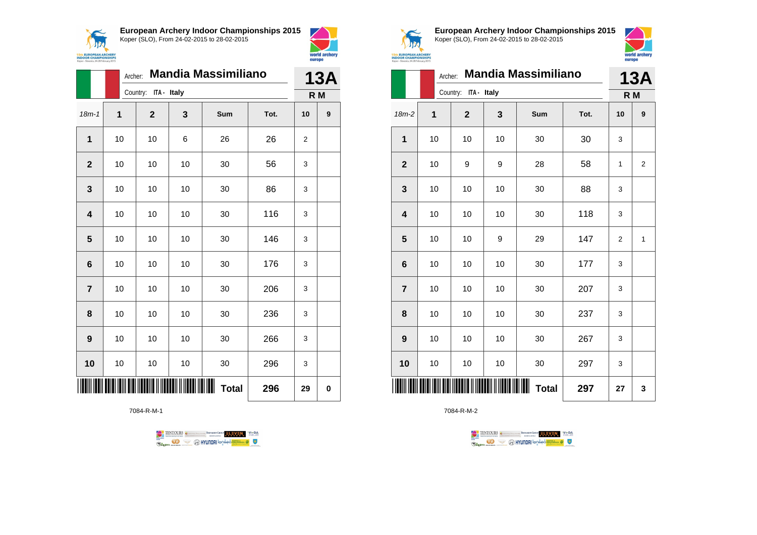**European Archery Indoor Championships 2015**
Koper (SLO), From 24-02-2015 to 28-02-2015

Archer: **Mandia Massimiliano**
Country: ITA - Italy

**13A**
**R M**

| 18m-1 | 1 | 2 | 3 | Sum | Tot. | 10 | 9 |
|---|---|---|---|---|---|---|---|
| **1** | 10 | 10 | 6 | 26 | 26 | 2 | |
| **2** | 10 | 10 | 10 | 30 | 56 | 3 | |
| **3** | 10 | 10 | 10 | 30 | 86 | 3 | |
| **4** | 10 | 10 | 10 | 30 | 116 | 3 | |
| **5** | 10 | 10 | 10 | 30 | 146 | 3 | |
| **6** | 10 | 10 | 10 | 30 | 176 | 3 | |
| **7** | 10 | 10 | 10 | 30 | 206 | 3 | |
| **8** | 10 | 10 | 10 | 30 | 236 | 3 | |
| **9** | 10 | 10 | 10 | 30 | 266 | 3 | |
| **10** | 10 | 10 | 10 | 30 | 296 | 3 | |
| | | | | **Total** | **296** | **29** | **0** |

7084-R-M-1

**European Archery Indoor Championships 2015**
Koper (SLO), From 24-02-2015 to 28-02-2015

Archer: **Mandia Massimiliano**
Country: ITA - Italy

**13A**
**R M**

| 18m-2 | 1 | 2 | 3 | Sum | Tot. | 10 | 9 |
|---|---|---|---|---|---|---|---|
| **1** | 10 | 10 | 10 | 30 | 30 | 3 | |
| **2** | 10 | 9 | 9 | 28 | 58 | 1 | 2 |
| **3** | 10 | 10 | 10 | 30 | 88 | 3 | |
| **4** | 10 | 10 | 10 | 30 | 118 | 3 | |
| **5** | 10 | 10 | 9 | 29 | 147 | 2 | 1 |
| **6** | 10 | 10 | 10 | 30 | 177 | 3 | |
| **7** | 10 | 10 | 10 | 30 | 207 | 3 | |
| **8** | 10 | 10 | 10 | 30 | 237 | 3 | |
| **9** | 10 | 10 | 10 | 30 | 267 | 3 | |
| **10** | 10 | 10 | 10 | 30 | 297 | 3 | |
| | | | | **Total** | **297** | **27** | **3** |

7084-R-M-2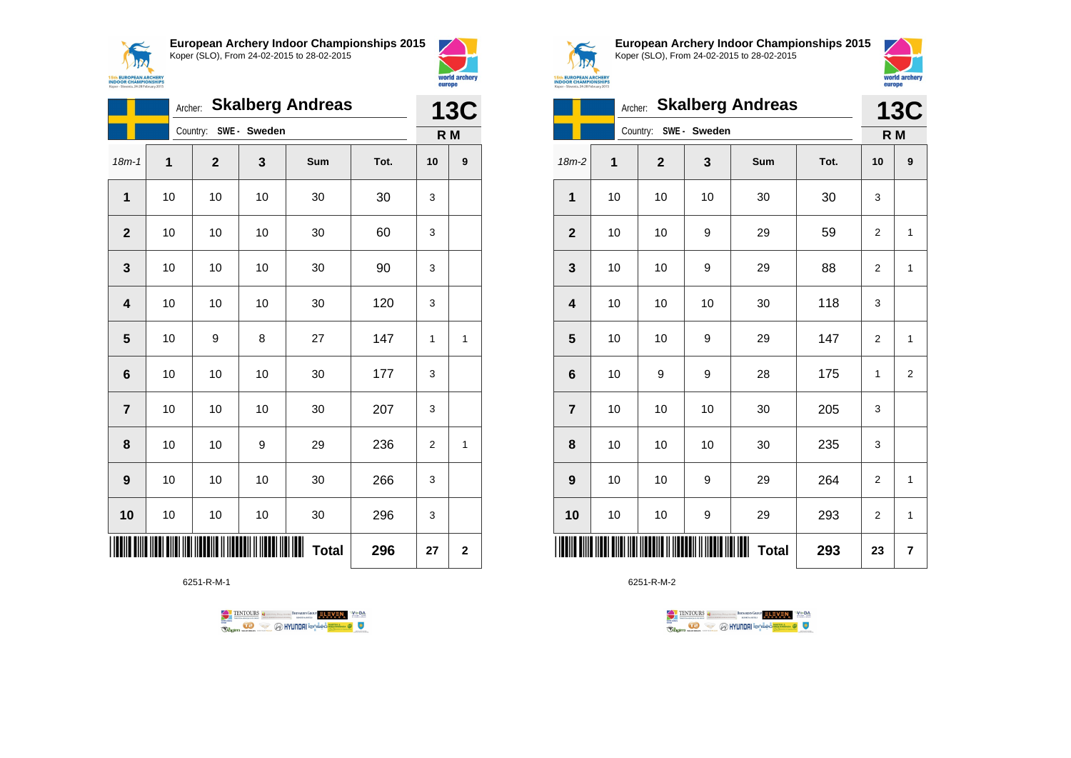**European Archery Indoor Championships 2015**
Koper (SLO), From 24-02-2015 to 28-02-2015

Archer: **Skalberg Andreas**
Country: **SWE - Sweden**

**13C**
**R M**

| 18m-1 | 1 | 2 | 3 | Sum | Tot. | 10 | 9 |
|---|---|---|---|---|---|---|---|
| 1 | 10 | 10 | 10 | 30 | 30 | 3 | |
| 2 | 10 | 10 | 10 | 30 | 60 | 3 | |
| 3 | 10 | 10 | 10 | 30 | 90 | 3 | |
| 4 | 10 | 10 | 10 | 30 | 120 | 3 | |
| 5 | 10 | 9 | 8 | 27 | 147 | 1 | 1 |
| 6 | 10 | 10 | 10 | 30 | 177 | 3 | |
| 7 | 10 | 10 | 10 | 30 | 207 | 3 | |
| 8 | 10 | 10 | 9 | 29 | 236 | 2 | 1 |
| 9 | 10 | 10 | 10 | 30 | 266 | 3 | |
| 10 | 10 | 10 | 10 | 30 | 296 | 3 | |
| | | | | **Total** | **296** | **27** | **2** |

6251-R-M-1

**European Archery Indoor Championships 2015**
Koper (SLO), From 24-02-2015 to 28-02-2015

Archer: **Skalberg Andreas**
Country: **SWE - Sweden**

**13C**
**R M**

| 18m-2 | 1 | 2 | 3 | Sum | Tot. | 10 | 9 |
|---|---|---|---|---|---|---|---|
| 1 | 10 | 10 | 10 | 30 | 30 | 3 | |
| 2 | 10 | 10 | 9 | 29 | 59 | 2 | 1 |
| 3 | 10 | 10 | 9 | 29 | 88 | 2 | 1 |
| 4 | 10 | 10 | 10 | 30 | 118 | 3 | |
| 5 | 10 | 10 | 9 | 29 | 147 | 2 | 1 |
| 6 | 10 | 9 | 9 | 28 | 175 | 1 | 2 |
| 7 | 10 | 10 | 10 | 30 | 205 | 3 | |
| 8 | 10 | 10 | 10 | 30 | 235 | 3 | |
| 9 | 10 | 10 | 9 | 29 | 264 | 2 | 1 |
| 10 | 10 | 10 | 9 | 29 | 293 | 2 | 1 |
| | | | | **Total** | **293** | **23** | **7** |

6251-R-M-2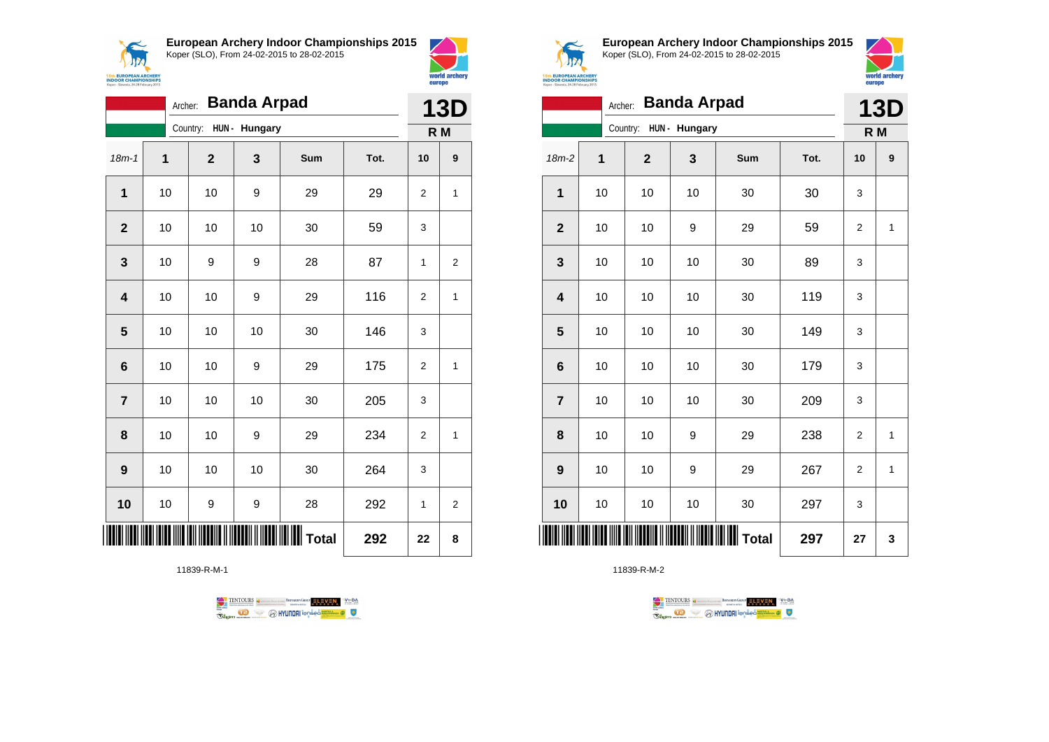## European Archery Indoor Championships 2015
Koper (SLO), From 24-02-2015 to 28-02-2015

Archer: **Banda Arpad**

Country: HUN - Hungary

**13D**

**R M**

| 18m-1 | 1 | 2 | 3 | Sum | Tot. | 10 | 9 |
|---|---|---|---|---|---|---|---|
| **1** | 10 | 10 | 9 | 29 | 29 | 2 | 1 |
| **2** | 10 | 10 | 10 | 30 | 59 | 3 | |
| **3** | 10 | 9 | 9 | 28 | 87 | 1 | 2 |
| **4** | 10 | 10 | 9 | 29 | 116 | 2 | 1 |
| **5** | 10 | 10 | 10 | 30 | 146 | 3 | |
| **6** | 10 | 10 | 9 | 29 | 175 | 2 | 1 |
| **7** | 10 | 10 | 10 | 30 | 205 | 3 | |
| **8** | 10 | 10 | 9 | 29 | 234 | 2 | 1 |
| **9** | 10 | 10 | 10 | 30 | 264 | 3 | |
| **10** | 10 | 9 | 9 | 28 | 292 | 1 | 2 |
| | | | | **Total** | **292** | **22** | **8** |

11839-R-M-1

## European Archery Indoor Championships 2015
Koper (SLO), From 24-02-2015 to 28-02-2015

Archer: **Banda Arpad**

Country: HUN - Hungary

**13D**

**R M**

| 18m-2 | 1 | 2 | 3 | Sum | Tot. | 10 | 9 |
|---|---|---|---|---|---|---|---|
| **1** | 10 | 10 | 10 | 30 | 30 | 3 | |
| **2** | 10 | 10 | 9 | 29 | 59 | 2 | 1 |
| **3** | 10 | 10 | 10 | 30 | 89 | 3 | |
| **4** | 10 | 10 | 10 | 30 | 119 | 3 | |
| **5** | 10 | 10 | 10 | 30 | 149 | 3 | |
| **6** | 10 | 10 | 10 | 30 | 179 | 3 | |
| **7** | 10 | 10 | 10 | 30 | 209 | 3 | |
| **8** | 10 | 10 | 9 | 29 | 238 | 2 | 1 |
| **9** | 10 | 10 | 9 | 29 | 267 | 2 | 1 |
| **10** | 10 | 10 | 10 | 30 | 297 | 3 | |
| | | | | **Total** | **297** | **27** | **3** |

11839-R-M-2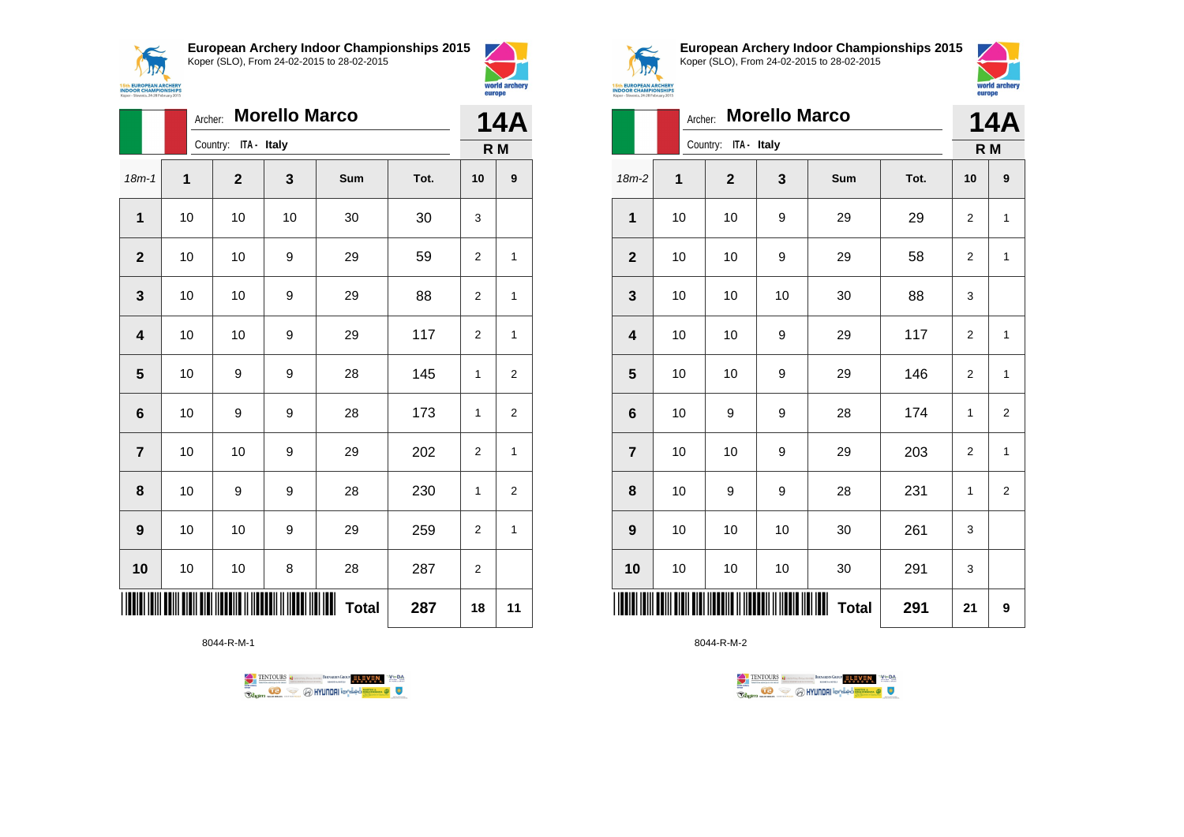## European Archery Indoor Championships 2015

Koper (SLO), From 24-02-2015 to 28-02-2015

Archer: **Morello Marco**

Country: ITA - Italy

**14A** R M

| 18m-1 | 1 | 2 | 3 | Sum | Tot. | 10 | 9 |
|---|---|---|---|---|---|---|---|
| **1** | 10 | 10 | 10 | 30 | 30 | 3 | |
| **2** | 10 | 10 | 9 | 29 | 59 | 2 | 1 |
| **3** | 10 | 10 | 9 | 29 | 88 | 2 | 1 |
| **4** | 10 | 10 | 9 | 29 | 117 | 2 | 1 |
| **5** | 10 | 9 | 9 | 28 | 145 | 1 | 2 |
| **6** | 10 | 9 | 9 | 28 | 173 | 1 | 2 |
| **7** | 10 | 10 | 9 | 29 | 202 | 2 | 1 |
| **8** | 10 | 9 | 9 | 28 | 230 | 1 | 2 |
| **9** | 10 | 10 | 9 | 29 | 259 | 2 | 1 |
| **10** | 10 | 10 | 8 | 28 | 287 | 2 | |
| | | | | **Total** | **287** | **18** | **11** |

8044-R-M-1

## European Archery Indoor Championships 2015

Koper (SLO), From 24-02-2015 to 28-02-2015

Archer: **Morello Marco**

Country: ITA - Italy

**14A** R M

| 18m-2 | 1 | 2 | 3 | Sum | Tot. | 10 | 9 |
|---|---|---|---|---|---|---|---|
| **1** | 10 | 10 | 9 | 29 | 29 | 2 | 1 |
| **2** | 10 | 10 | 9 | 29 | 58 | 2 | 1 |
| **3** | 10 | 10 | 10 | 30 | 88 | 3 | |
| **4** | 10 | 10 | 9 | 29 | 117 | 2 | 1 |
| **5** | 10 | 10 | 9 | 29 | 146 | 2 | 1 |
| **6** | 10 | 9 | 9 | 28 | 174 | 1 | 2 |
| **7** | 10 | 10 | 9 | 29 | 203 | 2 | 1 |
| **8** | 10 | 9 | 9 | 28 | 231 | 1 | 2 |
| **9** | 10 | 10 | 10 | 30 | 261 | 3 | |
| **10** | 10 | 10 | 10 | 30 | 291 | 3 | |
| | | | | **Total** | **291** | **21** | **9** |

8044-R-M-2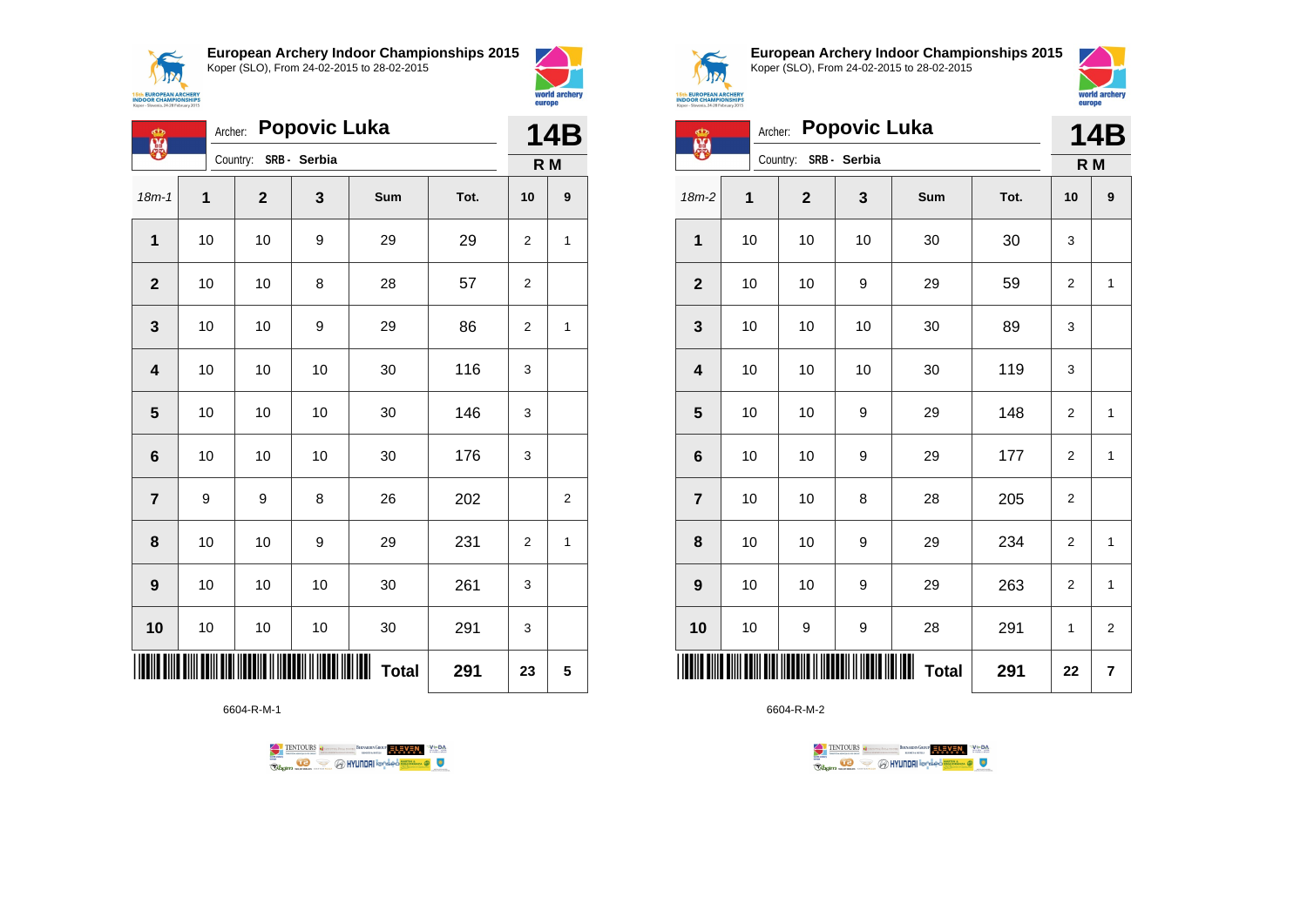## European Archery Indoor Championships 2015
Koper (SLO), From 24-02-2015 to 28-02-2015

Archer: **Popovic Luka**
Country: SRB - Serbia

**14B**
**R M**

| 18m-1 | 1 | 2 | 3 | Sum | Tot. | 10 | 9 |
|---|---|---|---|---|---|---|---|
| 1 | 10 | 10 | 9 | 29 | 29 | 2 | 1 |
| 2 | 10 | 10 | 8 | 28 | 57 | 2 | |
| 3 | 10 | 10 | 9 | 29 | 86 | 2 | 1 |
| 4 | 10 | 10 | 10 | 30 | 116 | 3 | |
| 5 | 10 | 10 | 10 | 30 | 146 | 3 | |
| 6 | 10 | 10 | 10 | 30 | 176 | 3 | |
| 7 | 9 | 9 | 8 | 26 | 202 | | 2 |
| 8 | 10 | 10 | 9 | 29 | 231 | 2 | 1 |
| 9 | 10 | 10 | 10 | 30 | 261 | 3 | |
| 10 | 10 | 10 | 10 | 30 | 291 | 3 | |
| | | | | **Total** | **291** | **23** | **5** |

6604-R-M-1

## European Archery Indoor Championships 2015
Koper (SLO), From 24-02-2015 to 28-02-2015

Archer: **Popovic Luka**
Country: SRB - Serbia

**14B**
**R M**

| 18m-2 | 1 | 2 | 3 | Sum | Tot. | 10 | 9 |
|---|---|---|---|---|---|---|---|
| 1 | 10 | 10 | 10 | 30 | 30 | 3 | |
| 2 | 10 | 10 | 9 | 29 | 59 | 2 | 1 |
| 3 | 10 | 10 | 10 | 30 | 89 | 3 | |
| 4 | 10 | 10 | 10 | 30 | 119 | 3 | |
| 5 | 10 | 10 | 9 | 29 | 148 | 2 | 1 |
| 6 | 10 | 10 | 9 | 29 | 177 | 2 | 1 |
| 7 | 10 | 10 | 8 | 28 | 205 | 2 | |
| 8 | 10 | 10 | 9 | 29 | 234 | 2 | 1 |
| 9 | 10 | 10 | 9 | 29 | 263 | 2 | 1 |
| 10 | 10 | 9 | 9 | 28 | 291 | 1 | 2 |
| | | | | **Total** | **291** | **22** | **7** |

6604-R-M-2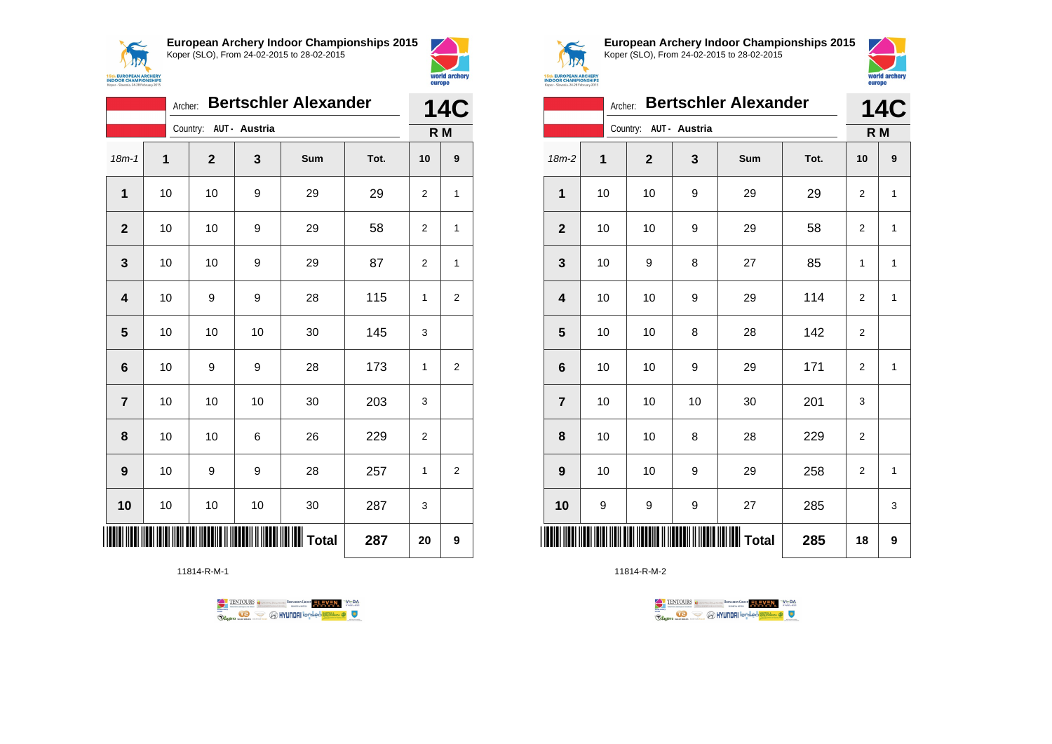## European Archery Indoor Championships 2015
Koper (SLO), From 24-02-2015 to 28-02-2015

Archer: **Bertschler Alexander**
Country: **AUT - Austria**

**14C**
**R M**

| 18m-1 | 1 | 2 | 3 | Sum | Tot. | 10 | 9 |
|---|---|---|---|---|---|---|---|
| **1** | 10 | 10 | 9 | 29 | 29 | 2 | 1 |
| **2** | 10 | 10 | 9 | 29 | 58 | 2 | 1 |
| **3** | 10 | 10 | 9 | 29 | 87 | 2 | 1 |
| **4** | 10 | 9 | 9 | 28 | 115 | 1 | 2 |
| **5** | 10 | 10 | 10 | 30 | 145 | 3 | |
| **6** | 10 | 9 | 9 | 28 | 173 | 1 | 2 |
| **7** | 10 | 10 | 10 | 30 | 203 | 3 | |
| **8** | 10 | 10 | 6 | 26 | 229 | 2 | |
| **9** | 10 | 9 | 9 | 28 | 257 | 1 | 2 |
| **10** | 10 | 10 | 10 | 30 | 287 | 3 | |
| | | | | **Total** | **287** | **20** | **9** |

11814-R-M-1

## European Archery Indoor Championships 2015
Koper (SLO), From 24-02-2015 to 28-02-2015

Archer: **Bertschler Alexander**
Country: **AUT - Austria**

**14C**
**R M**

| 18m-2 | 1 | 2 | 3 | Sum | Tot. | 10 | 9 |
|---|---|---|---|---|---|---|---|
| **1** | 10 | 10 | 9 | 29 | 29 | 2 | 1 |
| **2** | 10 | 10 | 9 | 29 | 58 | 2 | 1 |
| **3** | 10 | 9 | 8 | 27 | 85 | 1 | 1 |
| **4** | 10 | 10 | 9 | 29 | 114 | 2 | 1 |
| **5** | 10 | 10 | 8 | 28 | 142 | 2 | |
| **6** | 10 | 10 | 9 | 29 | 171 | 2 | 1 |
| **7** | 10 | 10 | 10 | 30 | 201 | 3 | |
| **8** | 10 | 10 | 8 | 28 | 229 | 2 | |
| **9** | 10 | 10 | 9 | 29 | 258 | 2 | 1 |
| **10** | 9 | 9 | 9 | 27 | 285 | | 3 |
| | | | | **Total** | **285** | **18** | **9** |

11814-R-M-2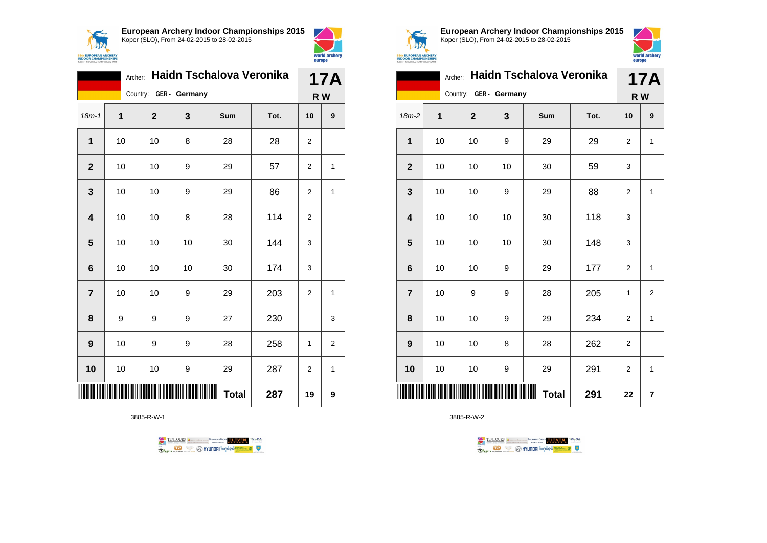**European Archery Indoor Championships 2015**
Koper (SLO), From 24-02-2015 to 28-02-2015

Archer: **Haidn Tschalova Veronika**
Country: **GER - Germany**

**17A**
**R W**

| 18m-1 | 1 | 2 | 3 | Sum | Tot. | 10 | 9 |
|---|---|---|---|---|---|---|---|
| **1** | 10 | 10 | 8 | 28 | 28 | 2 | |
| **2** | 10 | 10 | 9 | 29 | 57 | 2 | 1 |
| **3** | 10 | 10 | 9 | 29 | 86 | 2 | 1 |
| **4** | 10 | 10 | 8 | 28 | 114 | 2 | |
| **5** | 10 | 10 | 10 | 30 | 144 | 3 | |
| **6** | 10 | 10 | 10 | 30 | 174 | 3 | |
| **7** | 10 | 10 | 9 | 29 | 203 | 2 | 1 |
| **8** | 9 | 9 | 9 | 27 | 230 | | 3 |
| **9** | 10 | 9 | 9 | 28 | 258 | 1 | 2 |
| **10** | 10 | 10 | 9 | 29 | 287 | 2 | 1 |
| | | | | **Total** | **287** | **19** | **9** |

3885-R-W-1

**European Archery Indoor Championships 2015**
Koper (SLO), From 24-02-2015 to 28-02-2015

Archer: **Haidn Tschalova Veronika**
Country: **GER - Germany**

**17A**
**R W**

| 18m-2 | 1 | 2 | 3 | Sum | Tot. | 10 | 9 |
|---|---|---|---|---|---|---|---|
| **1** | 10 | 10 | 9 | 29 | 29 | 2 | 1 |
| **2** | 10 | 10 | 10 | 30 | 59 | 3 | |
| **3** | 10 | 10 | 9 | 29 | 88 | 2 | 1 |
| **4** | 10 | 10 | 10 | 30 | 118 | 3 | |
| **5** | 10 | 10 | 10 | 30 | 148 | 3 | |
| **6** | 10 | 10 | 9 | 29 | 177 | 2 | 1 |
| **7** | 10 | 9 | 9 | 28 | 205 | 1 | 2 |
| **8** | 10 | 10 | 9 | 29 | 234 | 2 | 1 |
| **9** | 10 | 10 | 8 | 28 | 262 | 2 | |
| **10** | 10 | 10 | 9 | 29 | 291 | 2 | 1 |
| | | | | **Total** | **291** | **22** | **7** |

3885-R-W-2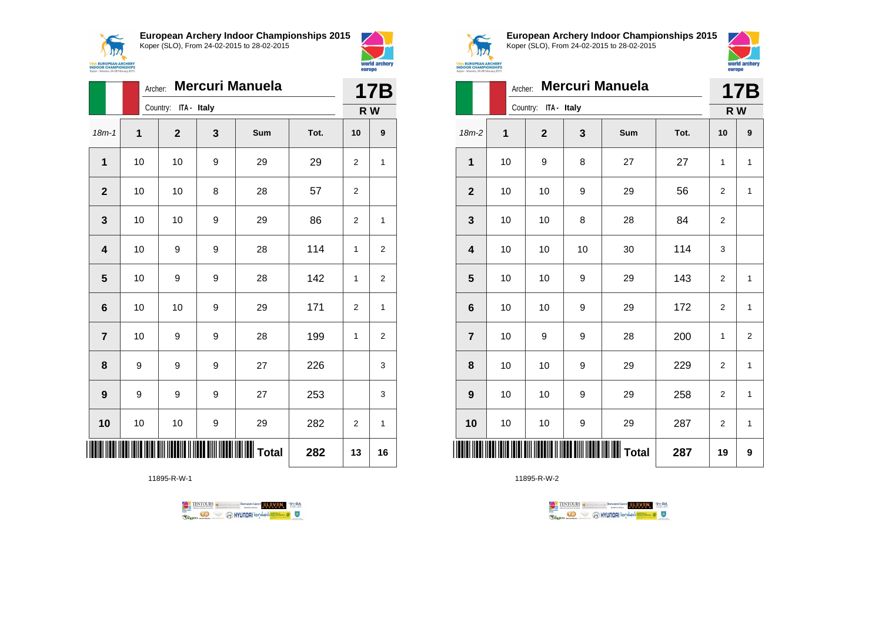**European Archery Indoor Championships 2015**
Koper (SLO), From 24-02-2015 to 28-02-2015

Archer: **Mercuri Manuela**
Country: ITA - Italy

**17B**
**R W**

| 18m-1 | 1 | 2 | 3 | Sum | Tot. | 10 | 9 |
|---|---|---|---|---|---|---|---|
| **1** | 10 | 10 | 9 | 29 | 29 | 2 | 1 |
| **2** | 10 | 10 | 8 | 28 | 57 | 2 | |
| **3** | 10 | 10 | 9 | 29 | 86 | 2 | 1 |
| **4** | 10 | 9 | 9 | 28 | 114 | 1 | 2 |
| **5** | 10 | 9 | 9 | 28 | 142 | 1 | 2 |
| **6** | 10 | 10 | 9 | 29 | 171 | 2 | 1 |
| **7** | 10 | 9 | 9 | 28 | 199 | 1 | 2 |
| **8** | 9 | 9 | 9 | 27 | 226 | | 3 |
| **9** | 9 | 9 | 9 | 27 | 253 | | 3 |
| **10** | 10 | 10 | 9 | 29 | 282 | 2 | 1 |
| | | | | **Total** | **282** | **13** | **16** |

11895-R-W-1

**European Archery Indoor Championships 2015**
Koper (SLO), From 24-02-2015 to 28-02-2015

Archer: **Mercuri Manuela**
Country: ITA - Italy

**17B**
**R W**

| 18m-2 | 1 | 2 | 3 | Sum | Tot. | 10 | 9 |
|---|---|---|---|---|---|---|---|
| **1** | 10 | 9 | 8 | 27 | 27 | 1 | 1 |
| **2** | 10 | 10 | 9 | 29 | 56 | 2 | 1 |
| **3** | 10 | 10 | 8 | 28 | 84 | 2 | |
| **4** | 10 | 10 | 10 | 30 | 114 | 3 | |
| **5** | 10 | 10 | 9 | 29 | 143 | 2 | 1 |
| **6** | 10 | 10 | 9 | 29 | 172 | 2 | 1 |
| **7** | 10 | 9 | 9 | 28 | 200 | 1 | 2 |
| **8** | 10 | 10 | 9 | 29 | 229 | 2 | 1 |
| **9** | 10 | 10 | 9 | 29 | 258 | 2 | 1 |
| **10** | 10 | 10 | 9 | 29 | 287 | 2 | 1 |
| | | | | **Total** | **287** | **19** | **9** |

11895-R-W-2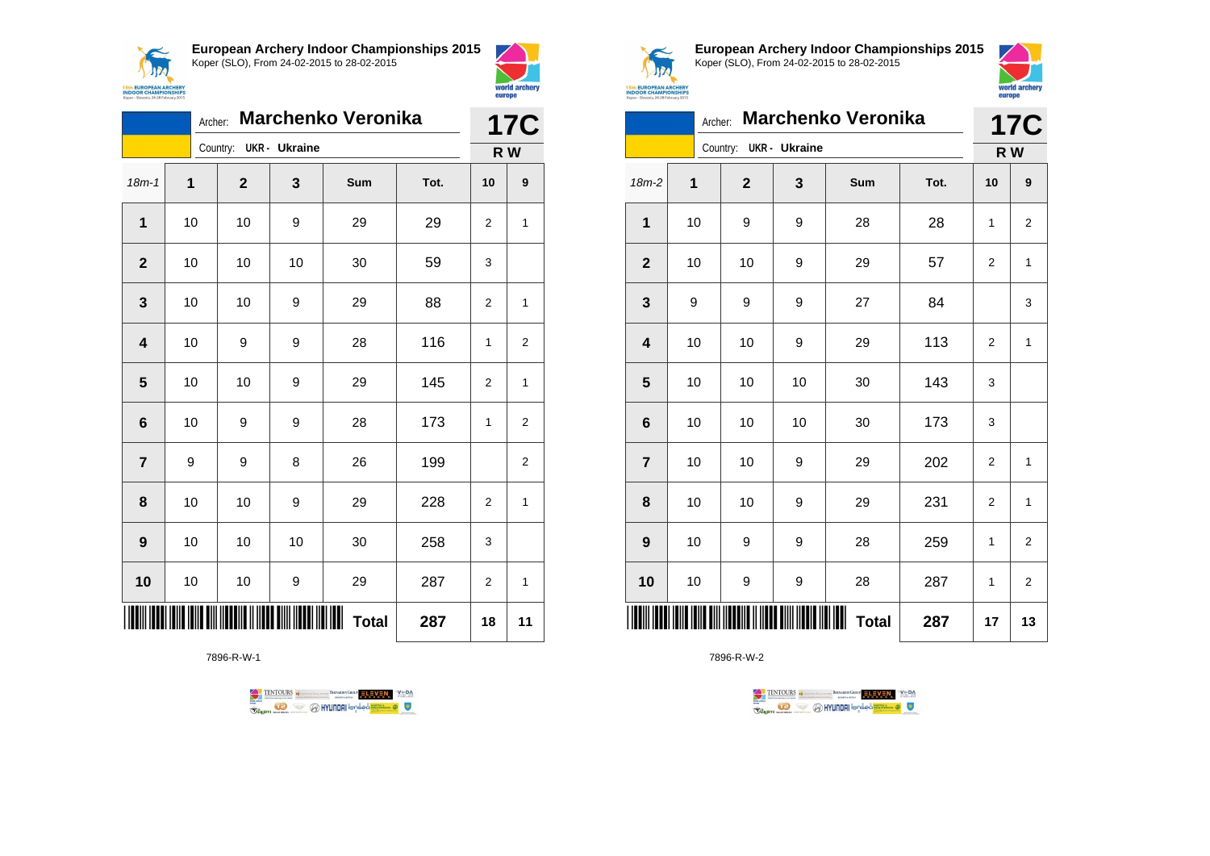**European Archery Indoor Championships 2015**
Koper (SLO), From 24-02-2015 to 28-02-2015

Archer: **Marchenko Veronika** — **17C**

Country: **UKR - Ukraine** — **R W**

| 18m-1 | 1 | 2 | 3 | Sum | Tot. | 10 | 9 |
|---|---|---|---|---|---|---|---|
| **1** | 10 | 10 | 9 | 29 | 29 | 2 | 1 |
| **2** | 10 | 10 | 10 | 30 | 59 | 3 | |
| **3** | 10 | 10 | 9 | 29 | 88 | 2 | 1 |
| **4** | 10 | 9 | 9 | 28 | 116 | 1 | 2 |
| **5** | 10 | 10 | 9 | 29 | 145 | 2 | 1 |
| **6** | 10 | 9 | 9 | 28 | 173 | 1 | 2 |
| **7** | 9 | 9 | 8 | 26 | 199 | | 2 |
| **8** | 10 | 10 | 9 | 29 | 228 | 2 | 1 |
| **9** | 10 | 10 | 10 | 30 | 258 | 3 | |
| **10** | 10 | 10 | 9 | 29 | 287 | 2 | 1 |
| | | | | **Total** | **287** | **18** | **11** |

7896-R-W-1

**European Archery Indoor Championships 2015**
Koper (SLO), From 24-02-2015 to 28-02-2015

Archer: **Marchenko Veronika** — **17C**

Country: **UKR - Ukraine** — **R W**

| 18m-2 | 1 | 2 | 3 | Sum | Tot. | 10 | 9 |
|---|---|---|---|---|---|---|---|
| **1** | 10 | 9 | 9 | 28 | 28 | 1 | 2 |
| **2** | 10 | 10 | 9 | 29 | 57 | 2 | 1 |
| **3** | 9 | 9 | 9 | 27 | 84 | | 3 |
| **4** | 10 | 10 | 9 | 29 | 113 | 2 | 1 |
| **5** | 10 | 10 | 10 | 30 | 143 | 3 | |
| **6** | 10 | 10 | 10 | 30 | 173 | 3 | |
| **7** | 10 | 10 | 9 | 29 | 202 | 2 | 1 |
| **8** | 10 | 10 | 9 | 29 | 231 | 2 | 1 |
| **9** | 10 | 9 | 9 | 28 | 259 | 1 | 2 |
| **10** | 10 | 9 | 9 | 28 | 287 | 1 | 2 |
| | | | | **Total** | **287** | **17** | **13** |

7896-R-W-2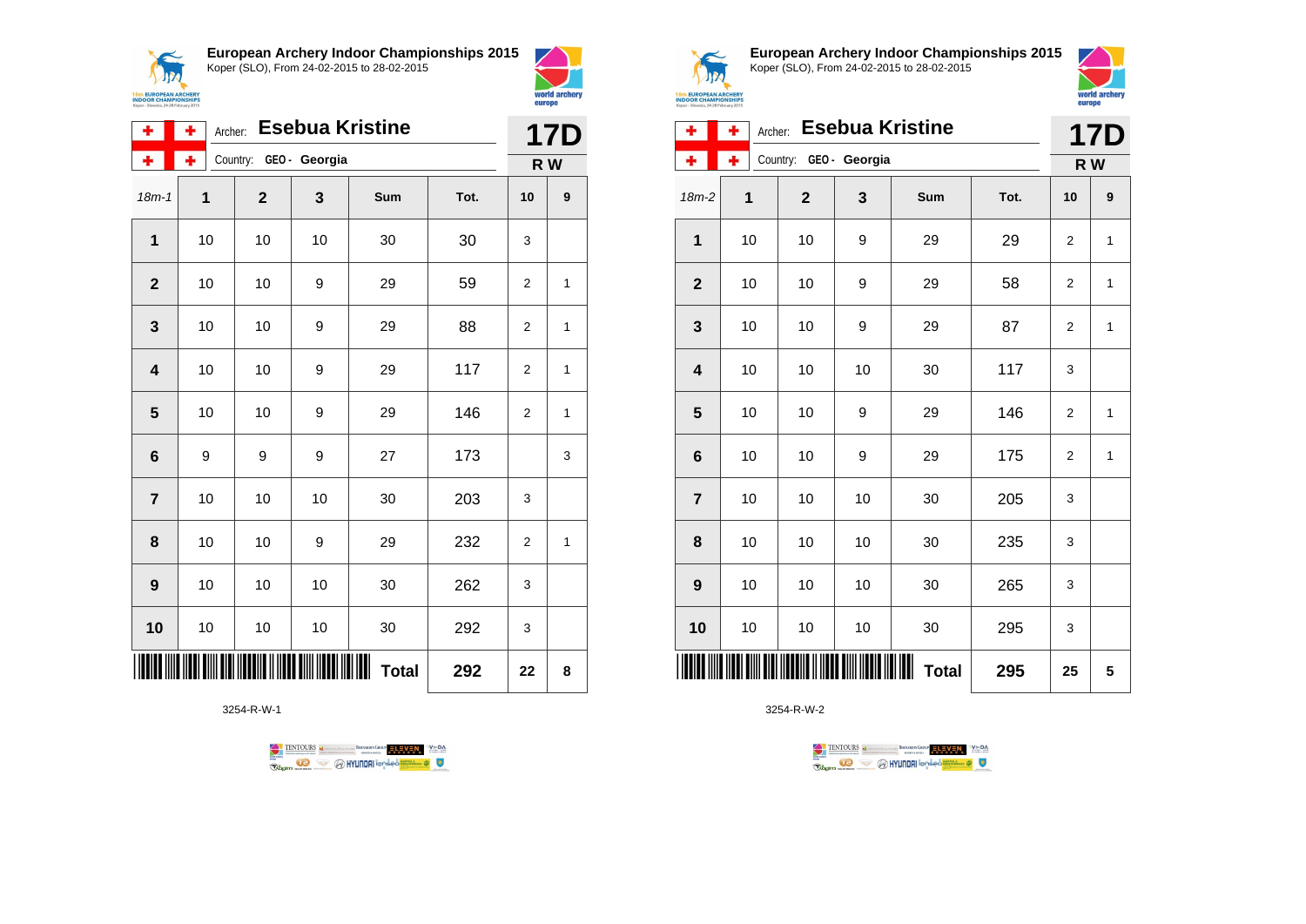## European Archery Indoor Championships 2015

Koper (SLO), From 24-02-2015 to 28-02-2015

Archer: **Esebua Kristine**

Country: GEO - Georgia

**17D**

**R W**

| 18m-1 | 1 | 2 | 3 | Sum | Tot. | 10 | 9 |
|---|---|---|---|---|---|---|---|
| **1** | 10 | 10 | 10 | 30 | 30 | 3 | |
| **2** | 10 | 10 | 9 | 29 | 59 | 2 | 1 |
| **3** | 10 | 10 | 9 | 29 | 88 | 2 | 1 |
| **4** | 10 | 10 | 9 | 29 | 117 | 2 | 1 |
| **5** | 10 | 10 | 9 | 29 | 146 | 2 | 1 |
| **6** | 9 | 9 | 9 | 27 | 173 | | 3 |
| **7** | 10 | 10 | 10 | 30 | 203 | 3 | |
| **8** | 10 | 10 | 9 | 29 | 232 | 2 | 1 |
| **9** | 10 | 10 | 10 | 30 | 262 | 3 | |
| **10** | 10 | 10 | 10 | 30 | 292 | 3 | |
| | | | | **Total** | **292** | **22** | **8** |

3254-R-W-1

## European Archery Indoor Championships 2015

Koper (SLO), From 24-02-2015 to 28-02-2015

Archer: **Esebua Kristine**

Country: GEO - Georgia

**17D**

**R W**

| 18m-2 | 1 | 2 | 3 | Sum | Tot. | 10 | 9 |
|---|---|---|---|---|---|---|---|
| **1** | 10 | 10 | 9 | 29 | 29 | 2 | 1 |
| **2** | 10 | 10 | 9 | 29 | 58 | 2 | 1 |
| **3** | 10 | 10 | 9 | 29 | 87 | 2 | 1 |
| **4** | 10 | 10 | 10 | 30 | 117 | 3 | |
| **5** | 10 | 10 | 9 | 29 | 146 | 2 | 1 |
| **6** | 10 | 10 | 9 | 29 | 175 | 2 | 1 |
| **7** | 10 | 10 | 10 | 30 | 205 | 3 | |
| **8** | 10 | 10 | 10 | 30 | 235 | 3 | |
| **9** | 10 | 10 | 10 | 30 | 265 | 3 | |
| **10** | 10 | 10 | 10 | 30 | 295 | 3 | |
| | | | | **Total** | **295** | **25** | **5** |

3254-R-W-2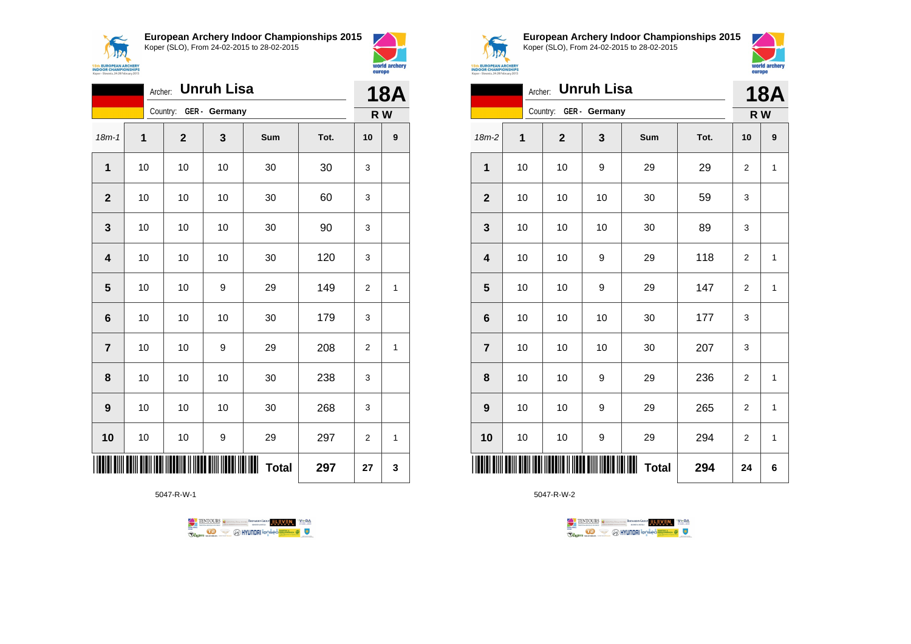## European Archery Indoor Championships 2015

Koper (SLO), From 24-02-2015 to 28-02-2015

Archer: **Unruh Lisa**
Country: **GER - Germany**

**18A**
**R W**

| 18m-1 | 1 | 2 | 3 | Sum | Tot. | 10 | 9 |
|---|---|---|---|---|---|---|---|
| 1 | 10 | 10 | 10 | 30 | 30 | 3 | |
| 2 | 10 | 10 | 10 | 30 | 60 | 3 | |
| 3 | 10 | 10 | 10 | 30 | 90 | 3 | |
| 4 | 10 | 10 | 10 | 30 | 120 | 3 | |
| 5 | 10 | 10 | 9 | 29 | 149 | 2 | 1 |
| 6 | 10 | 10 | 10 | 30 | 179 | 3 | |
| 7 | 10 | 10 | 9 | 29 | 208 | 2 | 1 |
| 8 | 10 | 10 | 10 | 30 | 238 | 3 | |
| 9 | 10 | 10 | 10 | 30 | 268 | 3 | |
| 10 | 10 | 10 | 9 | 29 | 297 | 2 | 1 |
| | | | | **Total** | **297** | **27** | **3** |

5047-R-W-1

## European Archery Indoor Championships 2015

Koper (SLO), From 24-02-2015 to 28-02-2015

Archer: **Unruh Lisa**
Country: **GER - Germany**

**18A**
**R W**

| 18m-2 | 1 | 2 | 3 | Sum | Tot. | 10 | 9 |
|---|---|---|---|---|---|---|---|
| 1 | 10 | 10 | 9 | 29 | 29 | 2 | 1 |
| 2 | 10 | 10 | 10 | 30 | 59 | 3 | |
| 3 | 10 | 10 | 10 | 30 | 89 | 3 | |
| 4 | 10 | 10 | 9 | 29 | 118 | 2 | 1 |
| 5 | 10 | 10 | 9 | 29 | 147 | 2 | 1 |
| 6 | 10 | 10 | 10 | 30 | 177 | 3 | |
| 7 | 10 | 10 | 10 | 30 | 207 | 3 | |
| 8 | 10 | 10 | 9 | 29 | 236 | 2 | 1 |
| 9 | 10 | 10 | 9 | 29 | 265 | 2 | 1 |
| 10 | 10 | 10 | 9 | 29 | 294 | 2 | 1 |
| | | | | **Total** | **294** | **24** | **6** |

5047-R-W-2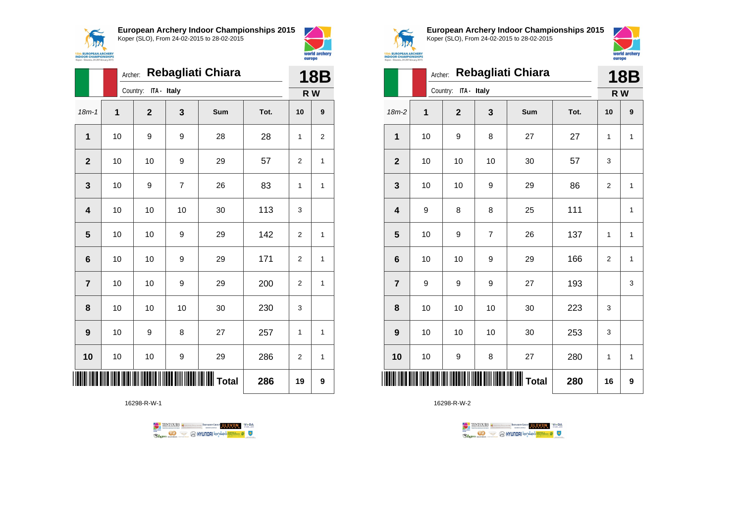## European Archery Indoor Championships 2015

Koper (SLO), From 24-02-2015 to 28-02-2015

Archer: **Rebagliati Chiara**

Country: ITA - Italy

**18B**

**R W**

| 18m-1 | 1 | 2 | 3 | Sum | Tot. | 10 | 9 |
|---|---|---|---|---|---|---|---|
| 1 | 10 | 9 | 9 | 28 | 28 | 1 | 2 |
| 2 | 10 | 10 | 9 | 29 | 57 | 2 | 1 |
| 3 | 10 | 9 | 7 | 26 | 83 | 1 | 1 |
| 4 | 10 | 10 | 10 | 30 | 113 | 3 | |
| 5 | 10 | 10 | 9 | 29 | 142 | 2 | 1 |
| 6 | 10 | 10 | 9 | 29 | 171 | 2 | 1 |
| 7 | 10 | 10 | 9 | 29 | 200 | 2 | 1 |
| 8 | 10 | 10 | 10 | 30 | 230 | 3 | |
| 9 | 10 | 9 | 8 | 27 | 257 | 1 | 1 |
| 10 | 10 | 10 | 9 | 29 | 286 | 2 | 1 |
| | | | | Total | 286 | 19 | 9 |

16298-R-W-1

## European Archery Indoor Championships 2015

Koper (SLO), From 24-02-2015 to 28-02-2015

Archer: **Rebagliati Chiara**

Country: ITA - Italy

**18B**

**R W**

| 18m-2 | 1 | 2 | 3 | Sum | Tot. | 10 | 9 |
|---|---|---|---|---|---|---|---|
| 1 | 10 | 9 | 8 | 27 | 27 | 1 | 1 |
| 2 | 10 | 10 | 10 | 30 | 57 | 3 | |
| 3 | 10 | 10 | 9 | 29 | 86 | 2 | 1 |
| 4 | 9 | 8 | 8 | 25 | 111 | | 1 |
| 5 | 10 | 9 | 7 | 26 | 137 | 1 | 1 |
| 6 | 10 | 10 | 9 | 29 | 166 | 2 | 1 |
| 7 | 9 | 9 | 9 | 27 | 193 | | 3 |
| 8 | 10 | 10 | 10 | 30 | 223 | 3 | |
| 9 | 10 | 10 | 10 | 30 | 253 | 3 | |
| 10 | 10 | 9 | 8 | 27 | 280 | 1 | 1 |
| | | | | Total | 280 | 16 | 9 |

16298-R-W-2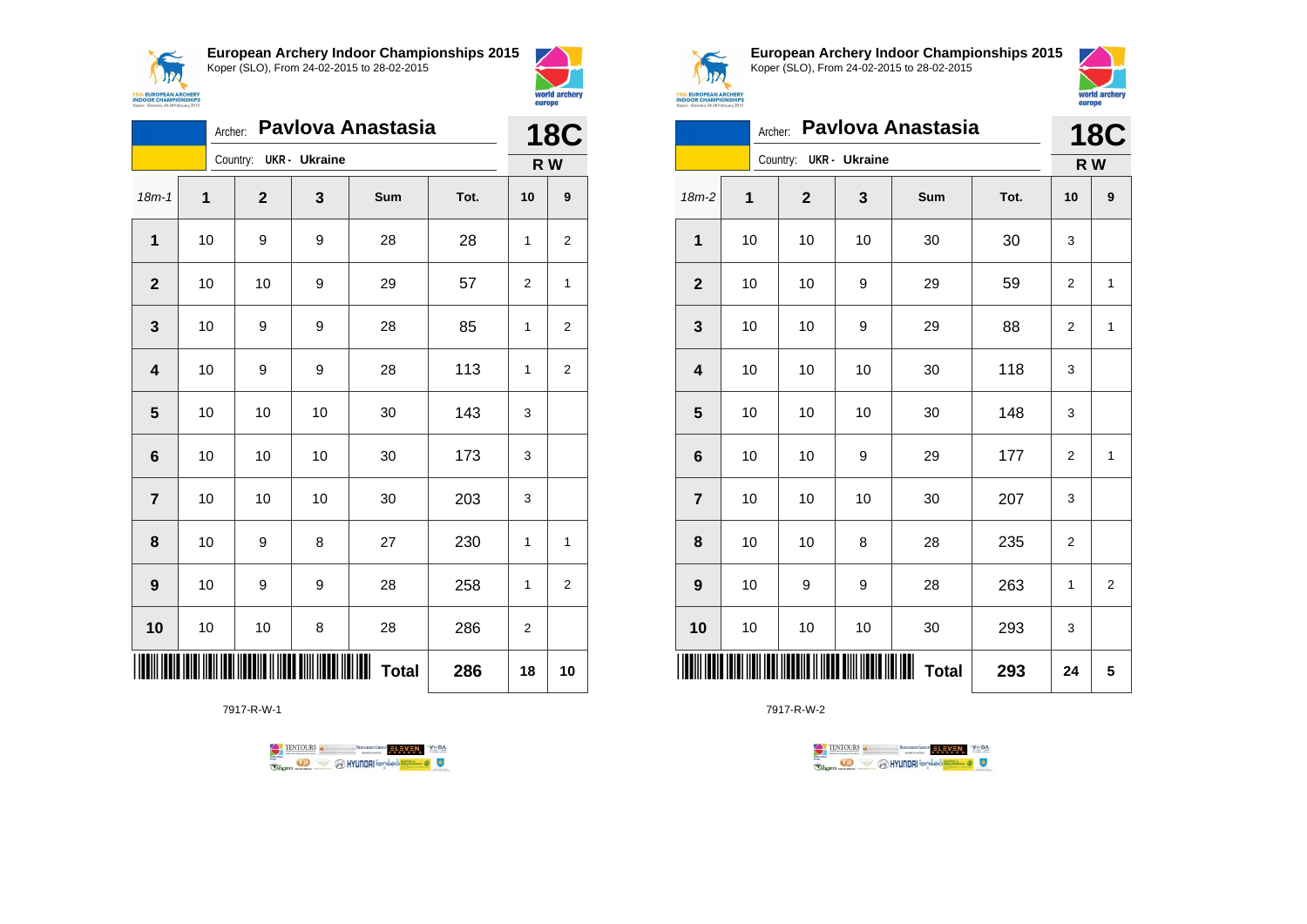**European Archery Indoor Championships 2015**
Koper (SLO), From 24-02-2015 to 28-02-2015

Archer: **Pavlova Anastasia**
Country: **UKR - Ukraine**

**18C**
**R W**

| 18m-1 | 1 | 2 | 3 | Sum | Tot. | 10 | 9 |
|---|---|---|---|---|---|---|---|
| 1 | 10 | 9 | 9 | 28 | 28 | 1 | 2 |
| 2 | 10 | 10 | 9 | 29 | 57 | 2 | 1 |
| 3 | 10 | 9 | 9 | 28 | 85 | 1 | 2 |
| 4 | 10 | 9 | 9 | 28 | 113 | 1 | 2 |
| 5 | 10 | 10 | 10 | 30 | 143 | 3 | |
| 6 | 10 | 10 | 10 | 30 | 173 | 3 | |
| 7 | 10 | 10 | 10 | 30 | 203 | 3 | |
| 8 | 10 | 9 | 8 | 27 | 230 | 1 | 1 |
| 9 | 10 | 9 | 9 | 28 | 258 | 1 | 2 |
| 10 | 10 | 10 | 8 | 28 | 286 | 2 | |
| | | | | **Total** | **286** | **18** | **10** |

7917-R-W-1

**European Archery Indoor Championships 2015**
Koper (SLO), From 24-02-2015 to 28-02-2015

Archer: **Pavlova Anastasia**
Country: **UKR - Ukraine**

**18C**
**R W**

| 18m-2 | 1 | 2 | 3 | Sum | Tot. | 10 | 9 |
|---|---|---|---|---|---|---|---|
| 1 | 10 | 10 | 10 | 30 | 30 | 3 | |
| 2 | 10 | 10 | 9 | 29 | 59 | 2 | 1 |
| 3 | 10 | 10 | 9 | 29 | 88 | 2 | 1 |
| 4 | 10 | 10 | 10 | 30 | 118 | 3 | |
| 5 | 10 | 10 | 10 | 30 | 148 | 3 | |
| 6 | 10 | 10 | 9 | 29 | 177 | 2 | 1 |
| 7 | 10 | 10 | 10 | 30 | 207 | 3 | |
| 8 | 10 | 10 | 8 | 28 | 235 | 2 | |
| 9 | 10 | 9 | 9 | 28 | 263 | 1 | 2 |
| 10 | 10 | 10 | 10 | 30 | 293 | 3 | |
| | | | | **Total** | **293** | **24** | **5** |

7917-R-W-2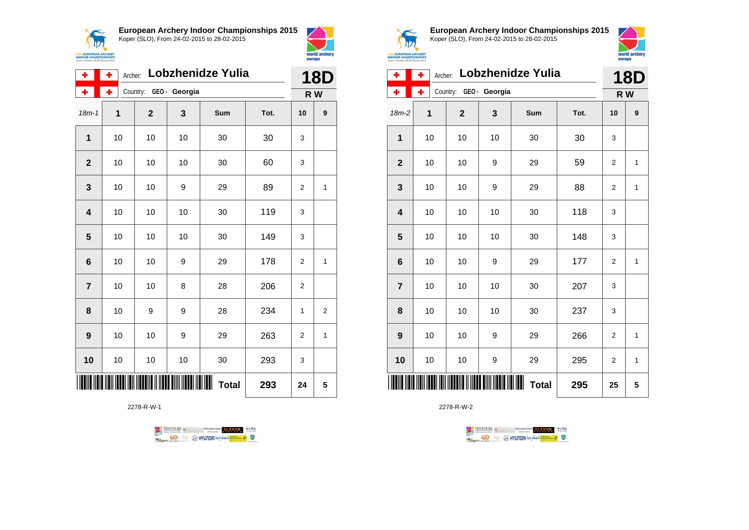**European Archery Indoor Championships 2015**
Koper (SLO), From 24-02-2015 to 28-02-2015

Archer: **Lobzhenidze Yulia**
Country: GEO - Georgia

**18D**
**R W**

| 18m-1 | 1 | 2 | 3 | Sum | Tot. | 10 | 9 |
|---|---|---|---|---|---|---|---|
| 1 | 10 | 10 | 10 | 30 | 30 | 3 | |
| 2 | 10 | 10 | 10 | 30 | 60 | 3 | |
| 3 | 10 | 10 | 9 | 29 | 89 | 2 | 1 |
| 4 | 10 | 10 | 10 | 30 | 119 | 3 | |
| 5 | 10 | 10 | 10 | 30 | 149 | 3 | |
| 6 | 10 | 10 | 9 | 29 | 178 | 2 | 1 |
| 7 | 10 | 10 | 8 | 28 | 206 | 2 | |
| 8 | 10 | 9 | 9 | 28 | 234 | 1 | 2 |
| 9 | 10 | 10 | 9 | 29 | 263 | 2 | 1 |
| 10 | 10 | 10 | 10 | 30 | 293 | 3 | |
| | | | | **Total** | **293** | **24** | **5** |

2278-R-W-1

**European Archery Indoor Championships 2015**
Koper (SLO), From 24-02-2015 to 28-02-2015

Archer: **Lobzhenidze Yulia**
Country: GEO - Georgia

**18D**
**R W**

| 18m-2 | 1 | 2 | 3 | Sum | Tot. | 10 | 9 |
|---|---|---|---|---|---|---|---|
| 1 | 10 | 10 | 10 | 30 | 30 | 3 | |
| 2 | 10 | 10 | 9 | 29 | 59 | 2 | 1 |
| 3 | 10 | 10 | 9 | 29 | 88 | 2 | 1 |
| 4 | 10 | 10 | 10 | 30 | 118 | 3 | |
| 5 | 10 | 10 | 10 | 30 | 148 | 3 | |
| 6 | 10 | 10 | 9 | 29 | 177 | 2 | 1 |
| 7 | 10 | 10 | 10 | 30 | 207 | 3 | |
| 8 | 10 | 10 | 10 | 30 | 237 | 3 | |
| 9 | 10 | 10 | 9 | 29 | 266 | 2 | 1 |
| 10 | 10 | 10 | 9 | 29 | 295 | 2 | 1 |
| | | | | **Total** | **295** | **25** | **5** |

2278-R-W-2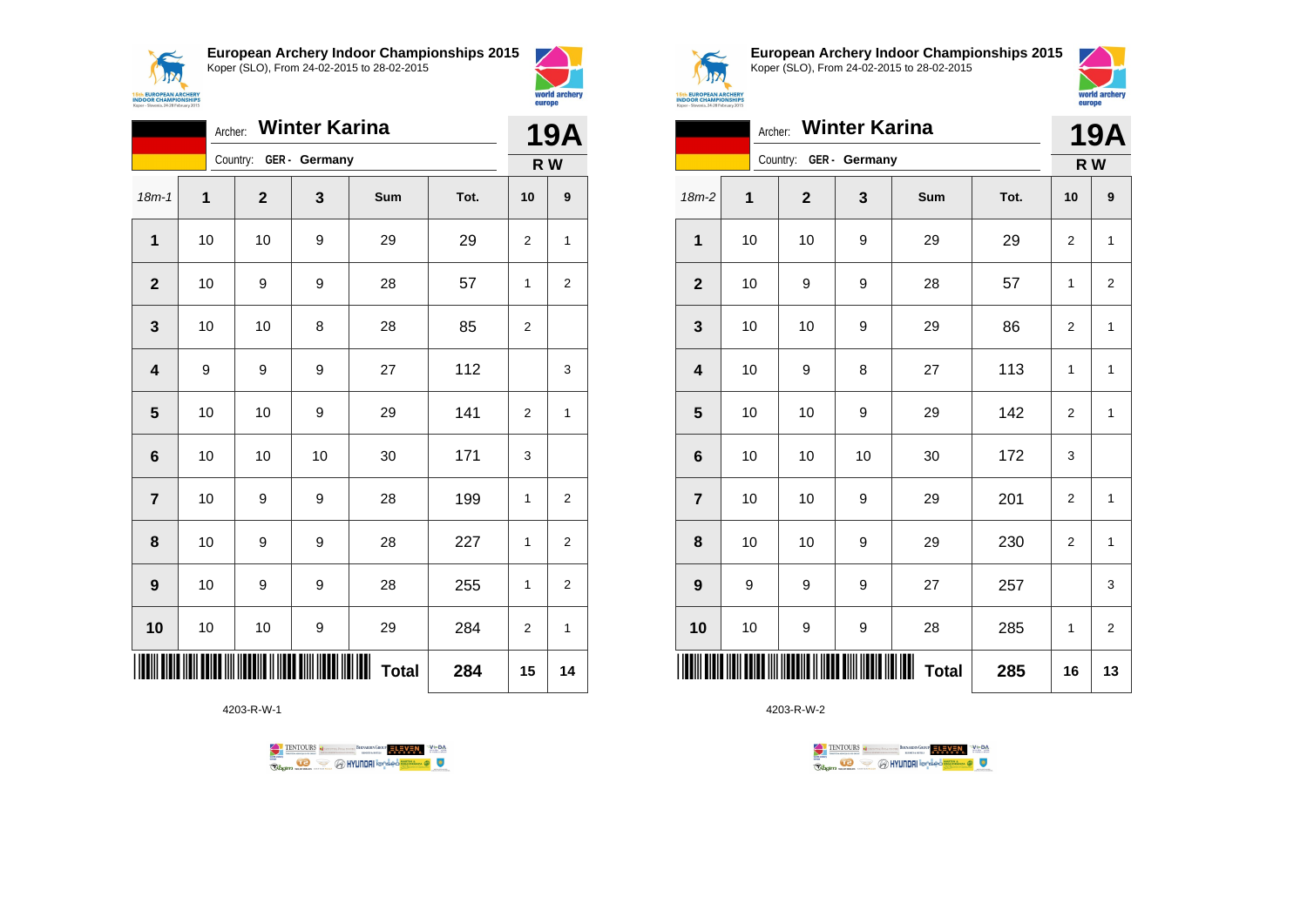## European Archery Indoor Championships 2015

Koper (SLO), From 24-02-2015 to 28-02-2015

Archer: **Winter Karina**
Country: **GER - Germany**

**19A** R W

| 18m-1 | 1 | 2 | 3 | Sum | Tot. | 10 | 9 |
|---|---|---|---|---|---|---|---|
| 1 | 10 | 10 | 9 | 29 | 29 | 2 | 1 |
| 2 | 10 | 9 | 9 | 28 | 57 | 1 | 2 |
| 3 | 10 | 10 | 8 | 28 | 85 | 2 | |
| 4 | 9 | 9 | 9 | 27 | 112 | | 3 |
| 5 | 10 | 10 | 9 | 29 | 141 | 2 | 1 |
| 6 | 10 | 10 | 10 | 30 | 171 | 3 | |
| 7 | 10 | 9 | 9 | 28 | 199 | 1 | 2 |
| 8 | 10 | 9 | 9 | 28 | 227 | 1 | 2 |
| 9 | 10 | 9 | 9 | 28 | 255 | 1 | 2 |
| 10 | 10 | 10 | 9 | 29 | 284 | 2 | 1 |
| | | | | **Total** | **284** | **15** | **14** |

4203-R-W-1

## European Archery Indoor Championships 2015

Koper (SLO), From 24-02-2015 to 28-02-2015

Archer: **Winter Karina**
Country: **GER - Germany**

**19A** R W

| 18m-2 | 1 | 2 | 3 | Sum | Tot. | 10 | 9 |
|---|---|---|---|---|---|---|---|
| 1 | 10 | 10 | 9 | 29 | 29 | 2 | 1 |
| 2 | 10 | 9 | 9 | 28 | 57 | 1 | 2 |
| 3 | 10 | 10 | 9 | 29 | 86 | 2 | 1 |
| 4 | 10 | 9 | 8 | 27 | 113 | 1 | 1 |
| 5 | 10 | 10 | 9 | 29 | 142 | 2 | 1 |
| 6 | 10 | 10 | 10 | 30 | 172 | 3 | |
| 7 | 10 | 10 | 9 | 29 | 201 | 2 | 1 |
| 8 | 10 | 10 | 9 | 29 | 230 | 2 | 1 |
| 9 | 9 | 9 | 9 | 27 | 257 | | 3 |
| 10 | 10 | 9 | 9 | 28 | 285 | 1 | 2 |
| | | | | **Total** | **285** | **16** | **13** |

4203-R-W-2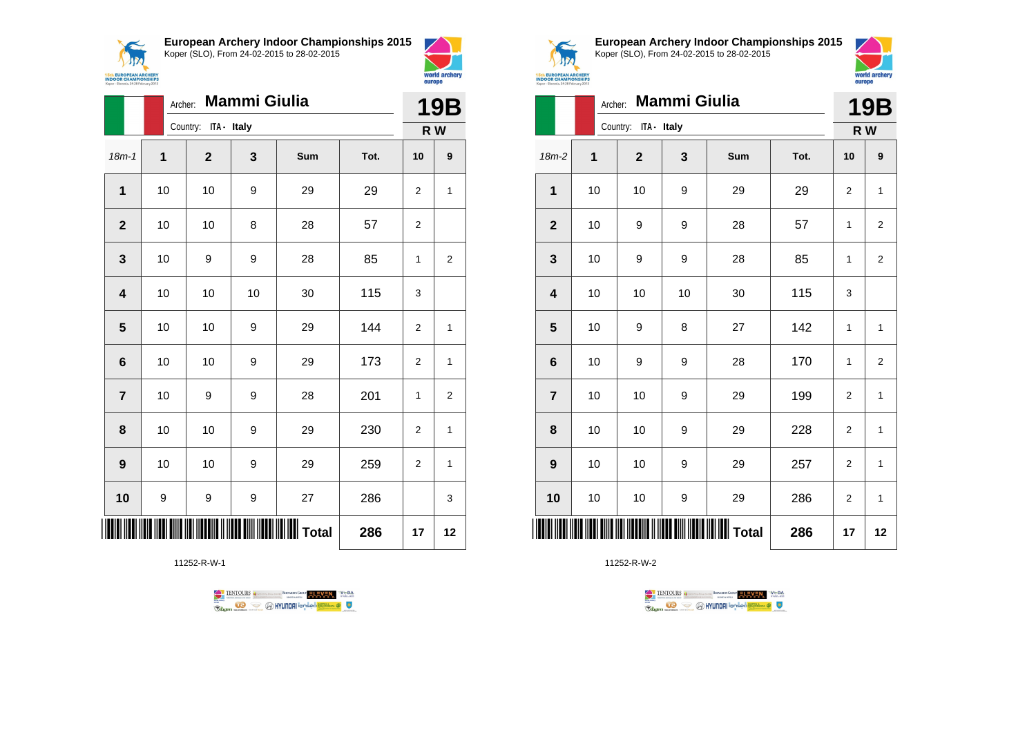## European Archery Indoor Championships 2015
Koper (SLO), From 24-02-2015 to 28-02-2015

Archer: **Mammi Giulia**
Country: ITA - Italy

**19B**
**R W**

| 18m-1 | 1 | 2 | 3 | Sum | Tot. | 10 | 9 |
|---|---|---|---|---|---|---|---|
| 1 | 10 | 10 | 9 | 29 | 29 | 2 | 1 |
| 2 | 10 | 10 | 8 | 28 | 57 | 2 | |
| 3 | 10 | 9 | 9 | 28 | 85 | 1 | 2 |
| 4 | 10 | 10 | 10 | 30 | 115 | 3 | |
| 5 | 10 | 10 | 9 | 29 | 144 | 2 | 1 |
| 6 | 10 | 10 | 9 | 29 | 173 | 2 | 1 |
| 7 | 10 | 9 | 9 | 28 | 201 | 1 | 2 |
| 8 | 10 | 10 | 9 | 29 | 230 | 2 | 1 |
| 9 | 10 | 10 | 9 | 29 | 259 | 2 | 1 |
| 10 | 9 | 9 | 9 | 27 | 286 | | 3 |
| | | | | Total | 286 | 17 | 12 |

11252-R-W-1

## European Archery Indoor Championships 2015
Koper (SLO), From 24-02-2015 to 28-02-2015

Archer: **Mammi Giulia**
Country: ITA - Italy

**19B**
**R W**

| 18m-2 | 1 | 2 | 3 | Sum | Tot. | 10 | 9 |
|---|---|---|---|---|---|---|---|
| 1 | 10 | 10 | 9 | 29 | 29 | 2 | 1 |
| 2 | 10 | 9 | 9 | 28 | 57 | 1 | 2 |
| 3 | 10 | 9 | 9 | 28 | 85 | 1 | 2 |
| 4 | 10 | 10 | 10 | 30 | 115 | 3 | |
| 5 | 10 | 9 | 8 | 27 | 142 | 1 | 1 |
| 6 | 10 | 9 | 9 | 28 | 170 | 1 | 2 |
| 7 | 10 | 10 | 9 | 29 | 199 | 2 | 1 |
| 8 | 10 | 10 | 9 | 29 | 228 | 2 | 1 |
| 9 | 10 | 10 | 9 | 29 | 257 | 2 | 1 |
| 10 | 10 | 10 | 9 | 29 | 286 | 2 | 1 |
| | | | | Total | 286 | 17 | 12 |

11252-R-W-2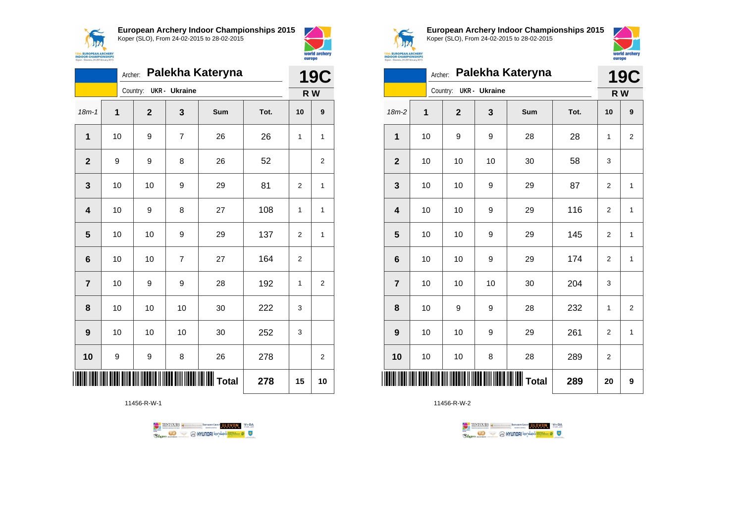## European Archery Indoor Championships 2015
Koper (SLO), From 24-02-2015 to 28-02-2015

Archer: **Palekha Kateryna**
Country: **UKR - Ukraine**

**19C**
**R W**

| 18m-1 | 1 | 2 | 3 | Sum | Tot. | 10 | 9 |
|---|---|---|---|---|---|---|---|
| 1 | 10 | 9 | 7 | 26 | 26 | 1 | 1 |
| 2 | 9 | 9 | 8 | 26 | 52 | | 2 |
| 3 | 10 | 10 | 9 | 29 | 81 | 2 | 1 |
| 4 | 10 | 9 | 8 | 27 | 108 | 1 | 1 |
| 5 | 10 | 10 | 9 | 29 | 137 | 2 | 1 |
| 6 | 10 | 10 | 7 | 27 | 164 | 2 | |
| 7 | 10 | 9 | 9 | 28 | 192 | 1 | 2 |
| 8 | 10 | 10 | 10 | 30 | 222 | 3 | |
| 9 | 10 | 10 | 10 | 30 | 252 | 3 | |
| 10 | 9 | 9 | 8 | 26 | 278 | | 2 |
| | | | | **Total** | **278** | **15** | **10** |

11456-R-W-1

## European Archery Indoor Championships 2015
Koper (SLO), From 24-02-2015 to 28-02-2015

Archer: **Palekha Kateryna**
Country: **UKR - Ukraine**

**19C**
**R W**

| 18m-2 | 1 | 2 | 3 | Sum | Tot. | 10 | 9 |
|---|---|---|---|---|---|---|---|
| 1 | 10 | 9 | 9 | 28 | 28 | 1 | 2 |
| 2 | 10 | 10 | 10 | 30 | 58 | 3 | |
| 3 | 10 | 10 | 9 | 29 | 87 | 2 | 1 |
| 4 | 10 | 10 | 9 | 29 | 116 | 2 | 1 |
| 5 | 10 | 10 | 9 | 29 | 145 | 2 | 1 |
| 6 | 10 | 10 | 9 | 29 | 174 | 2 | 1 |
| 7 | 10 | 10 | 10 | 30 | 204 | 3 | |
| 8 | 10 | 9 | 9 | 28 | 232 | 1 | 2 |
| 9 | 10 | 10 | 9 | 29 | 261 | 2 | 1 |
| 10 | 10 | 10 | 8 | 28 | 289 | 2 | |
| | | | | **Total** | **289** | **20** | **9** |

11456-R-W-2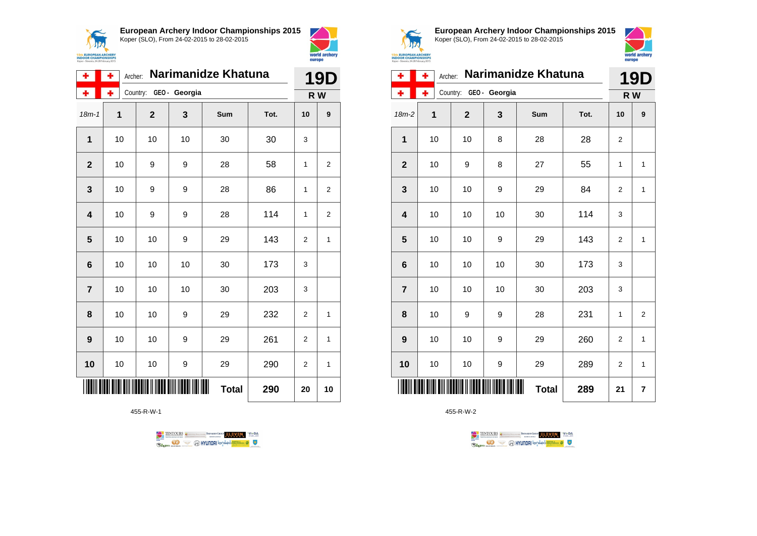**European Archery Indoor Championships 2015**
Koper (SLO), From 24-02-2015 to 28-02-2015

Archer: **Narimanidze Khatuna**
Country: **GEO - Georgia**

**19D**
**R W**

| 18m-1 | 1 | 2 | 3 | Sum | Tot. | 10 | 9 |
|---|---|---|---|---|---|---|---|
| 1 | 10 | 10 | 10 | 30 | 30 | 3 | |
| 2 | 10 | 9 | 9 | 28 | 58 | 1 | 2 |
| 3 | 10 | 9 | 9 | 28 | 86 | 1 | 2 |
| 4 | 10 | 9 | 9 | 28 | 114 | 1 | 2 |
| 5 | 10 | 10 | 9 | 29 | 143 | 2 | 1 |
| 6 | 10 | 10 | 10 | 30 | 173 | 3 | |
| 7 | 10 | 10 | 10 | 30 | 203 | 3 | |
| 8 | 10 | 10 | 9 | 29 | 232 | 2 | 1 |
| 9 | 10 | 10 | 9 | 29 | 261 | 2 | 1 |
| 10 | 10 | 10 | 9 | 29 | 290 | 2 | 1 |
| | | | | **Total** | **290** | **20** | **10** |

455-R-W-1

**European Archery Indoor Championships 2015**
Koper (SLO), From 24-02-2015 to 28-02-2015

Archer: **Narimanidze Khatuna**
Country: **GEO - Georgia**

**19D**
**R W**

| 18m-2 | 1 | 2 | 3 | Sum | Tot. | 10 | 9 |
|---|---|---|---|---|---|---|---|
| 1 | 10 | 10 | 8 | 28 | 28 | 2 | |
| 2 | 10 | 9 | 8 | 27 | 55 | 1 | 1 |
| 3 | 10 | 10 | 9 | 29 | 84 | 2 | 1 |
| 4 | 10 | 10 | 10 | 30 | 114 | 3 | |
| 5 | 10 | 10 | 9 | 29 | 143 | 2 | 1 |
| 6 | 10 | 10 | 10 | 30 | 173 | 3 | |
| 7 | 10 | 10 | 10 | 30 | 203 | 3 | |
| 8 | 10 | 9 | 9 | 28 | 231 | 1 | 2 |
| 9 | 10 | 10 | 9 | 29 | 260 | 2 | 1 |
| 10 | 10 | 10 | 9 | 29 | 289 | 2 | 1 |
| | | | | **Total** | **289** | **21** | **7** |

455-R-W-2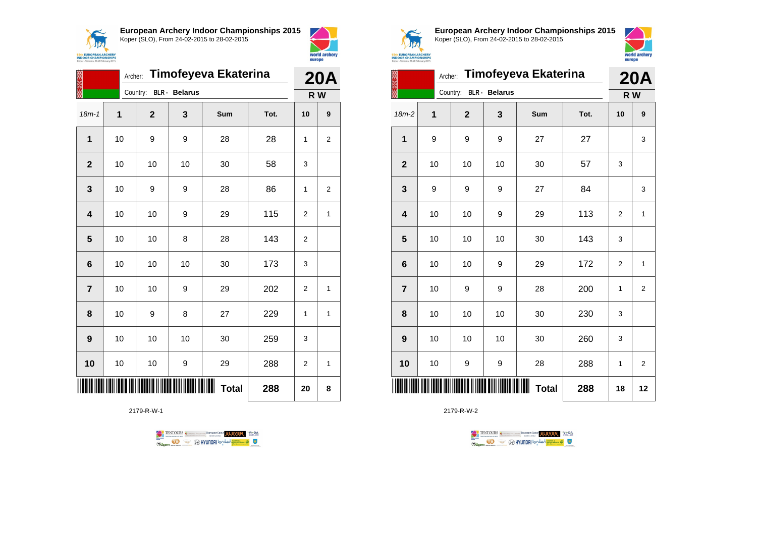**European Archery Indoor Championships 2015**
Koper (SLO), From 24-02-2015 to 28-02-2015

Archer: **Timofeyeva Ekaterina**
Country: **BLR - Belarus**

**20A**
**R W**

| 18m-1 | 1 | 2 | 3 | Sum | Tot. | 10 | 9 |
|---|---|---|---|---|---|---|---|
| **1** | 10 | 9 | 9 | 28 | 28 | 1 | 2 |
| **2** | 10 | 10 | 10 | 30 | 58 | 3 | |
| **3** | 10 | 9 | 9 | 28 | 86 | 1 | 2 |
| **4** | 10 | 10 | 9 | 29 | 115 | 2 | 1 |
| **5** | 10 | 10 | 8 | 28 | 143 | 2 | |
| **6** | 10 | 10 | 10 | 30 | 173 | 3 | |
| **7** | 10 | 10 | 9 | 29 | 202 | 2 | 1 |
| **8** | 10 | 9 | 8 | 27 | 229 | 1 | 1 |
| **9** | 10 | 10 | 10 | 30 | 259 | 3 | |
| **10** | 10 | 10 | 9 | 29 | 288 | 2 | 1 |
| | | | | **Total** | **288** | **20** | **8** |

2179-R-W-1

**European Archery Indoor Championships 2015**
Koper (SLO), From 24-02-2015 to 28-02-2015

Archer: **Timofeyeva Ekaterina**
Country: **BLR - Belarus**

**20A**
**R W**

| 18m-2 | 1 | 2 | 3 | Sum | Tot. | 10 | 9 |
|---|---|---|---|---|---|---|---|
| **1** | 9 | 9 | 9 | 27 | 27 | | 3 |
| **2** | 10 | 10 | 10 | 30 | 57 | 3 | |
| **3** | 9 | 9 | 9 | 27 | 84 | | 3 |
| **4** | 10 | 10 | 9 | 29 | 113 | 2 | 1 |
| **5** | 10 | 10 | 10 | 30 | 143 | 3 | |
| **6** | 10 | 10 | 9 | 29 | 172 | 2 | 1 |
| **7** | 10 | 9 | 9 | 28 | 200 | 1 | 2 |
| **8** | 10 | 10 | 10 | 30 | 230 | 3 | |
| **9** | 10 | 10 | 10 | 30 | 260 | 3 | |
| **10** | 10 | 9 | 9 | 28 | 288 | 1 | 2 |
| | | | | **Total** | **288** | **18** | **12** |

2179-R-W-2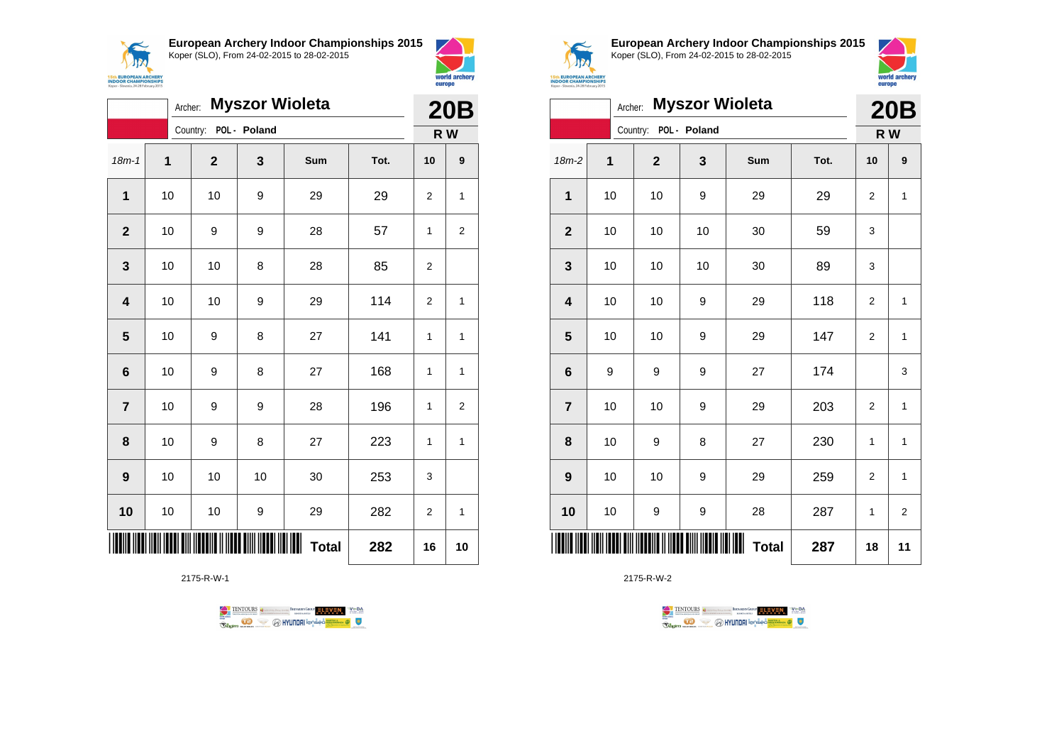## European Archery Indoor Championships 2015

Koper (SLO), From 24-02-2015 to 28-02-2015

Archer: **Myszor Wioleta**

Country: POL - Poland

**20B**

**R W**

| 18m-1 | 1 | 2 | 3 | Sum | Tot. | 10 | 9 |
|---|---|---|---|---|---|---|---|
| **1** | 10 | 10 | 9 | 29 | 29 | 2 | 1 |
| **2** | 10 | 9 | 9 | 28 | 57 | 1 | 2 |
| **3** | 10 | 10 | 8 | 28 | 85 | 2 | |
| **4** | 10 | 10 | 9 | 29 | 114 | 2 | 1 |
| **5** | 10 | 9 | 8 | 27 | 141 | 1 | 1 |
| **6** | 10 | 9 | 8 | 27 | 168 | 1 | 1 |
| **7** | 10 | 9 | 9 | 28 | 196 | 1 | 2 |
| **8** | 10 | 9 | 8 | 27 | 223 | 1 | 1 |
| **9** | 10 | 10 | 10 | 30 | 253 | 3 | |
| **10** | 10 | 10 | 9 | 29 | 282 | 2 | 1 |
| | | | | **Total** | **282** | **16** | **10** |

2175-R-W-1

## European Archery Indoor Championships 2015

Koper (SLO), From 24-02-2015 to 28-02-2015

Archer: **Myszor Wioleta**

Country: POL - Poland

**20B**

**R W**

| 18m-2 | 1 | 2 | 3 | Sum | Tot. | 10 | 9 |
|---|---|---|---|---|---|---|---|
| **1** | 10 | 10 | 9 | 29 | 29 | 2 | 1 |
| **2** | 10 | 10 | 10 | 30 | 59 | 3 | |
| **3** | 10 | 10 | 10 | 30 | 89 | 3 | |
| **4** | 10 | 10 | 9 | 29 | 118 | 2 | 1 |
| **5** | 10 | 10 | 9 | 29 | 147 | 2 | 1 |
| **6** | 9 | 9 | 9 | 27 | 174 | | 3 |
| **7** | 10 | 10 | 9 | 29 | 203 | 2 | 1 |
| **8** | 10 | 9 | 8 | 27 | 230 | 1 | 1 |
| **9** | 10 | 10 | 9 | 29 | 259 | 2 | 1 |
| **10** | 10 | 9 | 9 | 28 | 287 | 1 | 2 |
| | | | | **Total** | **287** | **18** | **11** |

2175-R-W-2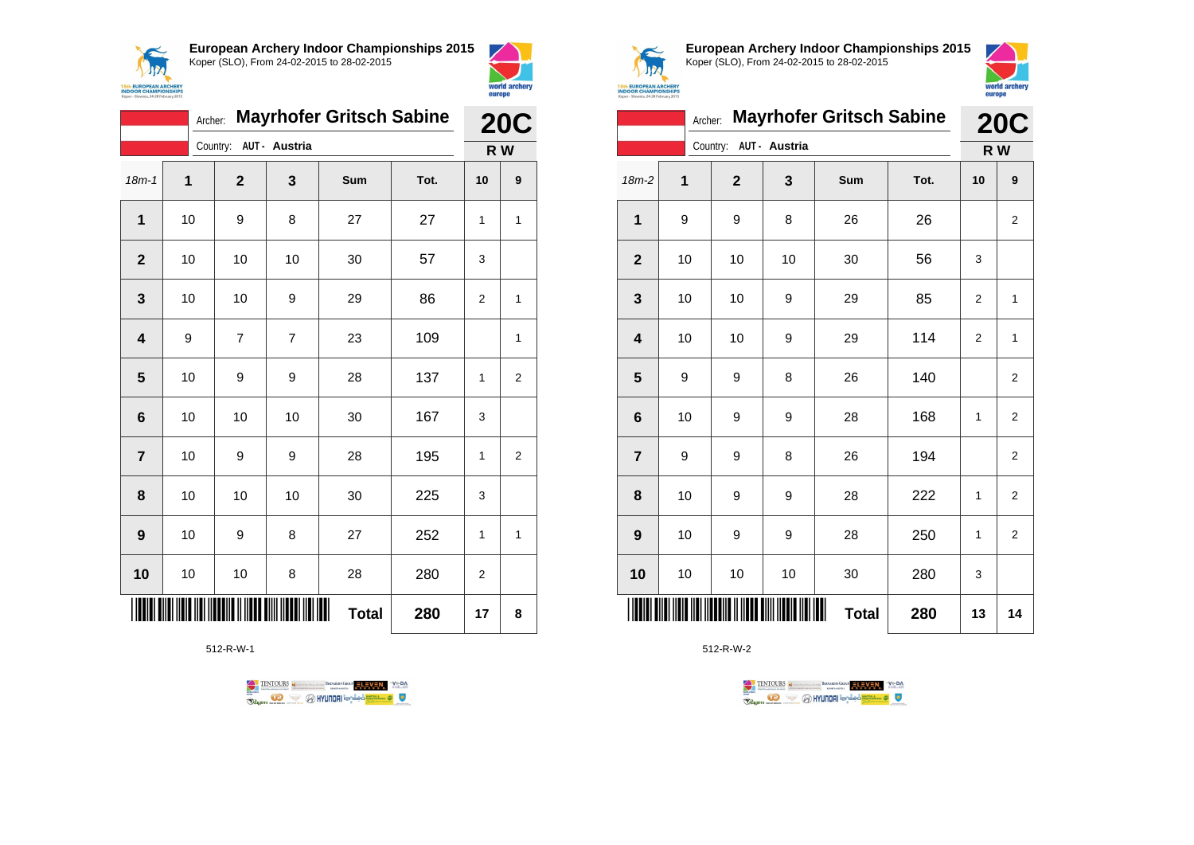## European Archery Indoor Championships 2015
Koper (SLO), From 24-02-2015 to 28-02-2015

Archer: **Mayrhofer Gritsch Sabine**
Country: AUT - Austria

**20C** R W

| 18m-1 | 1 | 2 | 3 | Sum | Tot. | 10 | 9 |
|---|---|---|---|---|---|---|---|
| 1 | 10 | 9 | 8 | 27 | 27 | 1 | 1 |
| 2 | 10 | 10 | 10 | 30 | 57 | 3 | |
| 3 | 10 | 10 | 9 | 29 | 86 | 2 | 1 |
| 4 | 9 | 7 | 7 | 23 | 109 | | 1 |
| 5 | 10 | 9 | 9 | 28 | 137 | 1 | 2 |
| 6 | 10 | 10 | 10 | 30 | 167 | 3 | |
| 7 | 10 | 9 | 9 | 28 | 195 | 1 | 2 |
| 8 | 10 | 10 | 10 | 30 | 225 | 3 | |
| 9 | 10 | 9 | 8 | 27 | 252 | 1 | 1 |
| 10 | 10 | 10 | 8 | 28 | 280 | 2 | |
| | | | | **Total** | **280** | **17** | **8** |

512-R-W-1

## European Archery Indoor Championships 2015
Koper (SLO), From 24-02-2015 to 28-02-2015

Archer: **Mayrhofer Gritsch Sabine**
Country: AUT - Austria

**20C** R W

| 18m-2 | 1 | 2 | 3 | Sum | Tot. | 10 | 9 |
|---|---|---|---|---|---|---|---|
| 1 | 9 | 9 | 8 | 26 | 26 | | 2 |
| 2 | 10 | 10 | 10 | 30 | 56 | 3 | |
| 3 | 10 | 10 | 9 | 29 | 85 | 2 | 1 |
| 4 | 10 | 10 | 9 | 29 | 114 | 2 | 1 |
| 5 | 9 | 9 | 8 | 26 | 140 | | 2 |
| 6 | 10 | 9 | 9 | 28 | 168 | 1 | 2 |
| 7 | 9 | 9 | 8 | 26 | 194 | | 2 |
| 8 | 10 | 9 | 9 | 28 | 222 | 1 | 2 |
| 9 | 10 | 9 | 9 | 28 | 250 | 1 | 2 |
| 10 | 10 | 10 | 10 | 30 | 280 | 3 | |
| | | | | **Total** | **280** | **13** | **14** |

512-R-W-2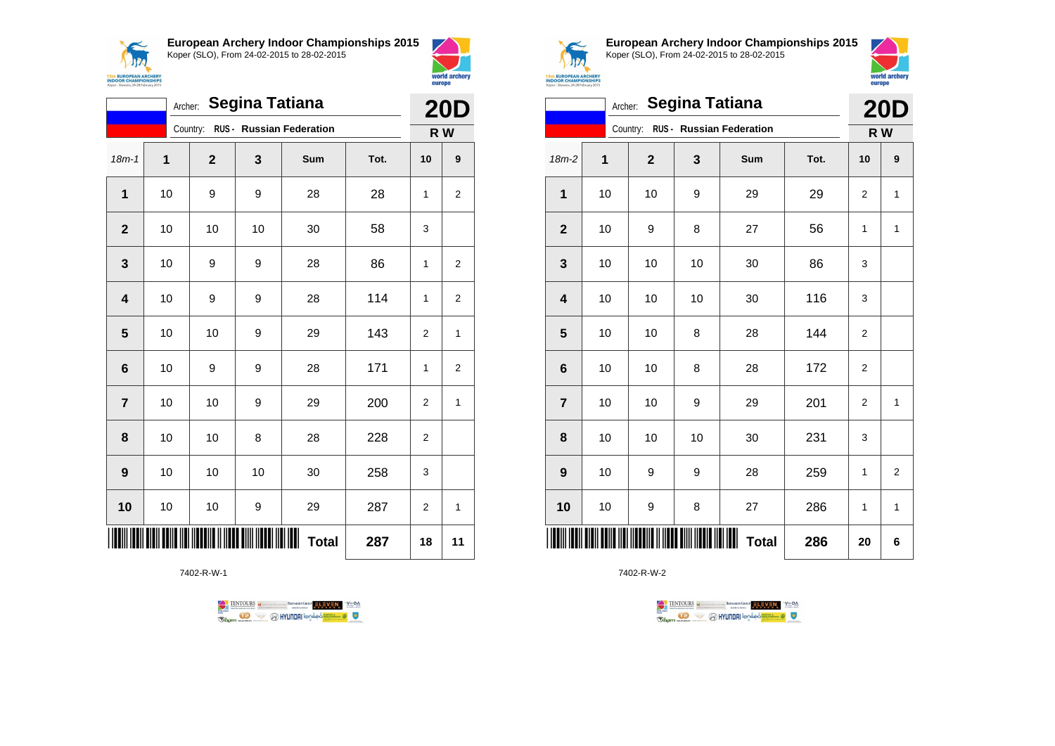**European Archery Indoor Championships 2015**
Koper (SLO), From 24-02-2015 to 28-02-2015

Archer: **Segina Tatiana**
Country: **RUS - Russian Federation**

**20D**
**R W**

| 18m-1 | 1 | 2 | 3 | Sum | Tot. | 10 | 9 |
|---|---|---|---|---|---|---|---|
| **1** | 10 | 9 | 9 | 28 | 28 | 1 | 2 |
| **2** | 10 | 10 | 10 | 30 | 58 | 3 | |
| **3** | 10 | 9 | 9 | 28 | 86 | 1 | 2 |
| **4** | 10 | 9 | 9 | 28 | 114 | 1 | 2 |
| **5** | 10 | 10 | 9 | 29 | 143 | 2 | 1 |
| **6** | 10 | 9 | 9 | 28 | 171 | 1 | 2 |
| **7** | 10 | 10 | 9 | 29 | 200 | 2 | 1 |
| **8** | 10 | 10 | 8 | 28 | 228 | 2 | |
| **9** | 10 | 10 | 10 | 30 | 258 | 3 | |
| **10** | 10 | 10 | 9 | 29 | 287 | 2 | 1 |
| | | | | **Total** | **287** | **18** | **11** |

7402-R-W-1

**European Archery Indoor Championships 2015**
Koper (SLO), From 24-02-2015 to 28-02-2015

Archer: **Segina Tatiana**
Country: **RUS - Russian Federation**

**20D**
**R W**

| 18m-2 | 1 | 2 | 3 | Sum | Tot. | 10 | 9 |
|---|---|---|---|---|---|---|---|
| **1** | 10 | 10 | 9 | 29 | 29 | 2 | 1 |
| **2** | 10 | 9 | 8 | 27 | 56 | 1 | 1 |
| **3** | 10 | 10 | 10 | 30 | 86 | 3 | |
| **4** | 10 | 10 | 10 | 30 | 116 | 3 | |
| **5** | 10 | 10 | 8 | 28 | 144 | 2 | |
| **6** | 10 | 10 | 8 | 28 | 172 | 2 | |
| **7** | 10 | 10 | 9 | 29 | 201 | 2 | 1 |
| **8** | 10 | 10 | 10 | 30 | 231 | 3 | |
| **9** | 10 | 9 | 9 | 28 | 259 | 1 | 2 |
| **10** | 10 | 9 | 8 | 27 | 286 | 1 | 1 |
| | | | | **Total** | **286** | **20** | **6** |

7402-R-W-2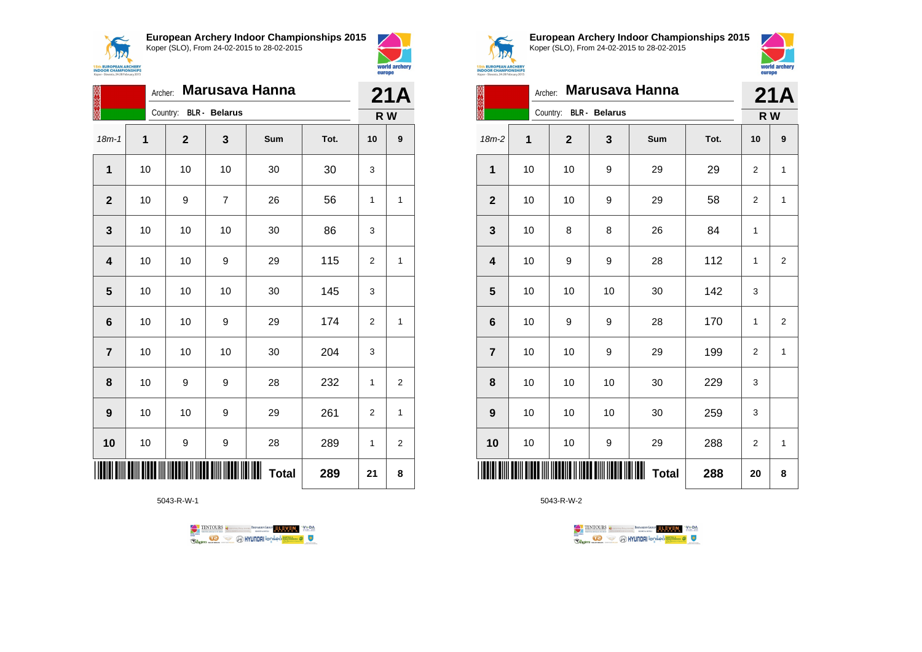**European Archery Indoor Championships 2015**
Koper (SLO), From 24-02-2015 to 28-02-2015

Archer: **Marusava Hanna**
Country: BLR - Belarus

**21A**
**R W**

| 18m-1 | 1 | 2 | 3 | Sum | Tot. | 10 | 9 |
|---|---|---|---|---|---|---|---|
| **1** | 10 | 10 | 10 | 30 | 30 | 3 | |
| **2** | 10 | 9 | 7 | 26 | 56 | 1 | 1 |
| **3** | 10 | 10 | 10 | 30 | 86 | 3 | |
| **4** | 10 | 10 | 9 | 29 | 115 | 2 | 1 |
| **5** | 10 | 10 | 10 | 30 | 145 | 3 | |
| **6** | 10 | 10 | 9 | 29 | 174 | 2 | 1 |
| **7** | 10 | 10 | 10 | 30 | 204 | 3 | |
| **8** | 10 | 9 | 9 | 28 | 232 | 1 | 2 |
| **9** | 10 | 10 | 9 | 29 | 261 | 2 | 1 |
| **10** | 10 | 9 | 9 | 28 | 289 | 1 | 2 |
| | | | | **Total** | **289** | **21** | **8** |

5043-R-W-1

**European Archery Indoor Championships 2015**
Koper (SLO), From 24-02-2015 to 28-02-2015

Archer: **Marusava Hanna**
Country: BLR - Belarus

**21A**
**R W**

| 18m-2 | 1 | 2 | 3 | Sum | Tot. | 10 | 9 |
|---|---|---|---|---|---|---|---|
| **1** | 10 | 10 | 9 | 29 | 29 | 2 | 1 |
| **2** | 10 | 10 | 9 | 29 | 58 | 2 | 1 |
| **3** | 10 | 8 | 8 | 26 | 84 | 1 | |
| **4** | 10 | 9 | 9 | 28 | 112 | 1 | 2 |
| **5** | 10 | 10 | 10 | 30 | 142 | 3 | |
| **6** | 10 | 9 | 9 | 28 | 170 | 1 | 2 |
| **7** | 10 | 10 | 9 | 29 | 199 | 2 | 1 |
| **8** | 10 | 10 | 10 | 30 | 229 | 3 | |
| **9** | 10 | 10 | 10 | 30 | 259 | 3 | |
| **10** | 10 | 10 | 9 | 29 | 288 | 2 | 1 |
| | | | | **Total** | **288** | **20** | **8** |

5043-R-W-2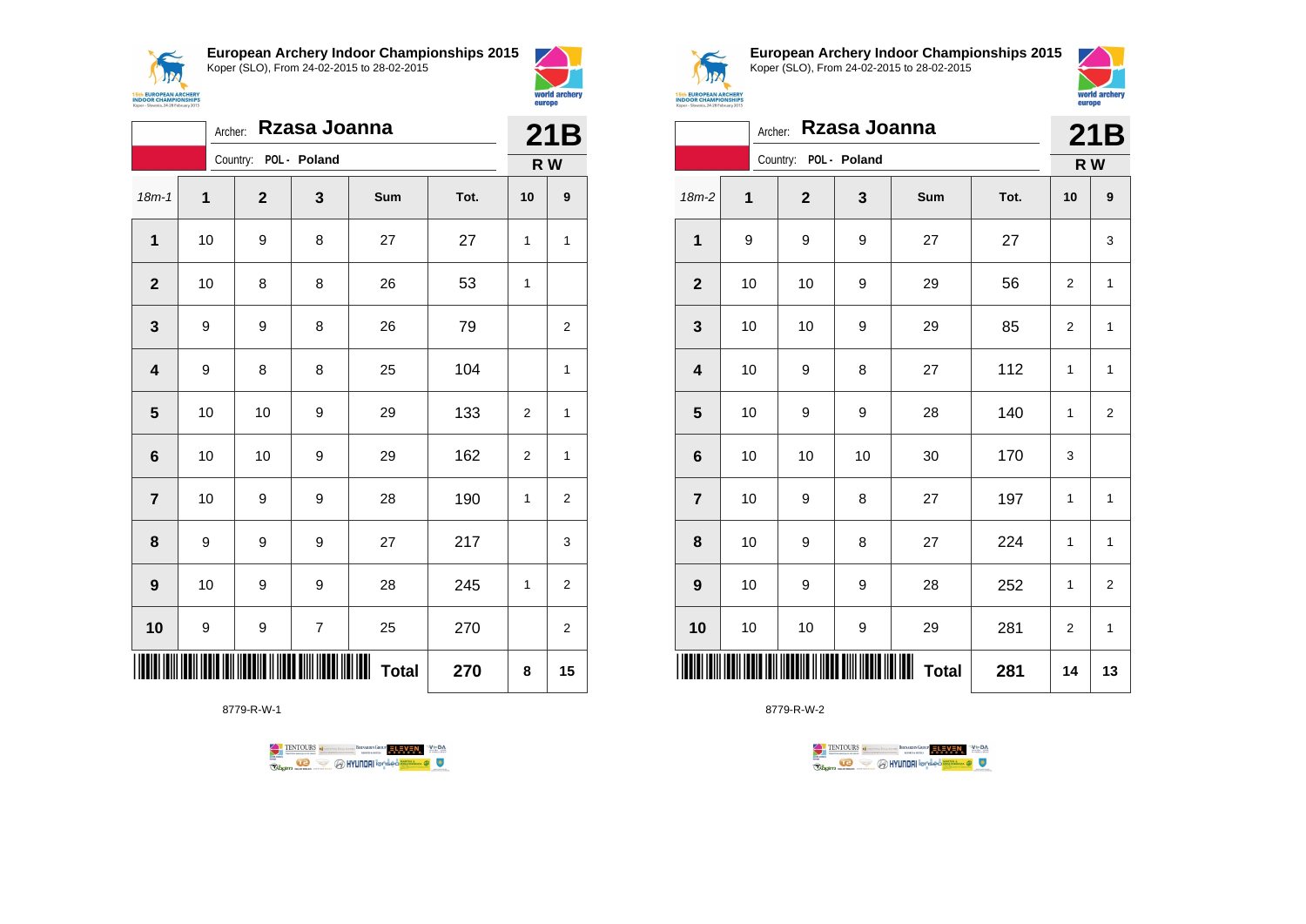## European Archery Indoor Championships 2015
Koper (SLO), From 24-02-2015 to 28-02-2015

Archer: **Rzasa Joanna**
Country: **POL - Poland**

**21B**
**R W**

| 18m-1 | 1 | 2 | 3 | Sum | Tot. | 10 | 9 |
|---|---|---|---|---|---|---|---|
| **1** | 10 | 9 | 8 | 27 | 27 | 1 | 1 |
| **2** | 10 | 8 | 8 | 26 | 53 | 1 | |
| **3** | 9 | 9 | 8 | 26 | 79 | | 2 |
| **4** | 9 | 8 | 8 | 25 | 104 | | 1 |
| **5** | 10 | 10 | 9 | 29 | 133 | 2 | 1 |
| **6** | 10 | 10 | 9 | 29 | 162 | 2 | 1 |
| **7** | 10 | 9 | 9 | 28 | 190 | 1 | 2 |
| **8** | 9 | 9 | 9 | 27 | 217 | | 3 |
| **9** | 10 | 9 | 9 | 28 | 245 | 1 | 2 |
| **10** | 9 | 9 | 7 | 25 | 270 | | 2 |
| | | | | **Total** | **270** | **8** | **15** |

8779-R-W-1

## European Archery Indoor Championships 2015
Koper (SLO), From 24-02-2015 to 28-02-2015

Archer: **Rzasa Joanna**
Country: **POL - Poland**

**21B**
**R W**

| 18m-2 | 1 | 2 | 3 | Sum | Tot. | 10 | 9 |
|---|---|---|---|---|---|---|---|
| **1** | 9 | 9 | 9 | 27 | 27 | | 3 |
| **2** | 10 | 10 | 9 | 29 | 56 | 2 | 1 |
| **3** | 10 | 10 | 9 | 29 | 85 | 2 | 1 |
| **4** | 10 | 9 | 8 | 27 | 112 | 1 | 1 |
| **5** | 10 | 9 | 9 | 28 | 140 | 1 | 2 |
| **6** | 10 | 10 | 10 | 30 | 170 | 3 | |
| **7** | 10 | 9 | 8 | 27 | 197 | 1 | 1 |
| **8** | 10 | 9 | 8 | 27 | 224 | 1 | 1 |
| **9** | 10 | 9 | 9 | 28 | 252 | 1 | 2 |
| **10** | 10 | 10 | 9 | 29 | 281 | 2 | 1 |
| | | | | **Total** | **281** | **14** | **13** |

8779-R-W-2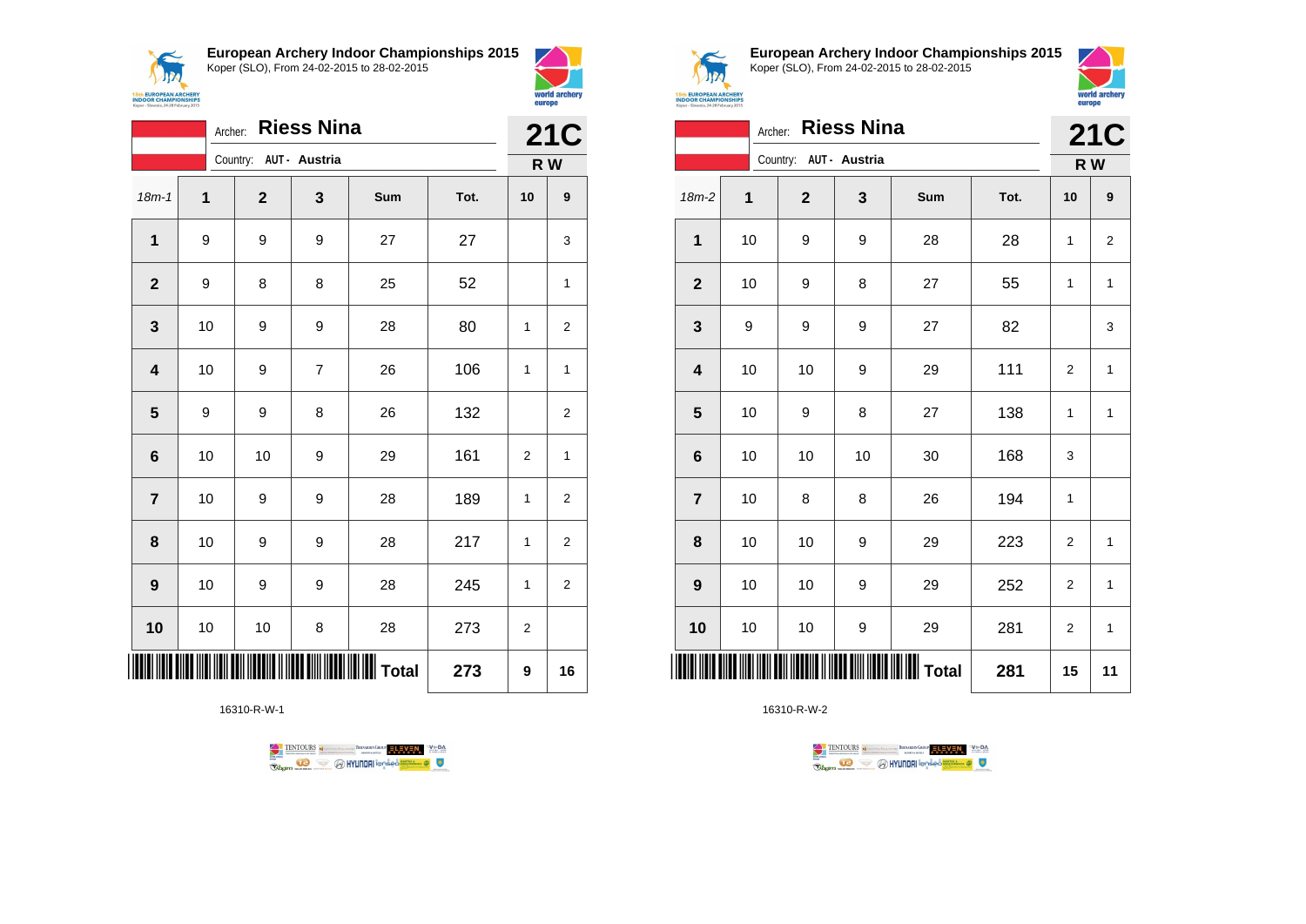## European Archery Indoor Championships 2015

Koper (SLO), From 24-02-2015 to 28-02-2015

Archer: **Riess Nina**

Country: AUT - Austria

**21C**

**R W**

| 18m-1 | 1 | 2 | 3 | Sum | Tot. | 10 | 9 |
|---|---|---|---|---|---|---|---|
| 1 | 9 | 9 | 9 | 27 | 27 | | 3 |
| 2 | 9 | 8 | 8 | 25 | 52 | | 1 |
| 3 | 10 | 9 | 9 | 28 | 80 | 1 | 2 |
| 4 | 10 | 9 | 7 | 26 | 106 | 1 | 1 |
| 5 | 9 | 9 | 8 | 26 | 132 | | 2 |
| 6 | 10 | 10 | 9 | 29 | 161 | 2 | 1 |
| 7 | 10 | 9 | 9 | 28 | 189 | 1 | 2 |
| 8 | 10 | 9 | 9 | 28 | 217 | 1 | 2 |
| 9 | 10 | 9 | 9 | 28 | 245 | 1 | 2 |
| 10 | 10 | 10 | 8 | 28 | 273 | 2 | |
| | | | | **Total** | **273** | **9** | **16** |

16310-R-W-1

## European Archery Indoor Championships 2015

Koper (SLO), From 24-02-2015 to 28-02-2015

Archer: **Riess Nina**

Country: AUT - Austria

**21C**

**R W**

| 18m-2 | 1 | 2 | 3 | Sum | Tot. | 10 | 9 |
|---|---|---|---|---|---|---|---|
| 1 | 10 | 9 | 9 | 28 | 28 | 1 | 2 |
| 2 | 10 | 9 | 8 | 27 | 55 | 1 | 1 |
| 3 | 9 | 9 | 9 | 27 | 82 | | 3 |
| 4 | 10 | 10 | 9 | 29 | 111 | 2 | 1 |
| 5 | 10 | 9 | 8 | 27 | 138 | 1 | 1 |
| 6 | 10 | 10 | 10 | 30 | 168 | 3 | |
| 7 | 10 | 8 | 8 | 26 | 194 | 1 | |
| 8 | 10 | 10 | 9 | 29 | 223 | 2 | 1 |
| 9 | 10 | 10 | 9 | 29 | 252 | 2 | 1 |
| 10 | 10 | 10 | 9 | 29 | 281 | 2 | 1 |
| | | | | **Total** | **281** | **15** | **11** |

16310-R-W-2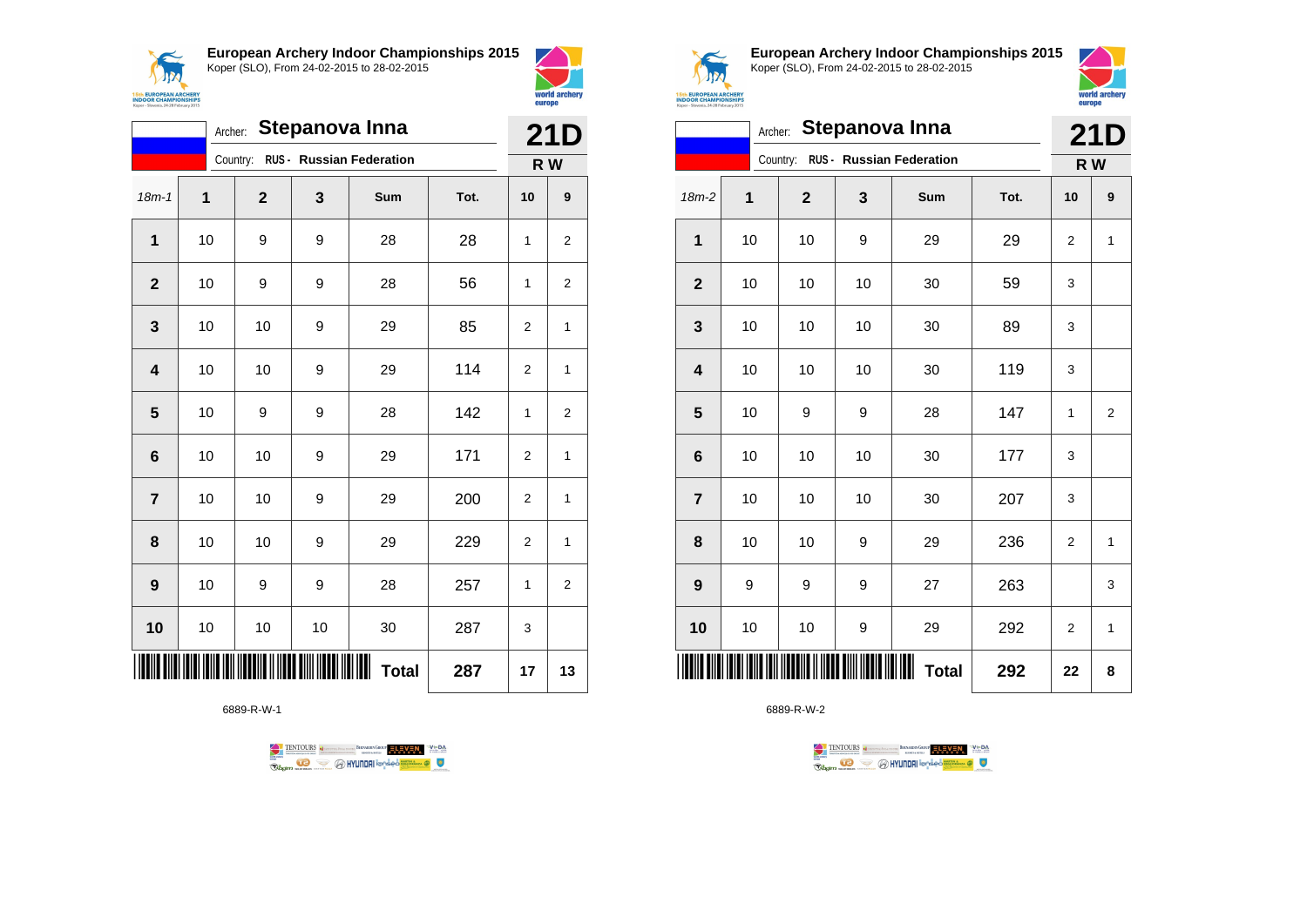## European Archery Indoor Championships 2015
Koper (SLO), From 24-02-2015 to 28-02-2015

Archer: **Stepanova Inna**
Country: **RUS - Russian Federation**

**21D**
**R W**

| 18m-1 | 1 | 2 | 3 | Sum | Tot. | 10 | 9 |
|---|---|---|---|---|---|---|---|
| **1** | 10 | 9 | 9 | 28 | 28 | 1 | 2 |
| **2** | 10 | 9 | 9 | 28 | 56 | 1 | 2 |
| **3** | 10 | 10 | 9 | 29 | 85 | 2 | 1 |
| **4** | 10 | 10 | 9 | 29 | 114 | 2 | 1 |
| **5** | 10 | 9 | 9 | 28 | 142 | 1 | 2 |
| **6** | 10 | 10 | 9 | 29 | 171 | 2 | 1 |
| **7** | 10 | 10 | 9 | 29 | 200 | 2 | 1 |
| **8** | 10 | 10 | 9 | 29 | 229 | 2 | 1 |
| **9** | 10 | 9 | 9 | 28 | 257 | 1 | 2 |
| **10** | 10 | 10 | 10 | 30 | 287 | 3 | |
| | | | | **Total** | **287** | **17** | **13** |

6889-R-W-1

## European Archery Indoor Championships 2015
Koper (SLO), From 24-02-2015 to 28-02-2015

Archer: **Stepanova Inna**
Country: **RUS - Russian Federation**

**21D**
**R W**

| 18m-2 | 1 | 2 | 3 | Sum | Tot. | 10 | 9 |
|---|---|---|---|---|---|---|---|
| **1** | 10 | 10 | 9 | 29 | 29 | 2 | 1 |
| **2** | 10 | 10 | 10 | 30 | 59 | 3 | |
| **3** | 10 | 10 | 10 | 30 | 89 | 3 | |
| **4** | 10 | 10 | 10 | 30 | 119 | 3 | |
| **5** | 10 | 9 | 9 | 28 | 147 | 1 | 2 |
| **6** | 10 | 10 | 10 | 30 | 177 | 3 | |
| **7** | 10 | 10 | 10 | 30 | 207 | 3 | |
| **8** | 10 | 10 | 9 | 29 | 236 | 2 | 1 |
| **9** | 9 | 9 | 9 | 27 | 263 | | 3 |
| **10** | 10 | 10 | 9 | 29 | 292 | 2 | 1 |
| | | | | **Total** | **292** | **22** | **8** |

6889-R-W-2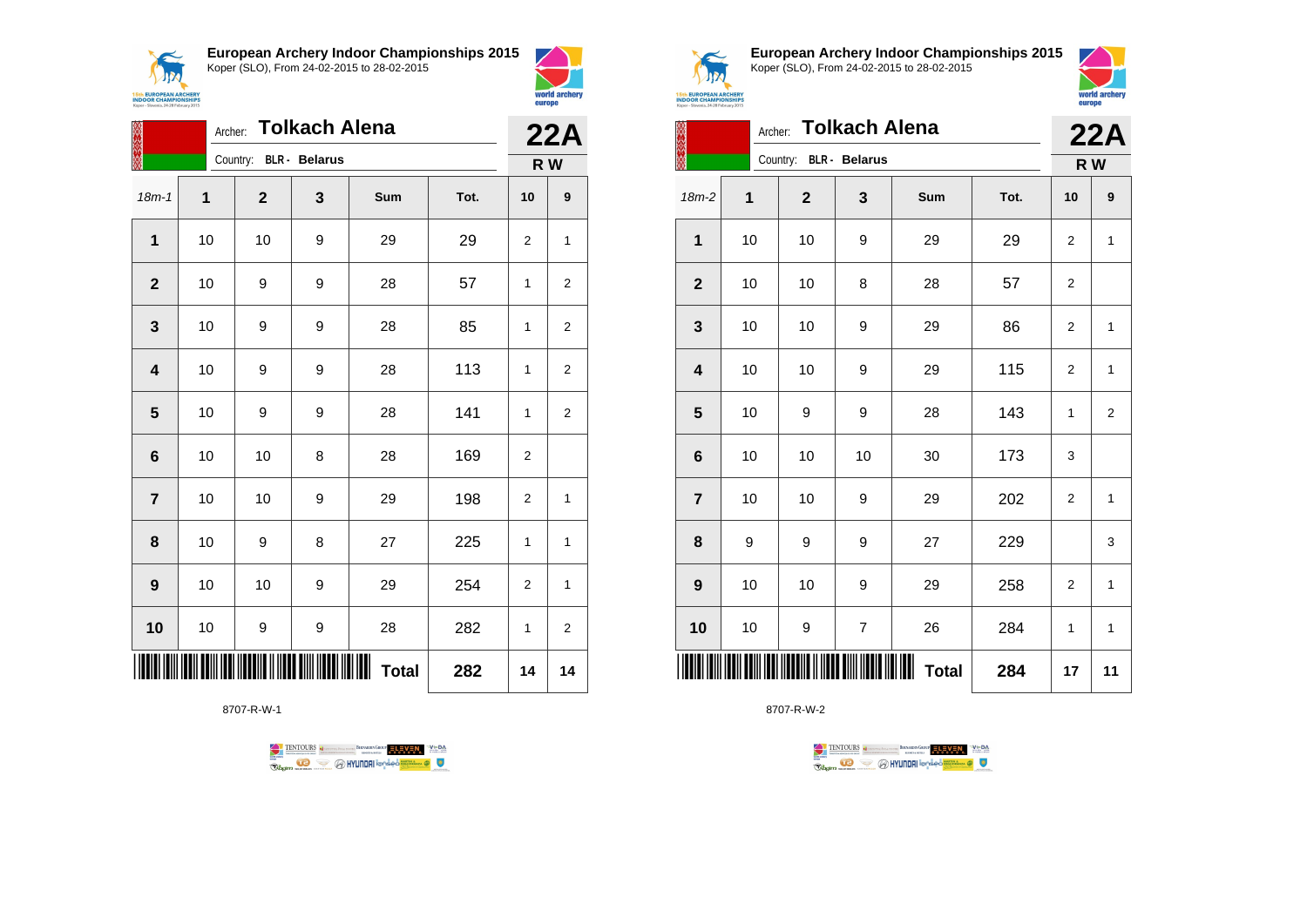## European Archery Indoor Championships 2015
Koper (SLO), From 24-02-2015 to 28-02-2015

Archer: **Tolkach Alena**
Country: **BLR - Belarus**

**22A**
**R W**

| 18m-1 | 1 | 2 | 3 | Sum | Tot. | 10 | 9 |
|---|---|---|---|---|---|---|---|
| **1** | 10 | 10 | 9 | 29 | 29 | 2 | 1 |
| **2** | 10 | 9 | 9 | 28 | 57 | 1 | 2 |
| **3** | 10 | 9 | 9 | 28 | 85 | 1 | 2 |
| **4** | 10 | 9 | 9 | 28 | 113 | 1 | 2 |
| **5** | 10 | 9 | 9 | 28 | 141 | 1 | 2 |
| **6** | 10 | 10 | 8 | 28 | 169 | 2 | |
| **7** | 10 | 10 | 9 | 29 | 198 | 2 | 1 |
| **8** | 10 | 9 | 8 | 27 | 225 | 1 | 1 |
| **9** | 10 | 10 | 9 | 29 | 254 | 2 | 1 |
| **10** | 10 | 9 | 9 | 28 | 282 | 1 | 2 |
| | | | | **Total** | **282** | **14** | **14** |

8707-R-W-1

## European Archery Indoor Championships 2015
Koper (SLO), From 24-02-2015 to 28-02-2015

Archer: **Tolkach Alena**
Country: **BLR - Belarus**

**22A**
**R W**

| 18m-2 | 1 | 2 | 3 | Sum | Tot. | 10 | 9 |
|---|---|---|---|---|---|---|---|
| **1** | 10 | 10 | 9 | 29 | 29 | 2 | 1 |
| **2** | 10 | 10 | 8 | 28 | 57 | 2 | |
| **3** | 10 | 10 | 9 | 29 | 86 | 2 | 1 |
| **4** | 10 | 10 | 9 | 29 | 115 | 2 | 1 |
| **5** | 10 | 9 | 9 | 28 | 143 | 1 | 2 |
| **6** | 10 | 10 | 10 | 30 | 173 | 3 | |
| **7** | 10 | 10 | 9 | 29 | 202 | 2 | 1 |
| **8** | 9 | 9 | 9 | 27 | 229 | | 3 |
| **9** | 10 | 10 | 9 | 29 | 258 | 2 | 1 |
| **10** | 10 | 9 | 7 | 26 | 284 | 1 | 1 |
| | | | | **Total** | **284** | **17** | **11** |

8707-R-W-2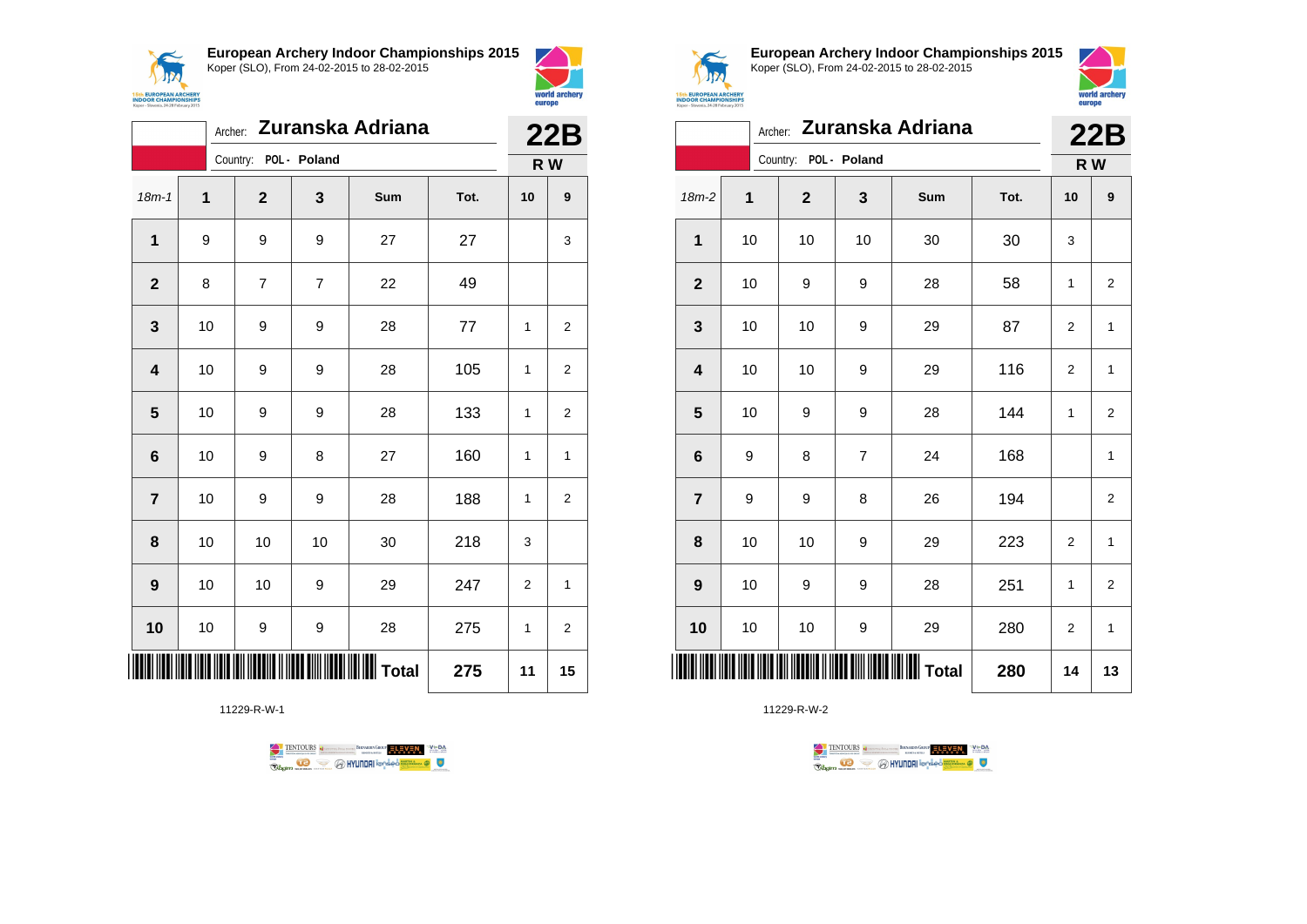**European Archery Indoor Championships 2015**
Koper (SLO), From 24-02-2015 to 28-02-2015

Archer: **Zuranska Adriana**
Country: POL - Poland

**22B**
**R W**

| 18m-1 | 1 | 2 | 3 | Sum | Tot. | 10 | 9 |
|---|---|---|---|---|---|---|---|
| 1 | 9 | 9 | 9 | 27 | 27 | | 3 |
| 2 | 8 | 7 | 7 | 22 | 49 | | |
| 3 | 10 | 9 | 9 | 28 | 77 | 1 | 2 |
| 4 | 10 | 9 | 9 | 28 | 105 | 1 | 2 |
| 5 | 10 | 9 | 9 | 28 | 133 | 1 | 2 |
| 6 | 10 | 9 | 8 | 27 | 160 | 1 | 1 |
| 7 | 10 | 9 | 9 | 28 | 188 | 1 | 2 |
| 8 | 10 | 10 | 10 | 30 | 218 | 3 | |
| 9 | 10 | 10 | 9 | 29 | 247 | 2 | 1 |
| 10 | 10 | 9 | 9 | 28 | 275 | 1 | 2 |
| | | | | Total | 275 | 11 | 15 |

11229-R-W-1

**European Archery Indoor Championships 2015**
Koper (SLO), From 24-02-2015 to 28-02-2015

Archer: **Zuranska Adriana**
Country: POL - Poland

**22B**
**R W**

| 18m-2 | 1 | 2 | 3 | Sum | Tot. | 10 | 9 |
|---|---|---|---|---|---|---|---|
| 1 | 10 | 10 | 10 | 30 | 30 | 3 | |
| 2 | 10 | 9 | 9 | 28 | 58 | 1 | 2 |
| 3 | 10 | 10 | 9 | 29 | 87 | 2 | 1 |
| 4 | 10 | 10 | 9 | 29 | 116 | 2 | 1 |
| 5 | 10 | 9 | 9 | 28 | 144 | 1 | 2 |
| 6 | 9 | 8 | 7 | 24 | 168 | | 1 |
| 7 | 9 | 9 | 8 | 26 | 194 | | 2 |
| 8 | 10 | 10 | 9 | 29 | 223 | 2 | 1 |
| 9 | 10 | 9 | 9 | 28 | 251 | 1 | 2 |
| 10 | 10 | 10 | 9 | 29 | 280 | 2 | 1 |
| | | | | Total | 280 | 14 | 13 |

11229-R-W-2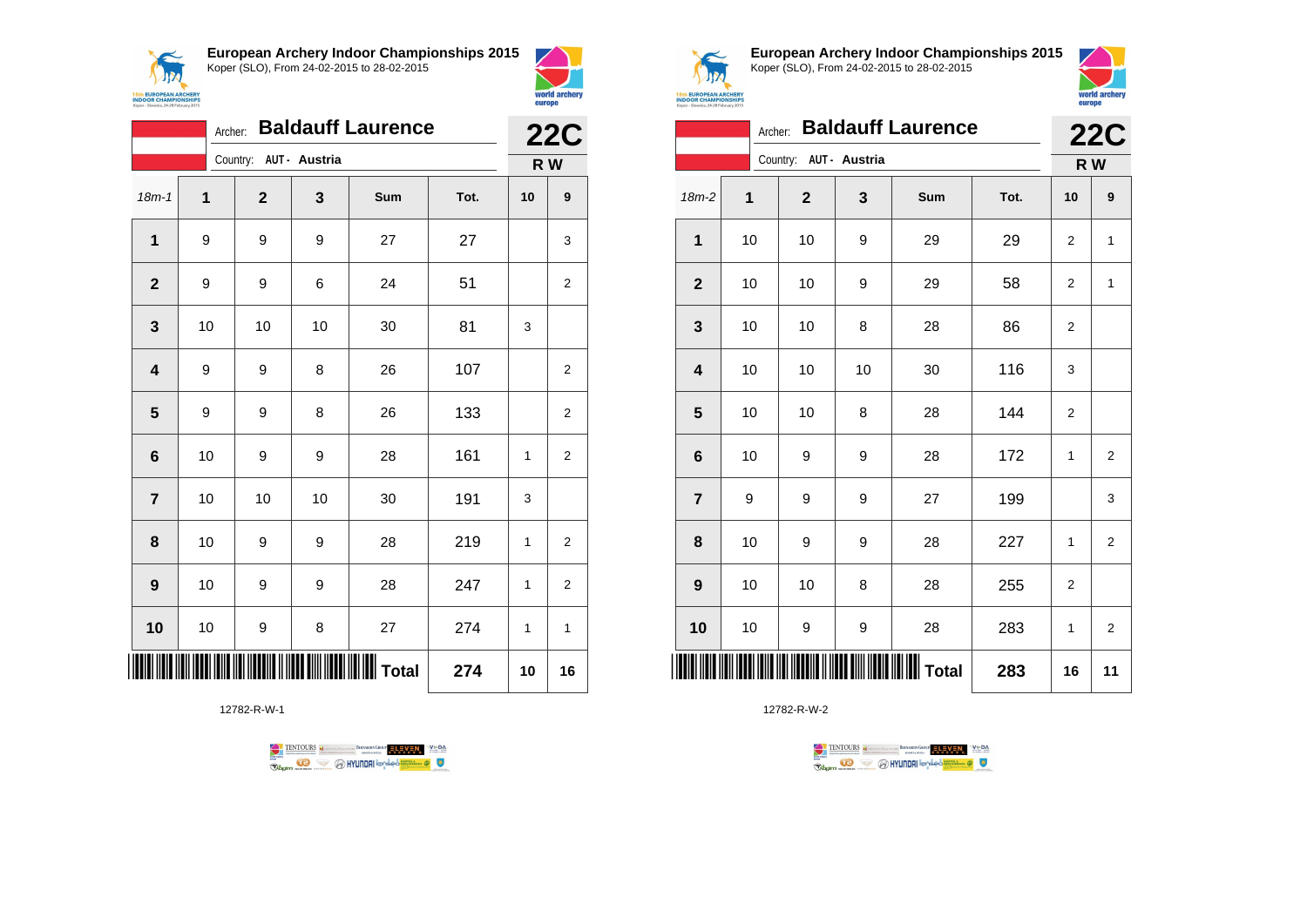**European Archery Indoor Championships 2015**
Koper (SLO), From 24-02-2015 to 28-02-2015

Archer: **Baldauff Laurence**
Country: AUT - Austria

**22C**
**R W**

| 18m-1 | 1 | 2 | 3 | Sum | Tot. | 10 | 9 |
|---|---|---|---|---|---|---|---|
| 1 | 9 | 9 | 9 | 27 | 27 | | 3 |
| 2 | 9 | 9 | 6 | 24 | 51 | | 2 |
| 3 | 10 | 10 | 10 | 30 | 81 | 3 | |
| 4 | 9 | 9 | 8 | 26 | 107 | | 2 |
| 5 | 9 | 9 | 8 | 26 | 133 | | 2 |
| 6 | 10 | 9 | 9 | 28 | 161 | 1 | 2 |
| 7 | 10 | 10 | 10 | 30 | 191 | 3 | |
| 8 | 10 | 9 | 9 | 28 | 219 | 1 | 2 |
| 9 | 10 | 9 | 9 | 28 | 247 | 1 | 2 |
| 10 | 10 | 9 | 8 | 27 | 274 | 1 | 1 |
| | | | | Total | 274 | 10 | 16 |

12782-R-W-1

**European Archery Indoor Championships 2015**
Koper (SLO), From 24-02-2015 to 28-02-2015

Archer: **Baldauff Laurence**
Country: AUT - Austria

**22C**
**R W**

| 18m-2 | 1 | 2 | 3 | Sum | Tot. | 10 | 9 |
|---|---|---|---|---|---|---|---|
| 1 | 10 | 10 | 9 | 29 | 29 | 2 | 1 |
| 2 | 10 | 10 | 9 | 29 | 58 | 2 | 1 |
| 3 | 10 | 10 | 8 | 28 | 86 | 2 | |
| 4 | 10 | 10 | 10 | 30 | 116 | 3 | |
| 5 | 10 | 10 | 8 | 28 | 144 | 2 | |
| 6 | 10 | 9 | 9 | 28 | 172 | 1 | 2 |
| 7 | 9 | 9 | 9 | 27 | 199 | | 3 |
| 8 | 10 | 9 | 9 | 28 | 227 | 1 | 2 |
| 9 | 10 | 10 | 8 | 28 | 255 | 2 | |
| 10 | 10 | 9 | 9 | 28 | 283 | 1 | 2 |
| | | | | Total | 283 | 16 | 11 |

12782-R-W-2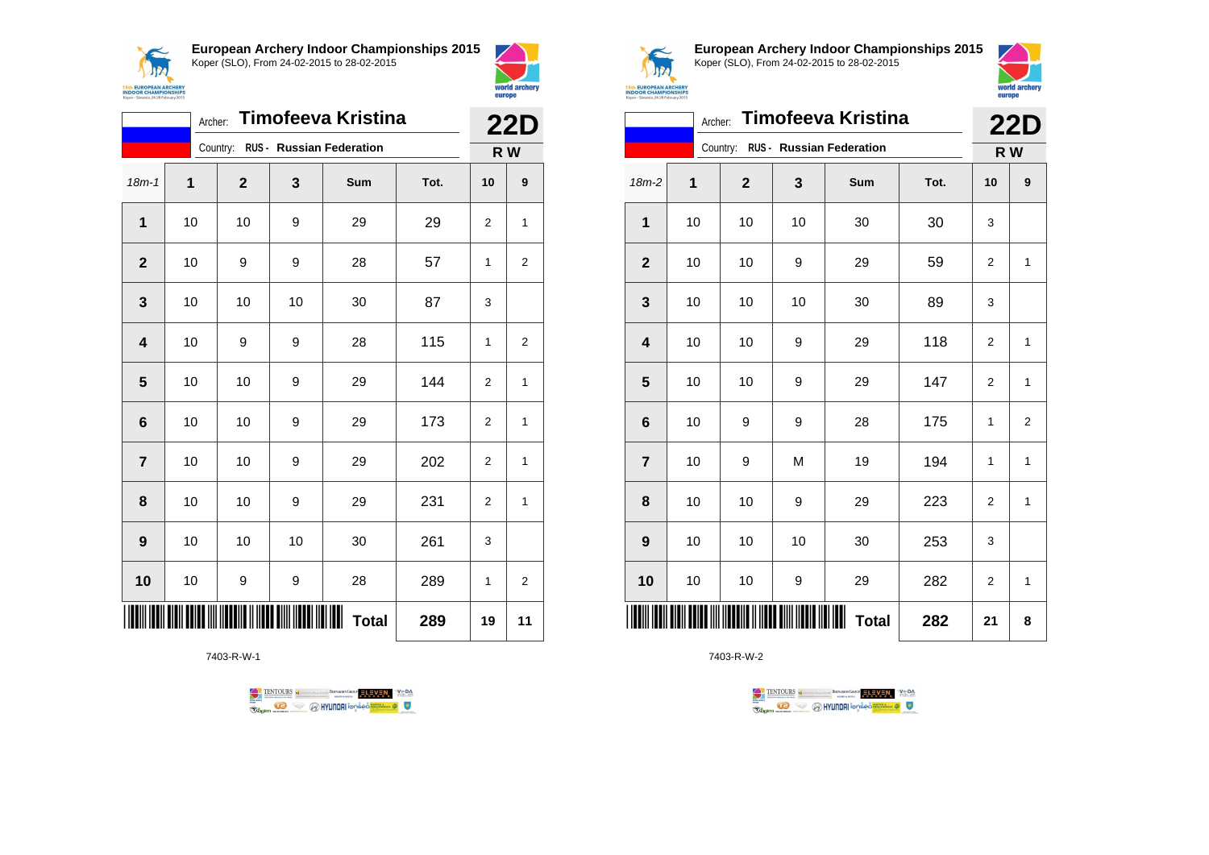**European Archery Indoor Championships 2015**
Koper (SLO), From 24-02-2015 to 28-02-2015

Archer: **Timofeeva Kristina**
Country: RUS - **Russian Federation**

**22D**
**R W**

| 18m-1 | 1 | 2 | 3 | Sum | Tot. | 10 | 9 |
|---|---|---|---|---|---|---|---|
| **1** | 10 | 10 | 9 | 29 | 29 | 2 | 1 |
| **2** | 10 | 9 | 9 | 28 | 57 | 1 | 2 |
| **3** | 10 | 10 | 10 | 30 | 87 | 3 | |
| **4** | 10 | 9 | 9 | 28 | 115 | 1 | 2 |
| **5** | 10 | 10 | 9 | 29 | 144 | 2 | 1 |
| **6** | 10 | 10 | 9 | 29 | 173 | 2 | 1 |
| **7** | 10 | 10 | 9 | 29 | 202 | 2 | 1 |
| **8** | 10 | 10 | 9 | 29 | 231 | 2 | 1 |
| **9** | 10 | 10 | 10 | 30 | 261 | 3 | |
| **10** | 10 | 9 | 9 | 28 | 289 | 1 | 2 |
| | | | | **Total** | **289** | **19** | **11** |

7403-R-W-1

**European Archery Indoor Championships 2015**
Koper (SLO), From 24-02-2015 to 28-02-2015

Archer: **Timofeeva Kristina**
Country: RUS - **Russian Federation**

**22D**
**R W**

| 18m-2 | 1 | 2 | 3 | Sum | Tot. | 10 | 9 |
|---|---|---|---|---|---|---|---|
| **1** | 10 | 10 | 10 | 30 | 30 | 3 | |
| **2** | 10 | 10 | 9 | 29 | 59 | 2 | 1 |
| **3** | 10 | 10 | 10 | 30 | 89 | 3 | |
| **4** | 10 | 10 | 9 | 29 | 118 | 2 | 1 |
| **5** | 10 | 10 | 9 | 29 | 147 | 2 | 1 |
| **6** | 10 | 9 | 9 | 28 | 175 | 1 | 2 |
| **7** | 10 | 9 | M | 19 | 194 | 1 | 1 |
| **8** | 10 | 10 | 9 | 29 | 223 | 2 | 1 |
| **9** | 10 | 10 | 10 | 30 | 253 | 3 | |
| **10** | 10 | 10 | 9 | 29 | 282 | 2 | 1 |
| | | | | **Total** | **282** | **21** | **8** |

7403-R-W-2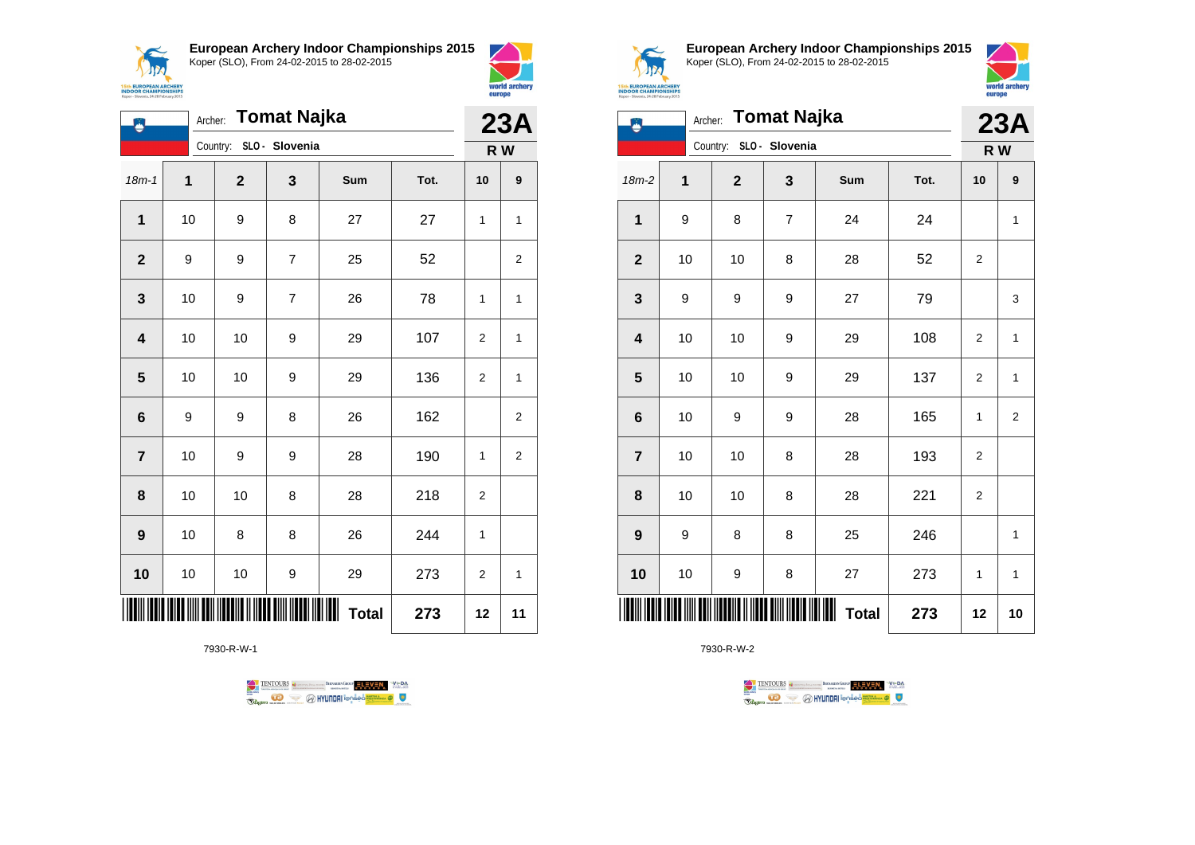## European Archery Indoor Championships 2015

Koper (SLO), From 24-02-2015 to 28-02-2015

Archer: **Tomat Najka**

Country: **SLO - Slovenia**

**23A**

**R W**

| 18m-1 | 1 | 2 | 3 | Sum | Tot. | 10 | 9 |
|---|---|---|---|---|---|---|---|
| 1 | 10 | 9 | 8 | 27 | 27 | 1 | 1 |
| 2 | 9 | 9 | 7 | 25 | 52 | | 2 |
| 3 | 10 | 9 | 7 | 26 | 78 | 1 | 1 |
| 4 | 10 | 10 | 9 | 29 | 107 | 2 | 1 |
| 5 | 10 | 10 | 9 | 29 | 136 | 2 | 1 |
| 6 | 9 | 9 | 8 | 26 | 162 | | 2 |
| 7 | 10 | 9 | 9 | 28 | 190 | 1 | 2 |
| 8 | 10 | 10 | 8 | 28 | 218 | 2 | |
| 9 | 10 | 8 | 8 | 26 | 244 | 1 | |
| 10 | 10 | 10 | 9 | 29 | 273 | 2 | 1 |
| | | | | **Total** | **273** | **12** | **11** |

7930-R-W-1

## European Archery Indoor Championships 2015

Koper (SLO), From 24-02-2015 to 28-02-2015

Archer: **Tomat Najka**

Country: **SLO - Slovenia**

**23A**

**R W**

| 18m-2 | 1 | 2 | 3 | Sum | Tot. | 10 | 9 |
|---|---|---|---|---|---|---|---|
| 1 | 9 | 8 | 7 | 24 | 24 | | 1 |
| 2 | 10 | 10 | 8 | 28 | 52 | 2 | |
| 3 | 9 | 9 | 9 | 27 | 79 | | 3 |
| 4 | 10 | 10 | 9 | 29 | 108 | 2 | 1 |
| 5 | 10 | 10 | 9 | 29 | 137 | 2 | 1 |
| 6 | 10 | 9 | 9 | 28 | 165 | 1 | 2 |
| 7 | 10 | 10 | 8 | 28 | 193 | 2 | |
| 8 | 10 | 10 | 8 | 28 | 221 | 2 | |
| 9 | 9 | 8 | 8 | 25 | 246 | | 1 |
| 10 | 10 | 9 | 8 | 27 | 273 | 1 | 1 |
| | | | | **Total** | **273** | **12** | **10** |

7930-R-W-2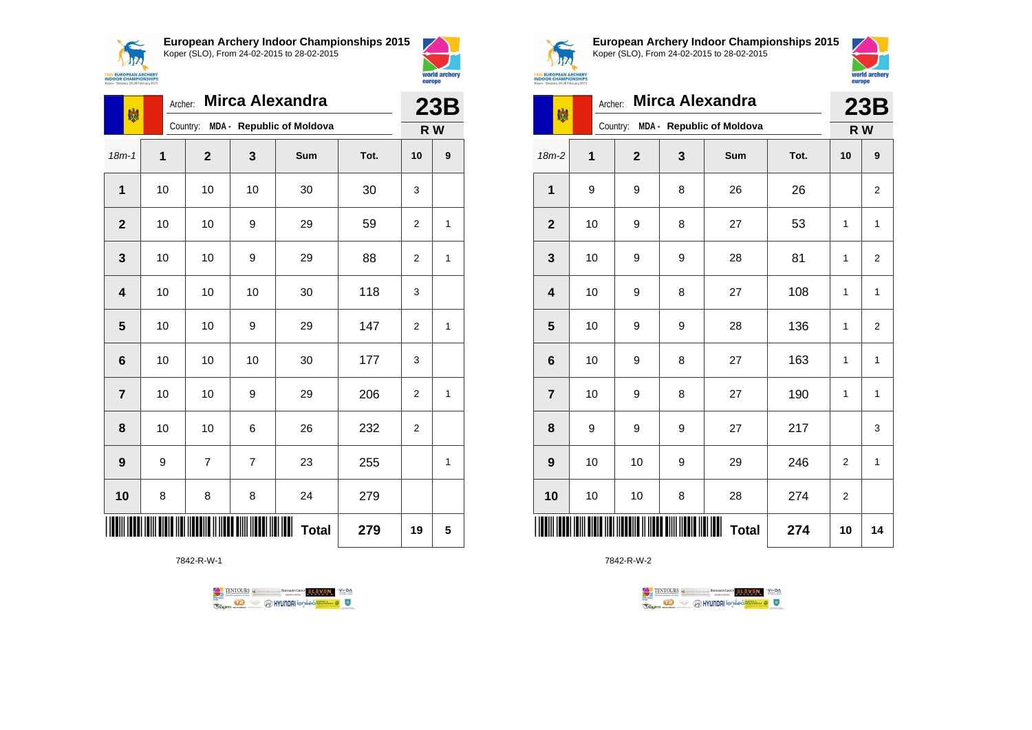## European Archery Indoor Championships 2015

Koper (SLO), From 24-02-2015 to 28-02-2015

Archer: **Mirca Alexandra**
Country: MDA - Republic of Moldova

**23B**
**R W**

| 18m-1 | 1 | 2 | 3 | Sum | Tot. | 10 | 9 |
|---|---|---|---|---|---|---|---|
| **1** | 10 | 10 | 10 | 30 | 30 | 3 | |
| **2** | 10 | 10 | 9 | 29 | 59 | 2 | 1 |
| **3** | 10 | 10 | 9 | 29 | 88 | 2 | 1 |
| **4** | 10 | 10 | 10 | 30 | 118 | 3 | |
| **5** | 10 | 10 | 9 | 29 | 147 | 2 | 1 |
| **6** | 10 | 10 | 10 | 30 | 177 | 3 | |
| **7** | 10 | 10 | 9 | 29 | 206 | 2 | 1 |
| **8** | 10 | 10 | 6 | 26 | 232 | 2 | |
| **9** | 9 | 7 | 7 | 23 | 255 | | 1 |
| **10** | 8 | 8 | 8 | 24 | 279 | | |
| | | | | **Total** | **279** | **19** | **5** |

7842-R-W-1

## European Archery Indoor Championships 2015

Koper (SLO), From 24-02-2015 to 28-02-2015

Archer: **Mirca Alexandra**
Country: MDA - Republic of Moldova

**23B**
**R W**

| 18m-2 | 1 | 2 | 3 | Sum | Tot. | 10 | 9 |
|---|---|---|---|---|---|---|---|
| **1** | 9 | 9 | 8 | 26 | 26 | | 2 |
| **2** | 10 | 9 | 8 | 27 | 53 | 1 | 1 |
| **3** | 10 | 9 | 9 | 28 | 81 | 1 | 2 |
| **4** | 10 | 9 | 8 | 27 | 108 | 1 | 1 |
| **5** | 10 | 9 | 9 | 28 | 136 | 1 | 2 |
| **6** | 10 | 9 | 8 | 27 | 163 | 1 | 1 |
| **7** | 10 | 9 | 8 | 27 | 190 | 1 | 1 |
| **8** | 9 | 9 | 9 | 27 | 217 | | 3 |
| **9** | 10 | 10 | 9 | 29 | 246 | 2 | 1 |
| **10** | 10 | 10 | 8 | 28 | 274 | 2 | |
| | | | | **Total** | **274** | **10** | **14** |

7842-R-W-2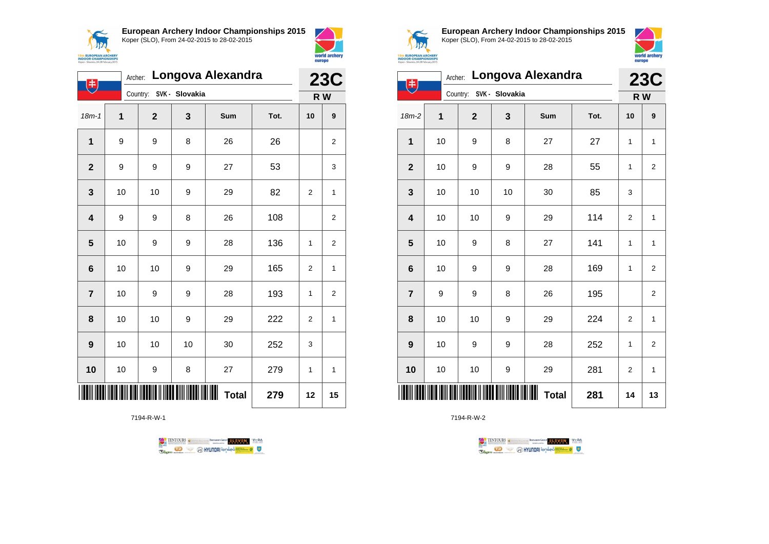## European Archery Indoor Championships 2015

Koper (SLO), From 24-02-2015 to 28-02-2015

Archer: **Longova Alexandra**

Country: SVK - Slovakia

**23C** — R W

| 18m-1 | 1 | 2 | 3 | Sum | Tot. | 10 | 9 |
|---|---|---|---|---|---|---|---|
| 1 | 9 | 9 | 8 | 26 | 26 | | 2 |
| 2 | 9 | 9 | 9 | 27 | 53 | | 3 |
| 3 | 10 | 10 | 9 | 29 | 82 | 2 | 1 |
| 4 | 9 | 9 | 8 | 26 | 108 | | 2 |
| 5 | 10 | 9 | 9 | 28 | 136 | 1 | 2 |
| 6 | 10 | 10 | 9 | 29 | 165 | 2 | 1 |
| 7 | 10 | 9 | 9 | 28 | 193 | 1 | 2 |
| 8 | 10 | 10 | 9 | 29 | 222 | 2 | 1 |
| 9 | 10 | 10 | 10 | 30 | 252 | 3 | |
| 10 | 10 | 9 | 8 | 27 | 279 | 1 | 1 |
| | | | | **Total** | **279** | **12** | **15** |

7194-R-W-1

## European Archery Indoor Championships 2015

Koper (SLO), From 24-02-2015 to 28-02-2015

Archer: **Longova Alexandra**

Country: SVK - Slovakia

**23C** — R W

| 18m-2 | 1 | 2 | 3 | Sum | Tot. | 10 | 9 |
|---|---|---|---|---|---|---|---|
| 1 | 10 | 9 | 8 | 27 | 27 | 1 | 1 |
| 2 | 10 | 9 | 9 | 28 | 55 | 1 | 2 |
| 3 | 10 | 10 | 10 | 30 | 85 | 3 | |
| 4 | 10 | 10 | 9 | 29 | 114 | 2 | 1 |
| 5 | 10 | 9 | 8 | 27 | 141 | 1 | 1 |
| 6 | 10 | 9 | 9 | 28 | 169 | 1 | 2 |
| 7 | 9 | 9 | 8 | 26 | 195 | | 2 |
| 8 | 10 | 10 | 9 | 29 | 224 | 2 | 1 |
| 9 | 10 | 9 | 9 | 28 | 252 | 1 | 2 |
| 10 | 10 | 10 | 9 | 29 | 281 | 2 | 1 |
| | | | | **Total** | **281** | **14** | **13** |

7194-R-W-2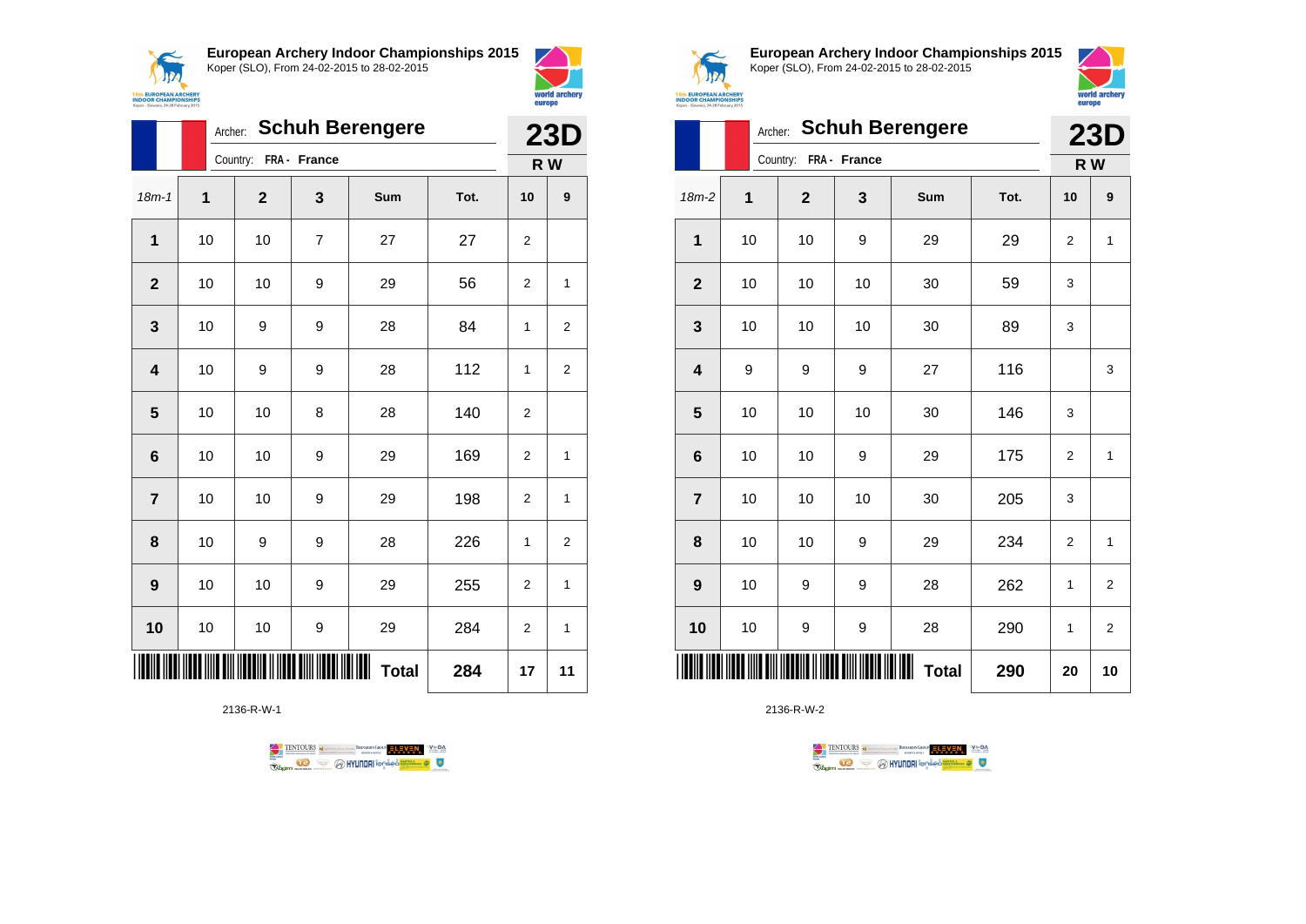## European Archery Indoor Championships 2015

Koper (SLO), From 24-02-2015 to 28-02-2015

Archer: **Schuh Berengere**

Country: **FRA - France**

**23D**

**R W**

| 18m-1 | 1 | 2 | 3 | Sum | Tot. | 10 | 9 |
|---|---|---|---|---|---|---|---|
| **1** | 10 | 10 | 7 | 27 | 27 | 2 | |
| **2** | 10 | 10 | 9 | 29 | 56 | 2 | 1 |
| **3** | 10 | 9 | 9 | 28 | 84 | 1 | 2 |
| **4** | 10 | 9 | 9 | 28 | 112 | 1 | 2 |
| **5** | 10 | 10 | 8 | 28 | 140 | 2 | |
| **6** | 10 | 10 | 9 | 29 | 169 | 2 | 1 |
| **7** | 10 | 10 | 9 | 29 | 198 | 2 | 1 |
| **8** | 10 | 9 | 9 | 28 | 226 | 1 | 2 |
| **9** | 10 | 10 | 9 | 29 | 255 | 2 | 1 |
| **10** | 10 | 10 | 9 | 29 | 284 | 2 | 1 |
| | | | | **Total** | **284** | **17** | **11** |

2136-R-W-1

## European Archery Indoor Championships 2015

Koper (SLO), From 24-02-2015 to 28-02-2015

Archer: **Schuh Berengere**

Country: **FRA - France**

**23D**

**R W**

| 18m-2 | 1 | 2 | 3 | Sum | Tot. | 10 | 9 |
|---|---|---|---|---|---|---|---|
| **1** | 10 | 10 | 9 | 29 | 29 | 2 | 1 |
| **2** | 10 | 10 | 10 | 30 | 59 | 3 | |
| **3** | 10 | 10 | 10 | 30 | 89 | 3 | |
| **4** | 9 | 9 | 9 | 27 | 116 | | 3 |
| **5** | 10 | 10 | 10 | 30 | 146 | 3 | |
| **6** | 10 | 10 | 9 | 29 | 175 | 2 | 1 |
| **7** | 10 | 10 | 10 | 30 | 205 | 3 | |
| **8** | 10 | 10 | 9 | 29 | 234 | 2 | 1 |
| **9** | 10 | 9 | 9 | 28 | 262 | 1 | 2 |
| **10** | 10 | 9 | 9 | 28 | 290 | 1 | 2 |
| | | | | **Total** | **290** | **20** | **10** |

2136-R-W-2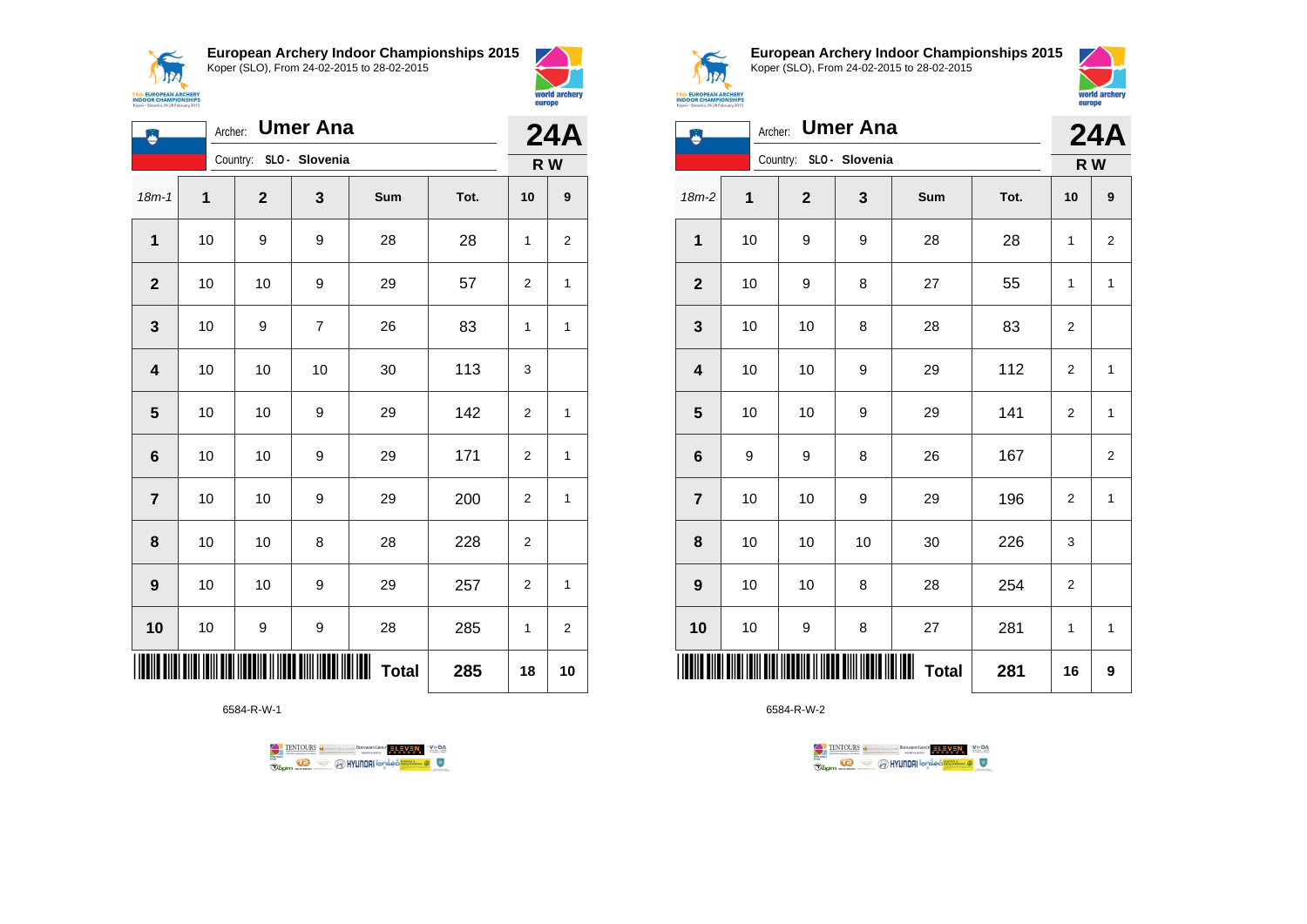**European Archery Indoor Championships 2015**
Koper (SLO), From 24-02-2015 to 28-02-2015

Archer: **Umer Ana**
Country: **SLO - Slovenia**

**24A**
**R W**

| 18m-1 | 1 | 2 | 3 | Sum | Tot. | 10 | 9 |
|---|---|---|---|---|---|---|---|
| **1** | 10 | 9 | 9 | 28 | 28 | 1 | 2 |
| **2** | 10 | 10 | 9 | 29 | 57 | 2 | 1 |
| **3** | 10 | 9 | 7 | 26 | 83 | 1 | 1 |
| **4** | 10 | 10 | 10 | 30 | 113 | 3 | |
| **5** | 10 | 10 | 9 | 29 | 142 | 2 | 1 |
| **6** | 10 | 10 | 9 | 29 | 171 | 2 | 1 |
| **7** | 10 | 10 | 9 | 29 | 200 | 2 | 1 |
| **8** | 10 | 10 | 8 | 28 | 228 | 2 | |
| **9** | 10 | 10 | 9 | 29 | 257 | 2 | 1 |
| **10** | 10 | 9 | 9 | 28 | 285 | 1 | 2 |
| | | | | **Total** | **285** | **18** | **10** |

6584-R-W-1

**European Archery Indoor Championships 2015**
Koper (SLO), From 24-02-2015 to 28-02-2015

Archer: **Umer Ana**
Country: **SLO - Slovenia**

**24A**
**R W**

| 18m-2 | 1 | 2 | 3 | Sum | Tot. | 10 | 9 |
|---|---|---|---|---|---|---|---|
| **1** | 10 | 9 | 9 | 28 | 28 | 1 | 2 |
| **2** | 10 | 9 | 8 | 27 | 55 | 1 | 1 |
| **3** | 10 | 10 | 8 | 28 | 83 | 2 | |
| **4** | 10 | 10 | 9 | 29 | 112 | 2 | 1 |
| **5** | 10 | 10 | 9 | 29 | 141 | 2 | 1 |
| **6** | 9 | 9 | 8 | 26 | 167 | | 2 |
| **7** | 10 | 10 | 9 | 29 | 196 | 2 | 1 |
| **8** | 10 | 10 | 10 | 30 | 226 | 3 | |
| **9** | 10 | 10 | 8 | 28 | 254 | 2 | |
| **10** | 10 | 9 | 8 | 27 | 281 | 1 | 1 |
| | | | | **Total** | **281** | **16** | **9** |

6584-R-W-2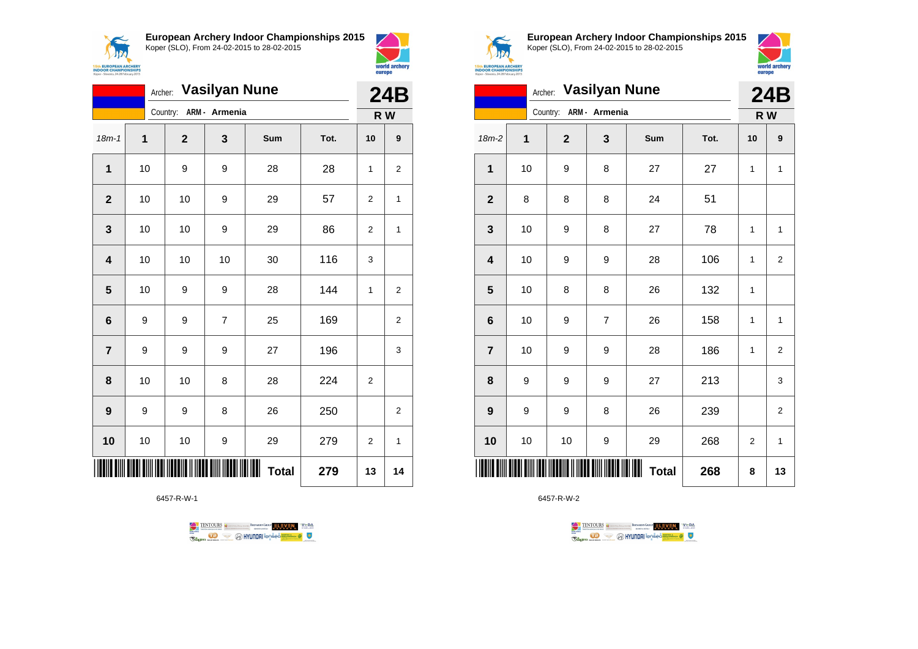**European Archery Indoor Championships 2015**
Koper (SLO), From 24-02-2015 to 28-02-2015

Archer: **Vasilyan Nune**
Country: **ARM - Armenia**

**24B**
**R W**

| 18m-1 | 1 | 2 | 3 | Sum | Tot. | 10 | 9 |
|---|---|---|---|---|---|---|---|
| **1** | 10 | 9 | 9 | 28 | 28 | 1 | 2 |
| **2** | 10 | 10 | 9 | 29 | 57 | 2 | 1 |
| **3** | 10 | 10 | 9 | 29 | 86 | 2 | 1 |
| **4** | 10 | 10 | 10 | 30 | 116 | 3 | |
| **5** | 10 | 9 | 9 | 28 | 144 | 1 | 2 |
| **6** | 9 | 9 | 7 | 25 | 169 | | 2 |
| **7** | 9 | 9 | 9 | 27 | 196 | | 3 |
| **8** | 10 | 10 | 8 | 28 | 224 | 2 | |
| **9** | 9 | 9 | 8 | 26 | 250 | | 2 |
| **10** | 10 | 10 | 9 | 29 | 279 | 2 | 1 |
| | | | | **Total** | **279** | **13** | **14** |

6457-R-W-1

**European Archery Indoor Championships 2015**
Koper (SLO), From 24-02-2015 to 28-02-2015

Archer: **Vasilyan Nune**
Country: **ARM - Armenia**

**24B**
**R W**

| 18m-2 | 1 | 2 | 3 | Sum | Tot. | 10 | 9 |
|---|---|---|---|---|---|---|---|
| **1** | 10 | 9 | 8 | 27 | 27 | 1 | 1 |
| **2** | 8 | 8 | 8 | 24 | 51 | | |
| **3** | 10 | 9 | 8 | 27 | 78 | 1 | 1 |
| **4** | 10 | 9 | 9 | 28 | 106 | 1 | 2 |
| **5** | 10 | 8 | 8 | 26 | 132 | 1 | |
| **6** | 10 | 9 | 7 | 26 | 158 | 1 | 1 |
| **7** | 10 | 9 | 9 | 28 | 186 | 1 | 2 |
| **8** | 9 | 9 | 9 | 27 | 213 | | 3 |
| **9** | 9 | 9 | 8 | 26 | 239 | | 2 |
| **10** | 10 | 10 | 9 | 29 | 268 | 2 | 1 |
| | | | | **Total** | **268** | **8** | **13** |

6457-R-W-2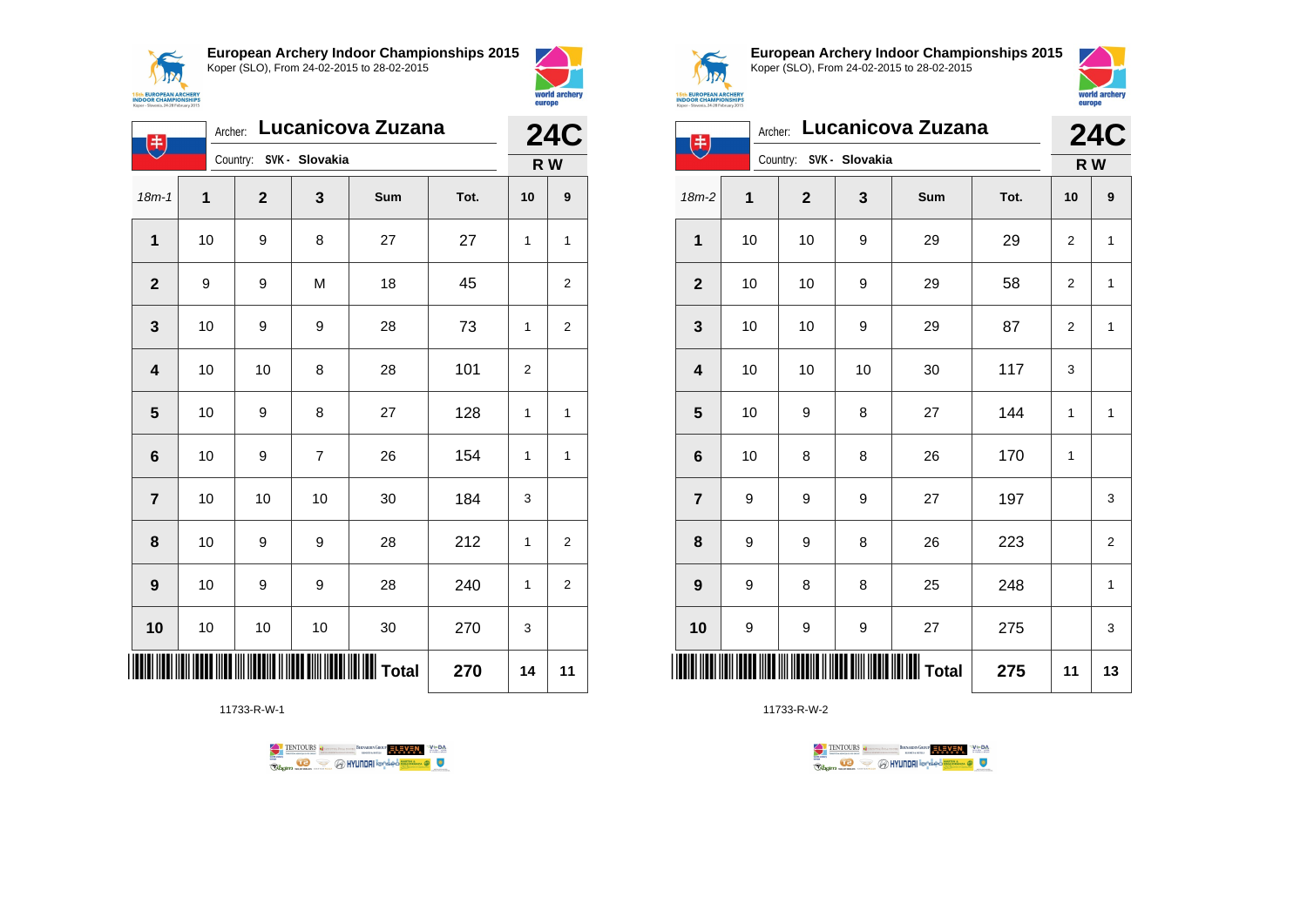**European Archery Indoor Championships 2015**
Koper (SLO), From 24-02-2015 to 28-02-2015

Archer: **Lucanicova Zuzana**
Country: SVK - Slovakia

**24C**
**R W**

| 18m-1 | 1 | 2 | 3 | Sum | Tot. | 10 | 9 |
|---|---|---|---|---|---|---|---|
| 1 | 10 | 9 | 8 | 27 | 27 | 1 | 1 |
| 2 | 9 | 9 | M | 18 | 45 | | 2 |
| 3 | 10 | 9 | 9 | 28 | 73 | 1 | 2 |
| 4 | 10 | 10 | 8 | 28 | 101 | 2 | |
| 5 | 10 | 9 | 8 | 27 | 128 | 1 | 1 |
| 6 | 10 | 9 | 7 | 26 | 154 | 1 | 1 |
| 7 | 10 | 10 | 10 | 30 | 184 | 3 | |
| 8 | 10 | 9 | 9 | 28 | 212 | 1 | 2 |
| 9 | 10 | 9 | 9 | 28 | 240 | 1 | 2 |
| 10 | 10 | 10 | 10 | 30 | 270 | 3 | |
| | | | | Total | 270 | 14 | 11 |

11733-R-W-1

**European Archery Indoor Championships 2015**
Koper (SLO), From 24-02-2015 to 28-02-2015

Archer: **Lucanicova Zuzana**
Country: SVK - Slovakia

**24C**
**R W**

| 18m-2 | 1 | 2 | 3 | Sum | Tot. | 10 | 9 |
|---|---|---|---|---|---|---|---|
| 1 | 10 | 10 | 9 | 29 | 29 | 2 | 1 |
| 2 | 10 | 10 | 9 | 29 | 58 | 2 | 1 |
| 3 | 10 | 10 | 9 | 29 | 87 | 2 | 1 |
| 4 | 10 | 10 | 10 | 30 | 117 | 3 | |
| 5 | 10 | 9 | 8 | 27 | 144 | 1 | 1 |
| 6 | 10 | 8 | 8 | 26 | 170 | 1 | |
| 7 | 9 | 9 | 9 | 27 | 197 | | 3 |
| 8 | 9 | 9 | 8 | 26 | 223 | | 2 |
| 9 | 9 | 8 | 8 | 25 | 248 | | 1 |
| 10 | 9 | 9 | 9 | 27 | 275 | | 3 |
| | | | | Total | 275 | 11 | 13 |

11733-R-W-2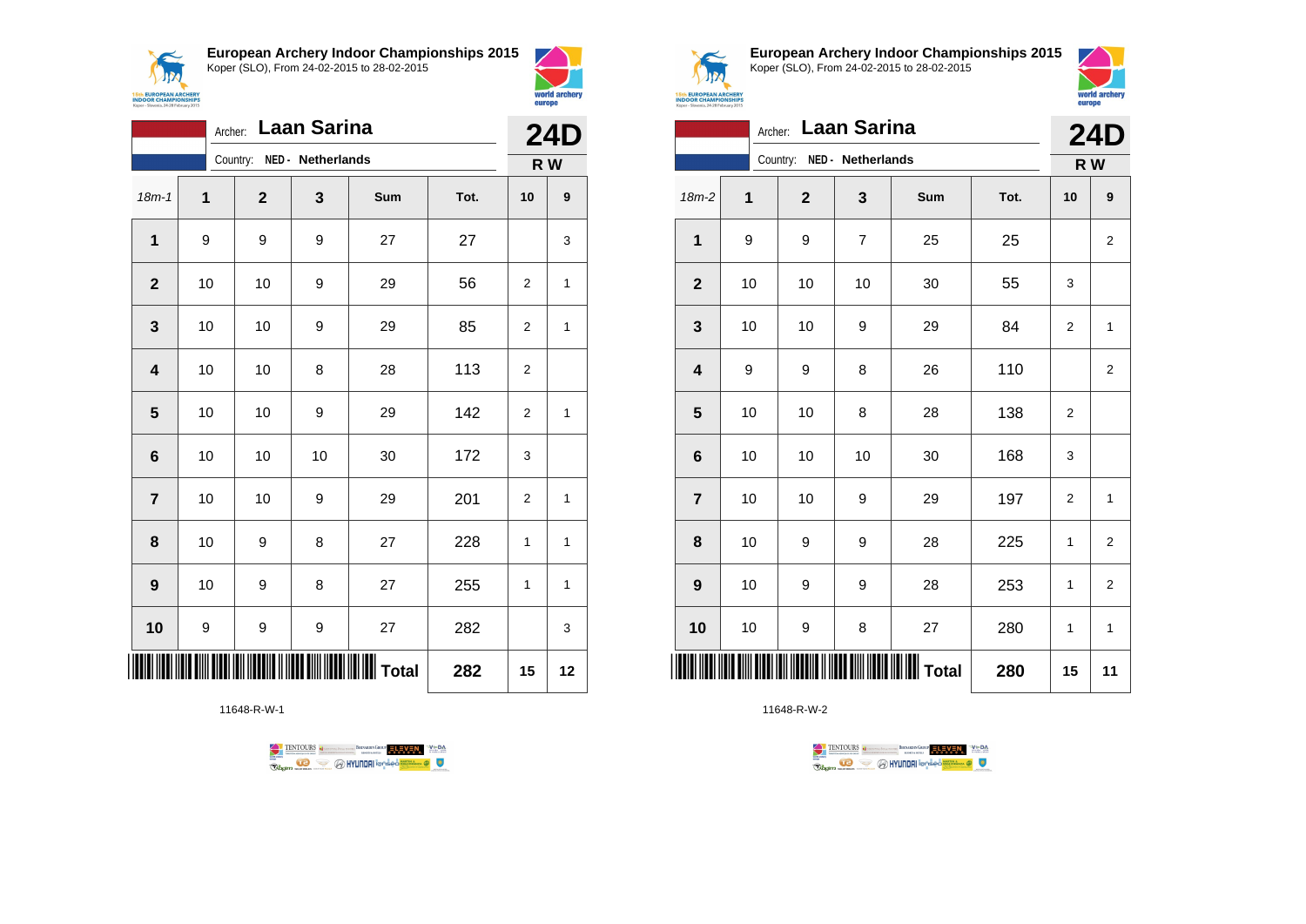## European Archery Indoor Championships 2015

Koper (SLO), From 24-02-2015 to 28-02-2015

Archer: **Laan Sarina**

Country: NED - Netherlands

**24D**

**R W**

| 18m-1 | 1 | 2 | 3 | Sum | Tot. | 10 | 9 |
|---|---|---|---|---|---|---|---|
| 1 | 9 | 9 | 9 | 27 | 27 | | 3 |
| 2 | 10 | 10 | 9 | 29 | 56 | 2 | 1 |
| 3 | 10 | 10 | 9 | 29 | 85 | 2 | 1 |
| 4 | 10 | 10 | 8 | 28 | 113 | 2 | |
| 5 | 10 | 10 | 9 | 29 | 142 | 2 | 1 |
| 6 | 10 | 10 | 10 | 30 | 172 | 3 | |
| 7 | 10 | 10 | 9 | 29 | 201 | 2 | 1 |
| 8 | 10 | 9 | 8 | 27 | 228 | 1 | 1 |
| 9 | 10 | 9 | 8 | 27 | 255 | 1 | 1 |
| 10 | 9 | 9 | 9 | 27 | 282 | | 3 |
| | | | | Total | 282 | 15 | 12 |

11648-R-W-1

## European Archery Indoor Championships 2015

Koper (SLO), From 24-02-2015 to 28-02-2015

Archer: **Laan Sarina**

Country: NED - Netherlands

**24D**

**R W**

| 18m-2 | 1 | 2 | 3 | Sum | Tot. | 10 | 9 |
|---|---|---|---|---|---|---|---|
| 1 | 9 | 9 | 7 | 25 | 25 | | 2 |
| 2 | 10 | 10 | 10 | 30 | 55 | 3 | |
| 3 | 10 | 10 | 9 | 29 | 84 | 2 | 1 |
| 4 | 9 | 9 | 8 | 26 | 110 | | 2 |
| 5 | 10 | 10 | 8 | 28 | 138 | 2 | |
| 6 | 10 | 10 | 10 | 30 | 168 | 3 | |
| 7 | 10 | 10 | 9 | 29 | 197 | 2 | 1 |
| 8 | 10 | 9 | 9 | 28 | 225 | 1 | 2 |
| 9 | 10 | 9 | 9 | 28 | 253 | 1 | 2 |
| 10 | 10 | 9 | 8 | 27 | 280 | 1 | 1 |
| | | | | Total | 280 | 15 | 11 |

11648-R-W-2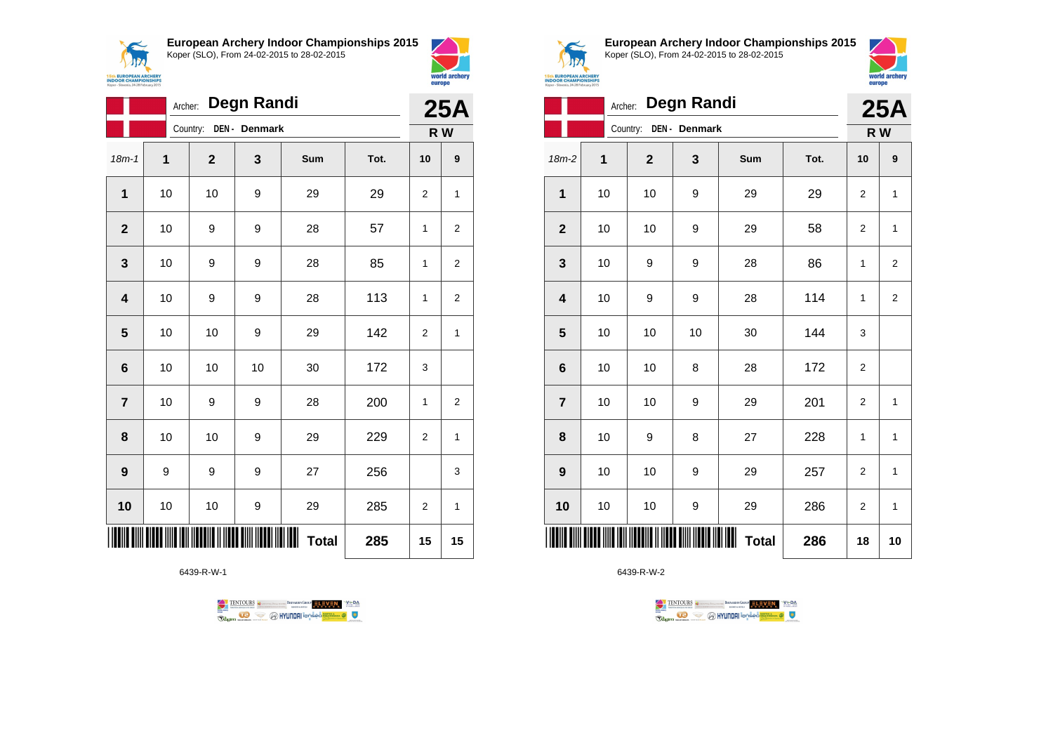**European Archery Indoor Championships 2015**
Koper (SLO), From 24-02-2015 to 28-02-2015

Archer: **Degn Randi**
Country: **DEN - Denmark**

**25A**
**R W**

| 18m-1 | 1 | 2 | 3 | Sum | Tot. | 10 | 9 |
|---|---|---|---|---|---|---|---|
| **1** | 10 | 10 | 9 | 29 | 29 | 2 | 1 |
| **2** | 10 | 9 | 9 | 28 | 57 | 1 | 2 |
| **3** | 10 | 9 | 9 | 28 | 85 | 1 | 2 |
| **4** | 10 | 9 | 9 | 28 | 113 | 1 | 2 |
| **5** | 10 | 10 | 9 | 29 | 142 | 2 | 1 |
| **6** | 10 | 10 | 10 | 30 | 172 | 3 | |
| **7** | 10 | 9 | 9 | 28 | 200 | 1 | 2 |
| **8** | 10 | 10 | 9 | 29 | 229 | 2 | 1 |
| **9** | 9 | 9 | 9 | 27 | 256 | | 3 |
| **10** | 10 | 10 | 9 | 29 | 285 | 2 | 1 |
| | | | | **Total** | **285** | **15** | **15** |

6439-R-W-1

**European Archery Indoor Championships 2015**
Koper (SLO), From 24-02-2015 to 28-02-2015

Archer: **Degn Randi**
Country: **DEN - Denmark**

**25A**
**R W**

| 18m-2 | 1 | 2 | 3 | Sum | Tot. | 10 | 9 |
|---|---|---|---|---|---|---|---|
| **1** | 10 | 10 | 9 | 29 | 29 | 2 | 1 |
| **2** | 10 | 10 | 9 | 29 | 58 | 2 | 1 |
| **3** | 10 | 9 | 9 | 28 | 86 | 1 | 2 |
| **4** | 10 | 9 | 9 | 28 | 114 | 1 | 2 |
| **5** | 10 | 10 | 10 | 30 | 144 | 3 | |
| **6** | 10 | 10 | 8 | 28 | 172 | 2 | |
| **7** | 10 | 10 | 9 | 29 | 201 | 2 | 1 |
| **8** | 10 | 9 | 8 | 27 | 228 | 1 | 1 |
| **9** | 10 | 10 | 9 | 29 | 257 | 2 | 1 |
| **10** | 10 | 10 | 9 | 29 | 286 | 2 | 1 |
| | | | | **Total** | **286** | **18** | **10** |

6439-R-W-2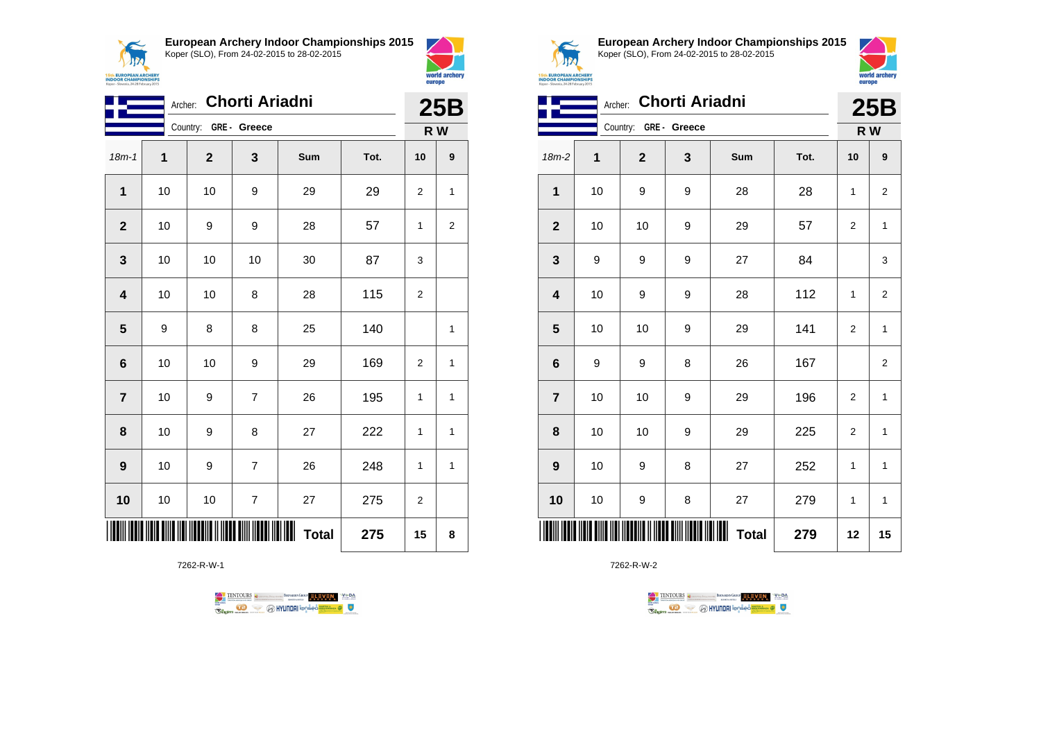## European Archery Indoor Championships 2015

Koper (SLO), From 24-02-2015 to 28-02-2015

Archer: **Chorti Ariadni**

Country: **GRE - Greece**

**25B**

**R W**

| 18m-1 | 1 | 2 | 3 | Sum | Tot. | 10 | 9 |
|---|---|---|---|---|---|---|---|
| **1** | 10 | 10 | 9 | 29 | 29 | 2 | 1 |
| **2** | 10 | 9 | 9 | 28 | 57 | 1 | 2 |
| **3** | 10 | 10 | 10 | 30 | 87 | 3 | |
| **4** | 10 | 10 | 8 | 28 | 115 | 2 | |
| **5** | 9 | 8 | 8 | 25 | 140 | | 1 |
| **6** | 10 | 10 | 9 | 29 | 169 | 2 | 1 |
| **7** | 10 | 9 | 7 | 26 | 195 | 1 | 1 |
| **8** | 10 | 9 | 8 | 27 | 222 | 1 | 1 |
| **9** | 10 | 9 | 7 | 26 | 248 | 1 | 1 |
| **10** | 10 | 10 | 7 | 27 | 275 | 2 | |
| | | | | **Total** | **275** | **15** | **8** |

7262-R-W-1

## European Archery Indoor Championships 2015

Koper (SLO), From 24-02-2015 to 28-02-2015

Archer: **Chorti Ariadni**

Country: **GRE - Greece**

**25B**

**R W**

| 18m-2 | 1 | 2 | 3 | Sum | Tot. | 10 | 9 |
|---|---|---|---|---|---|---|---|
| **1** | 10 | 9 | 9 | 28 | 28 | 1 | 2 |
| **2** | 10 | 10 | 9 | 29 | 57 | 2 | 1 |
| **3** | 9 | 9 | 9 | 27 | 84 | | 3 |
| **4** | 10 | 9 | 9 | 28 | 112 | 1 | 2 |
| **5** | 10 | 10 | 9 | 29 | 141 | 2 | 1 |
| **6** | 9 | 9 | 8 | 26 | 167 | | 2 |
| **7** | 10 | 10 | 9 | 29 | 196 | 2 | 1 |
| **8** | 10 | 10 | 9 | 29 | 225 | 2 | 1 |
| **9** | 10 | 9 | 8 | 27 | 252 | 1 | 1 |
| **10** | 10 | 9 | 8 | 27 | 279 | 1 | 1 |
| | | | | **Total** | **279** | **12** | **15** |

7262-R-W-2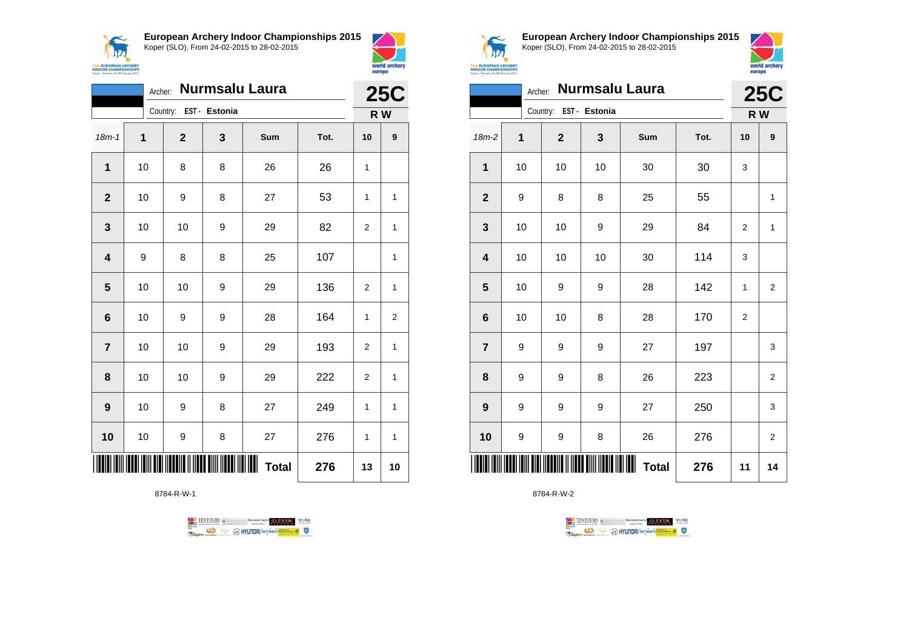## European Archery Indoor Championships 2015
Koper (SLO), From 24-02-2015 to 28-02-2015

Archer: **Nurmsalu Laura**
Country: **EST - Estonia**

**25C**
**R W**

| 18m-1 | 1 | 2 | 3 | Sum | Tot. | 10 | 9 |
|---|---|---|---|---|---|---|---|
| **1** | 10 | 8 | 8 | 26 | 26 | 1 | |
| **2** | 10 | 9 | 8 | 27 | 53 | 1 | 1 |
| **3** | 10 | 10 | 9 | 29 | 82 | 2 | 1 |
| **4** | 9 | 8 | 8 | 25 | 107 | | 1 |
| **5** | 10 | 10 | 9 | 29 | 136 | 2 | 1 |
| **6** | 10 | 9 | 9 | 28 | 164 | 1 | 2 |
| **7** | 10 | 10 | 9 | 29 | 193 | 2 | 1 |
| **8** | 10 | 10 | 9 | 29 | 222 | 2 | 1 |
| **9** | 10 | 9 | 8 | 27 | 249 | 1 | 1 |
| **10** | 10 | 9 | 8 | 27 | 276 | 1 | 1 |
| | | | | **Total** | **276** | **13** | **10** |

8784-R-W-1

## European Archery Indoor Championships 2015
Koper (SLO), From 24-02-2015 to 28-02-2015

Archer: **Nurmsalu Laura**
Country: **EST - Estonia**

**25C**
**R W**

| 18m-2 | 1 | 2 | 3 | Sum | Tot. | 10 | 9 |
|---|---|---|---|---|---|---|---|
| **1** | 10 | 10 | 10 | 30 | 30 | 3 | |
| **2** | 9 | 8 | 8 | 25 | 55 | | 1 |
| **3** | 10 | 10 | 9 | 29 | 84 | 2 | 1 |
| **4** | 10 | 10 | 10 | 30 | 114 | 3 | |
| **5** | 10 | 9 | 9 | 28 | 142 | 1 | 2 |
| **6** | 10 | 10 | 8 | 28 | 170 | 2 | |
| **7** | 9 | 9 | 9 | 27 | 197 | | 3 |
| **8** | 9 | 9 | 8 | 26 | 223 | | 2 |
| **9** | 9 | 9 | 9 | 27 | 250 | | 3 |
| **10** | 9 | 9 | 8 | 26 | 276 | | 2 |
| | | | | **Total** | **276** | **11** | **14** |

8784-R-W-2